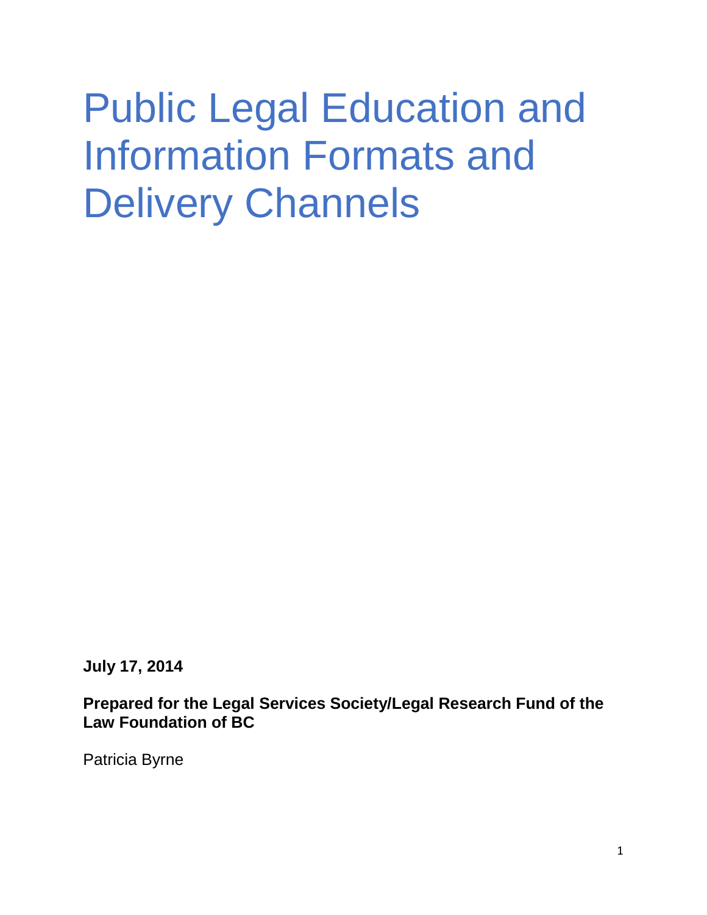# Public Legal Education and Information Formats and Delivery Channels

**July 17, 2014**

**Prepared for the Legal Services Society/Legal Research Fund of the Law Foundation of BC**

Patricia Byrne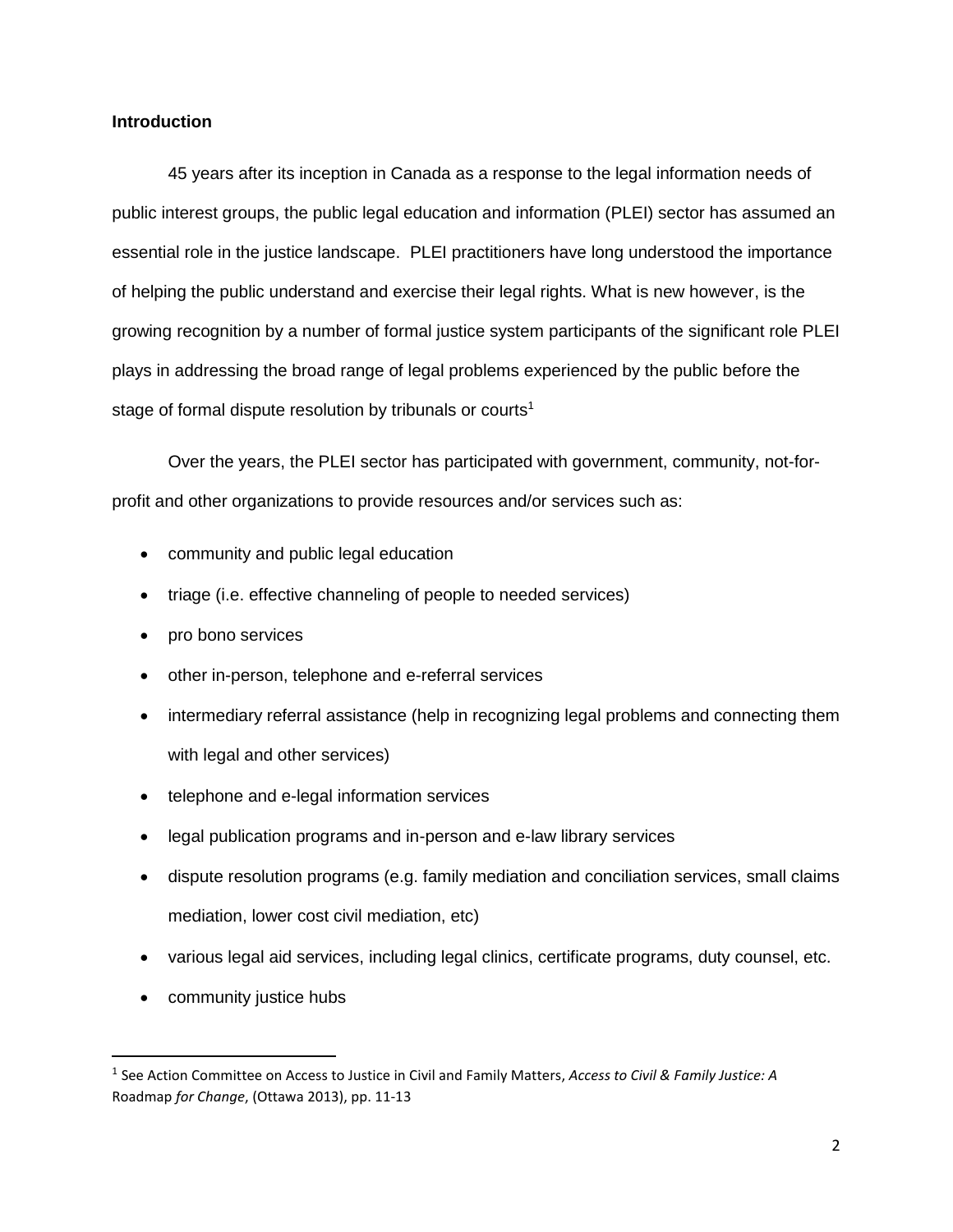**Introduction**

45 years after its inception in Canada as a response to the legal information needs of public interest groups, the public legal education and information (PLEI) sector has assumed an essential role in the justice landscape. PLEI practitioners have long understood the importance of helping the public understand and exercise their legal rights. What is new however, is the growing recognition by a number of formal justice system participants of the significant role PLEI plays in addressing the broad range of legal problems experienced by the public before the stage of formal dispute resolution by tribunals or courts[1]

Over the years, the PLEI sector has participated with government, community, not-for-profit and other organizations to provide resources and/or services such as:

- community and public legal education
- triage (i.e. effective channeling of people to needed services)
- pro bono services
- other in-person, telephone and e-referral services
- intermediary referral assistance (help in recognizing legal problems and connecting them with legal and other services)
- telephone and e-legal information services
- legal publication programs and in-person and e-law library services
- dispute resolution programs (e.g. family mediation and conciliation services, small claims mediation, lower cost civil mediation, etc)
- various legal aid services, including legal clinics, certificate programs, duty counsel, etc.
- community justice hubs

---

[1] See Action Committee on Access to Justice in Civil and Family Matters, *Access to Civil & Family Justice: A* Roadmap *for Change*, (Ottawa 2013), pp. 11-13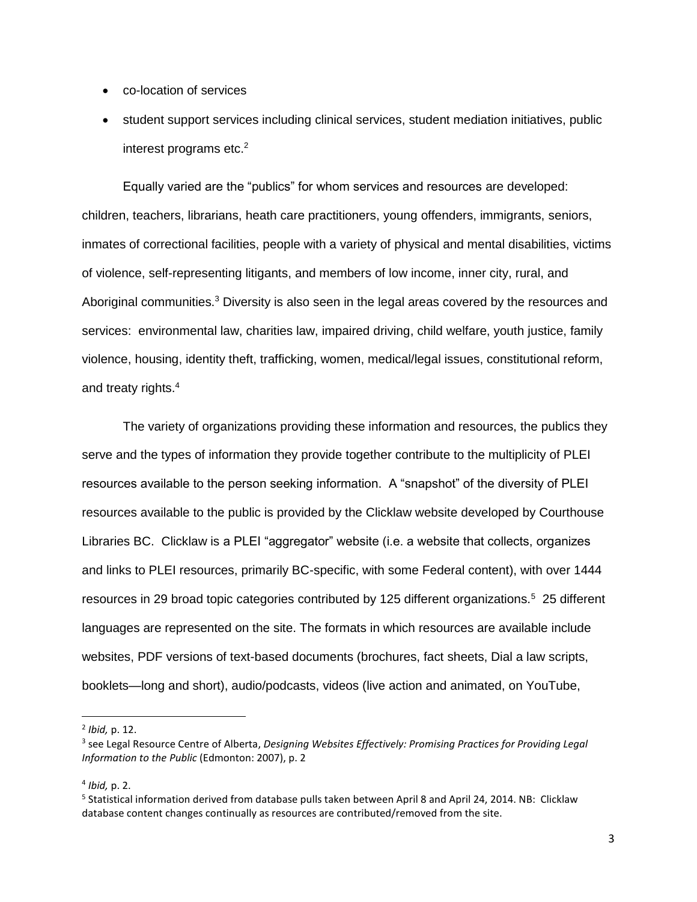- co-location of services
- student support services including clinical services, student mediation initiatives, public interest programs etc.[2]

Equally varied are the "publics" for whom services and resources are developed: children, teachers, librarians, heath care practitioners, young offenders, immigrants, seniors, inmates of correctional facilities, people with a variety of physical and mental disabilities, victims of violence, self-representing litigants, and members of low income, inner city, rural, and Aboriginal communities.[3] Diversity is also seen in the legal areas covered by the resources and services: environmental law, charities law, impaired driving, child welfare, youth justice, family violence, housing, identity theft, trafficking, women, medical/legal issues, constitutional reform, and treaty rights.[4]

The variety of organizations providing these information and resources, the publics they serve and the types of information they provide together contribute to the multiplicity of PLEI resources available to the person seeking information. A "snapshot" of the diversity of PLEI resources available to the public is provided by the Clicklaw website developed by Courthouse Libraries BC. Clicklaw is a PLEI "aggregator" website (i.e. a website that collects, organizes and links to PLEI resources, primarily BC-specific, with some Federal content), with over 1444 resources in 29 broad topic categories contributed by 125 different organizations.[5] 25 different languages are represented on the site. The formats in which resources are available include websites, PDF versions of text-based documents (brochures, fact sheets, Dial a law scripts, booklets—long and short), audio/podcasts, videos (live action and animated, on YouTube,

---

[2] *Ibid,* p. 12.

[3] see Legal Resource Centre of Alberta, *Designing Websites Effectively: Promising Practices for Providing Legal Information to the Public* (Edmonton: 2007), p. 2

[4] *Ibid,* p. 2.

[5] Statistical information derived from database pulls taken between April 8 and April 24, 2014. NB: Clicklaw database content changes continually as resources are contributed/removed from the site.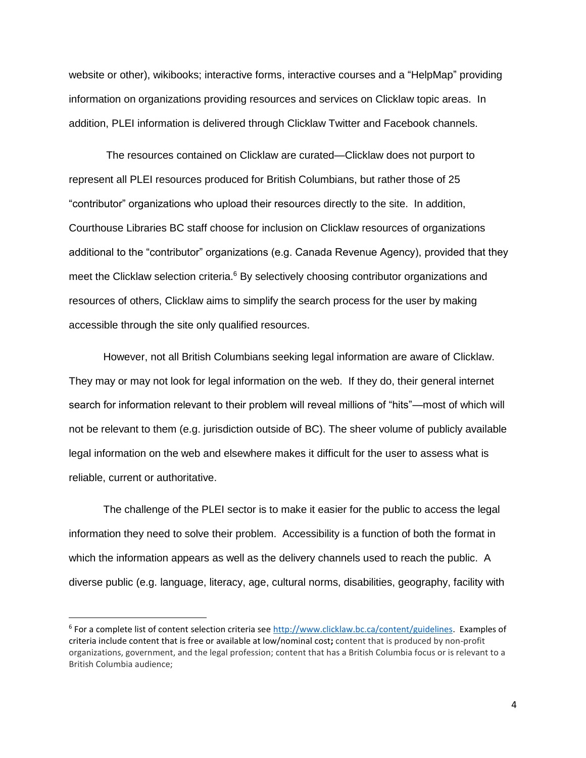website or other), wikibooks; interactive forms, interactive courses and a "HelpMap" providing information on organizations providing resources and services on Clicklaw topic areas. In addition, PLEI information is delivered through Clicklaw Twitter and Facebook channels.

The resources contained on Clicklaw are curated—Clicklaw does not purport to represent all PLEI resources produced for British Columbians, but rather those of 25 "contributor" organizations who upload their resources directly to the site. In addition, Courthouse Libraries BC staff choose for inclusion on Clicklaw resources of organizations additional to the "contributor" organizations (e.g. Canada Revenue Agency), provided that they meet the Clicklaw selection criteria.[6] By selectively choosing contributor organizations and resources of others, Clicklaw aims to simplify the search process for the user by making accessible through the site only qualified resources.

However, not all British Columbians seeking legal information are aware of Clicklaw. They may or may not look for legal information on the web. If they do, their general internet search for information relevant to their problem will reveal millions of "hits"—most of which will not be relevant to them (e.g. jurisdiction outside of BC). The sheer volume of publicly available legal information on the web and elsewhere makes it difficult for the user to assess what is reliable, current or authoritative.

The challenge of the PLEI sector is to make it easier for the public to access the legal information they need to solve their problem. Accessibility is a function of both the format in which the information appears as well as the delivery channels used to reach the public. A diverse public (e.g. language, literacy, age, cultural norms, disabilities, geography, facility with

---

[6] For a complete list of content selection criteria see http://www.clicklaw.bc.ca/content/guidelines. Examples of criteria include content that is free or available at low/nominal cost; content that is produced by non-profit organizations, government, and the legal profession; content that has a British Columbia focus or is relevant to a British Columbia audience;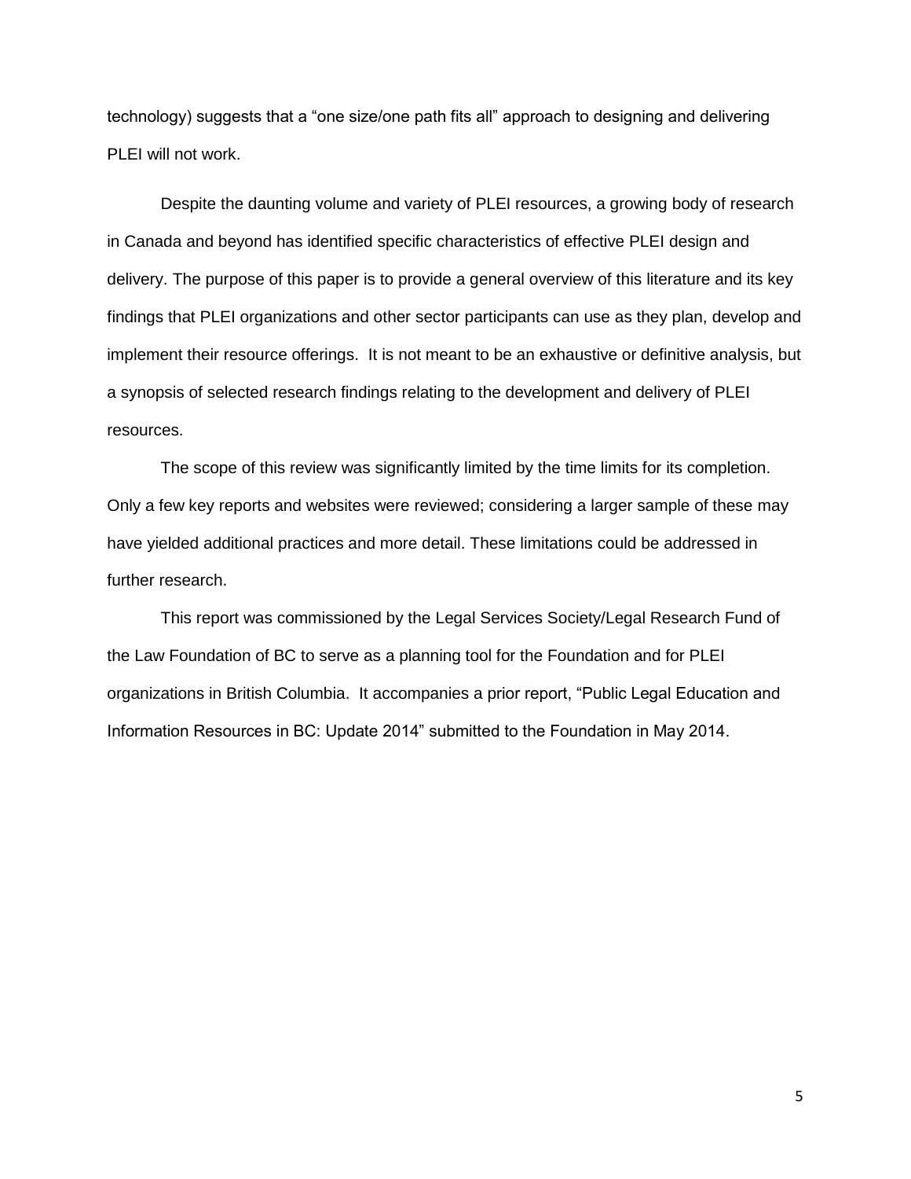technology) suggests that a "one size/one path fits all" approach to designing and delivering PLEI will not work.

Despite the daunting volume and variety of PLEI resources, a growing body of research in Canada and beyond has identified specific characteristics of effective PLEI design and delivery. The purpose of this paper is to provide a general overview of this literature and its key findings that PLEI organizations and other sector participants can use as they plan, develop and implement their resource offerings. It is not meant to be an exhaustive or definitive analysis, but a synopsis of selected research findings relating to the development and delivery of PLEI resources.

The scope of this review was significantly limited by the time limits for its completion. Only a few key reports and websites were reviewed; considering a larger sample of these may have yielded additional practices and more detail. These limitations could be addressed in further research.

This report was commissioned by the Legal Services Society/Legal Research Fund of the Law Foundation of BC to serve as a planning tool for the Foundation and for PLEI organizations in British Columbia. It accompanies a prior report, "Public Legal Education and Information Resources in BC: Update 2014" submitted to the Foundation in May 2014.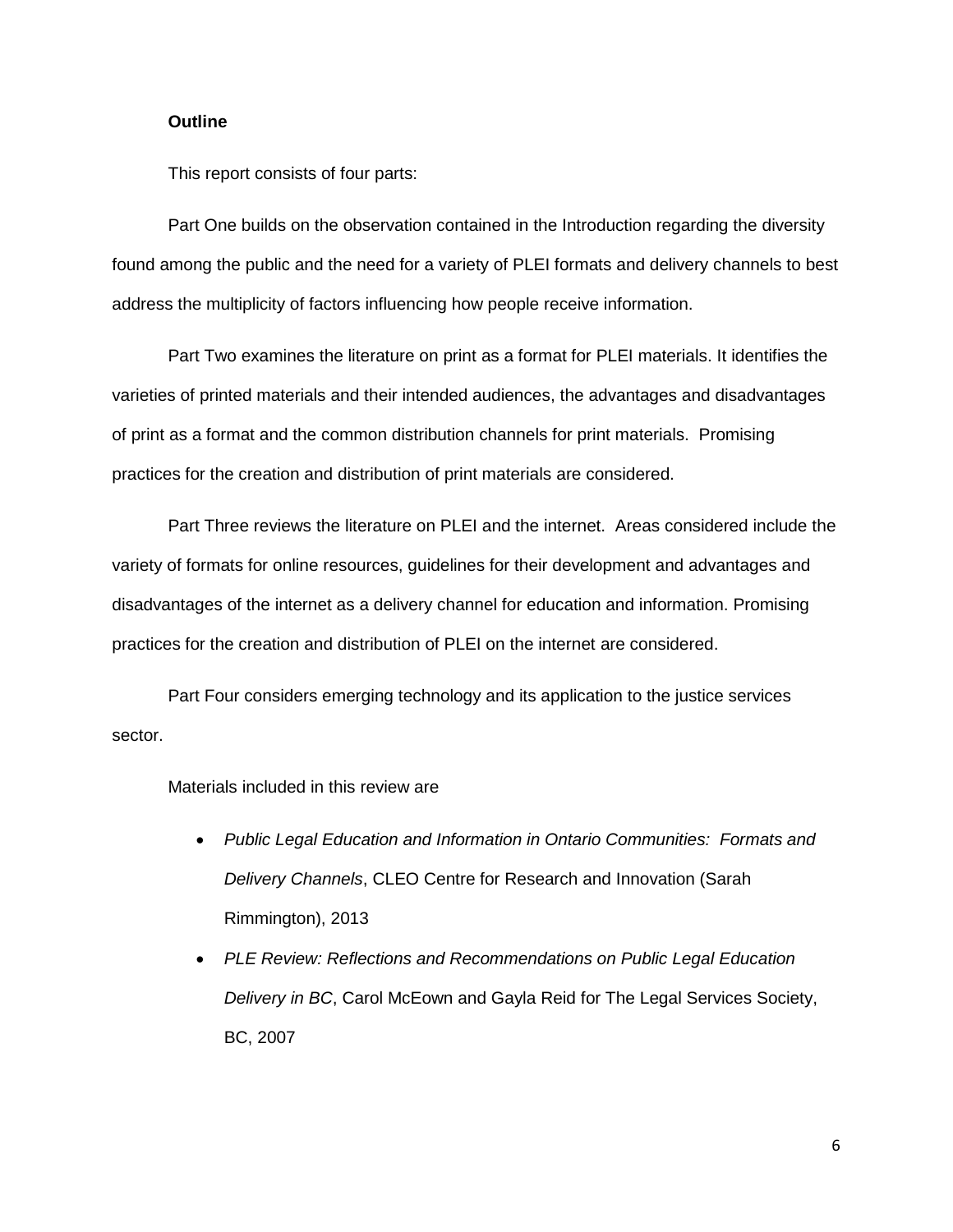**Outline**

This report consists of four parts:

Part One builds on the observation contained in the Introduction regarding the diversity found among the public and the need for a variety of PLEI formats and delivery channels to best address the multiplicity of factors influencing how people receive information.

Part Two examines the literature on print as a format for PLEI materials. It identifies the varieties of printed materials and their intended audiences, the advantages and disadvantages of print as a format and the common distribution channels for print materials. Promising practices for the creation and distribution of print materials are considered.

Part Three reviews the literature on PLEI and the internet. Areas considered include the variety of formats for online resources, guidelines for their development and advantages and disadvantages of the internet as a delivery channel for education and information. Promising practices for the creation and distribution of PLEI on the internet are considered.

Part Four considers emerging technology and its application to the justice services sector.

Materials included in this review are

- *Public Legal Education and Information in Ontario Communities: Formats and Delivery Channels*, CLEO Centre for Research and Innovation (Sarah Rimmington), 2013
- *PLE Review: Reflections and Recommendations on Public Legal Education Delivery in BC*, Carol McEown and Gayla Reid for The Legal Services Society, BC, 2007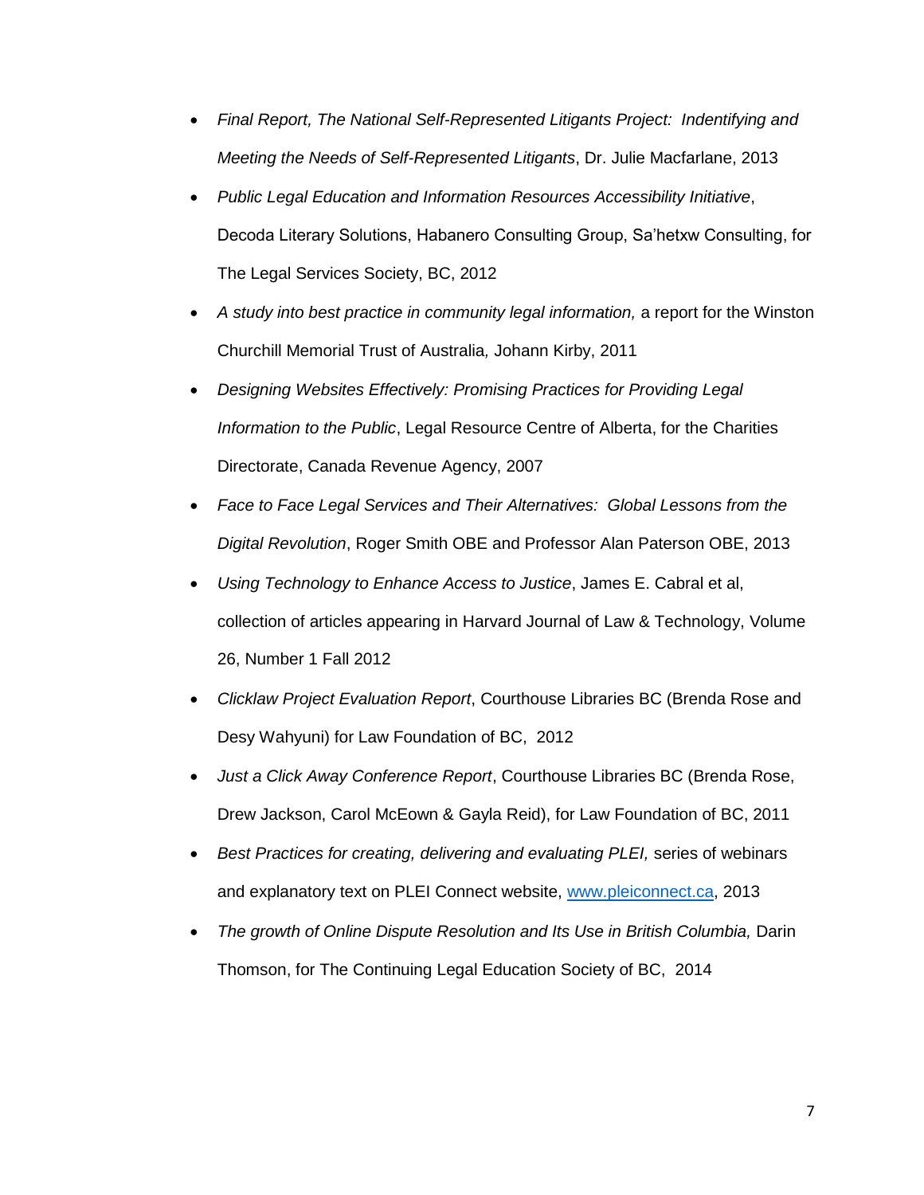- *Final Report, The National Self-Represented Litigants Project: Indentifying and Meeting the Needs of Self-Represented Litigants*, Dr. Julie Macfarlane, 2013
- *Public Legal Education and Information Resources Accessibility Initiative*, Decoda Literary Solutions, Habanero Consulting Group, Sa'hetxw Consulting, for The Legal Services Society, BC, 2012
- *A study into best practice in community legal information,* a report for the Winston Churchill Memorial Trust of Australia*,* Johann Kirby, 2011
- *Designing Websites Effectively: Promising Practices for Providing Legal Information to the Public*, Legal Resource Centre of Alberta, for the Charities Directorate, Canada Revenue Agency, 2007
- *Face to Face Legal Services and Their Alternatives: Global Lessons from the Digital Revolution*, Roger Smith OBE and Professor Alan Paterson OBE, 2013
- *Using Technology to Enhance Access to Justice*, James E. Cabral et al, collection of articles appearing in Harvard Journal of Law & Technology, Volume 26, Number 1 Fall 2012
- *Clicklaw Project Evaluation Report*, Courthouse Libraries BC (Brenda Rose and Desy Wahyuni) for Law Foundation of BC, 2012
- *Just a Click Away Conference Report*, Courthouse Libraries BC (Brenda Rose, Drew Jackson, Carol McEown & Gayla Reid), for Law Foundation of BC, 2011
- *Best Practices for creating, delivering and evaluating PLEI,* series of webinars and explanatory text on PLEI Connect website, [www.pleiconnect.ca](http://www.pleiconnect.ca), 2013
- *The growth of Online Dispute Resolution and Its Use in British Columbia,* Darin Thomson, for The Continuing Legal Education Society of BC, 2014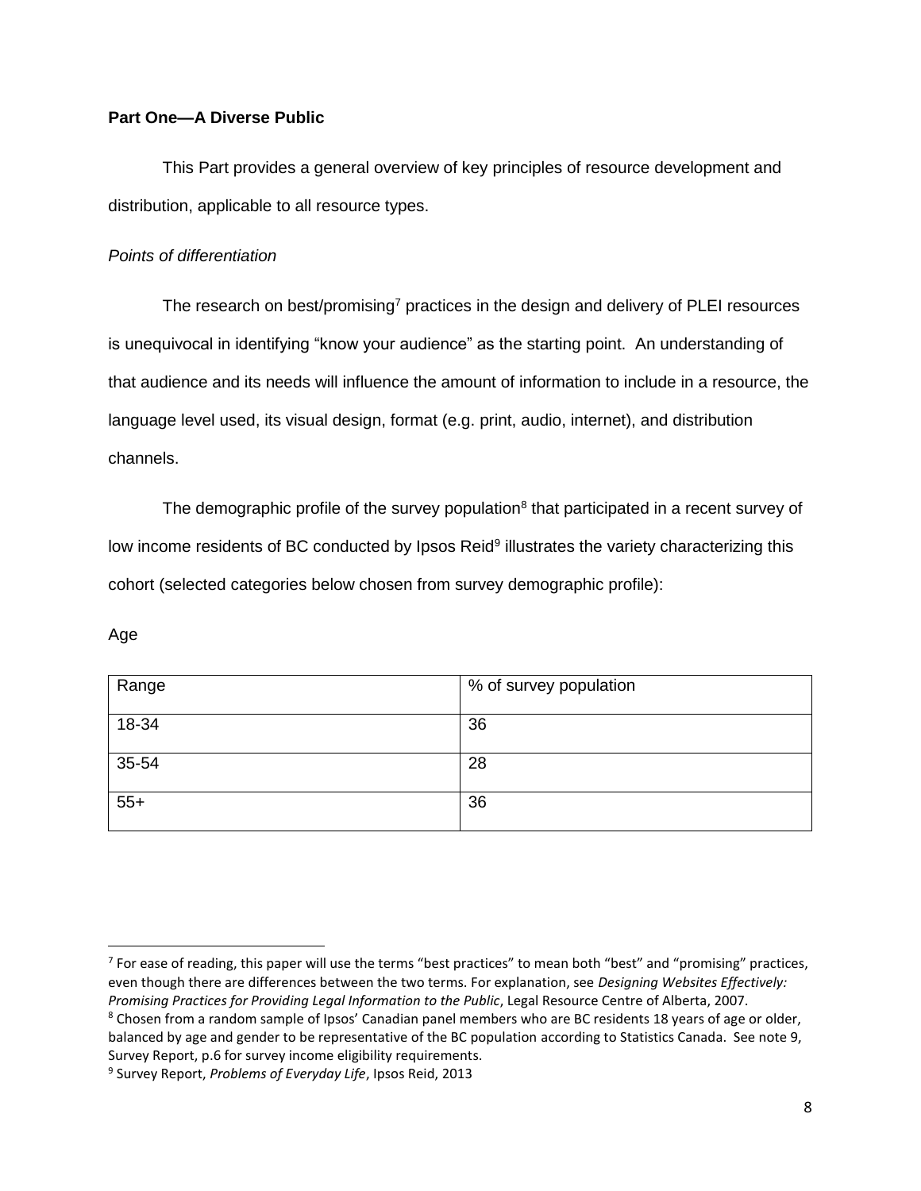**Part One—A Diverse Public**

This Part provides a general overview of key principles of resource development and distribution, applicable to all resource types.

*Points of differentiation*

The research on best/promising[7] practices in the design and delivery of PLEI resources is unequivocal in identifying "know your audience" as the starting point. An understanding of that audience and its needs will influence the amount of information to include in a resource, the language level used, its visual design, format (e.g. print, audio, internet), and distribution channels.

The demographic profile of the survey population[8] that participated in a recent survey of low income residents of BC conducted by Ipsos Reid[9] illustrates the variety characterizing this cohort (selected categories below chosen from survey demographic profile):

Age

| Range | % of survey population |
|---|---|
| 18-34 | 36 |
| 35-54 | 28 |
| 55+ | 36 |

[7] For ease of reading, this paper will use the terms "best practices" to mean both "best" and "promising" practices, even though there are differences between the two terms. For explanation, see *Designing Websites Effectively: Promising Practices for Providing Legal Information to the Public*, Legal Resource Centre of Alberta, 2007.

[8] Chosen from a random sample of Ipsos' Canadian panel members who are BC residents 18 years of age or older, balanced by age and gender to be representative of the BC population according to Statistics Canada. See note 9, Survey Report, p.6 for survey income eligibility requirements.

[9] Survey Report, *Problems of Everyday Life*, Ipsos Reid, 2013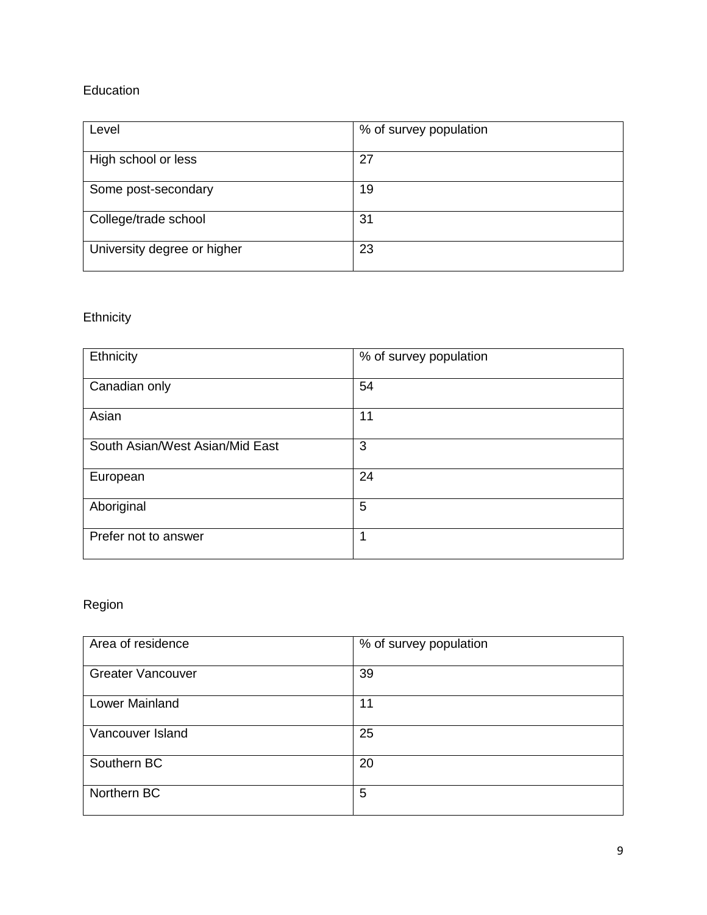## Education

| Level | % of survey population |
|---|---|
| High school or less | 27 |
| Some post-secondary | 19 |
| College/trade school | 31 |
| University degree or higher | 23 |

## Ethnicity

| Ethnicity | % of survey population |
|---|---|
| Canadian only | 54 |
| Asian | 11 |
| South Asian/West Asian/Mid East | 3 |
| European | 24 |
| Aboriginal | 5 |
| Prefer not to answer | 1 |

## Region

| Area of residence | % of survey population |
|---|---|
| Greater Vancouver | 39 |
| Lower Mainland | 11 |
| Vancouver Island | 25 |
| Southern BC | 20 |
| Northern BC | 5 |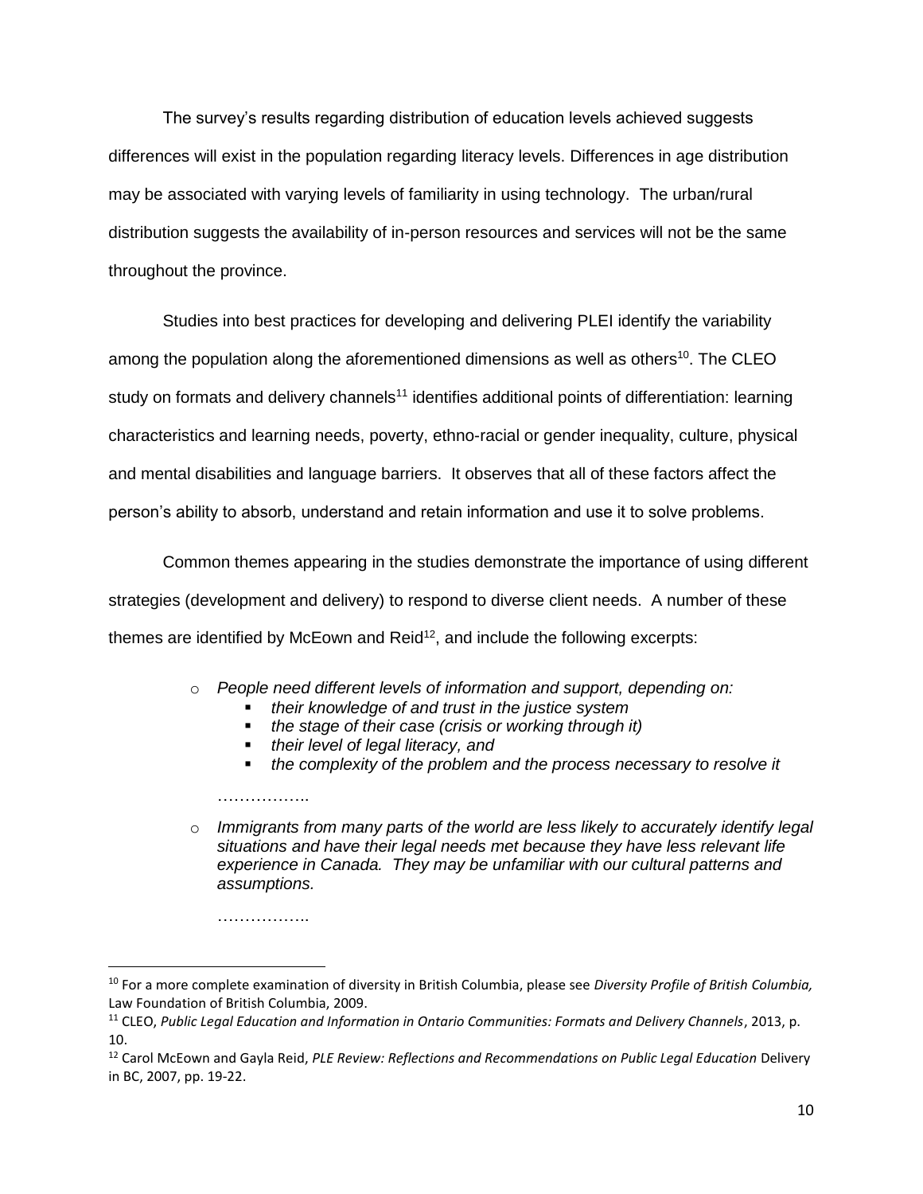The survey's results regarding distribution of education levels achieved suggests differences will exist in the population regarding literacy levels. Differences in age distribution may be associated with varying levels of familiarity in using technology. The urban/rural distribution suggests the availability of in-person resources and services will not be the same throughout the province.

Studies into best practices for developing and delivering PLEI identify the variability among the population along the aforementioned dimensions as well as others[10]. The CLEO study on formats and delivery channels[11] identifies additional points of differentiation: learning characteristics and learning needs, poverty, ethno-racial or gender inequality, culture, physical and mental disabilities and language barriers. It observes that all of these factors affect the person's ability to absorb, understand and retain information and use it to solve problems.

Common themes appearing in the studies demonstrate the importance of using different strategies (development and delivery) to respond to diverse client needs. A number of these themes are identified by McEown and Reid[12], and include the following excerpts:

- *People need different levels of information and support, depending on:*
  - *their knowledge of and trust in the justice system*
  - *the stage of their case (crisis or working through it)*
  - *their level of legal literacy, and*
  - *the complexity of the problem and the process necessary to resolve it*

  ……………..

- *Immigrants from many parts of the world are less likely to accurately identify legal situations and have their legal needs met because they have less relevant life experience in Canada. They may be unfamiliar with our cultural patterns and assumptions.*

  ……………..

---

[10] For a more complete examination of diversity in British Columbia, please see *Diversity Profile of British Columbia,* Law Foundation of British Columbia, 2009.

[11] CLEO, *Public Legal Education and Information in Ontario Communities: Formats and Delivery Channels*, 2013, p. 10.

[12] Carol McEown and Gayla Reid, *PLE Review: Reflections and Recommendations on Public Legal Education* Delivery in BC, 2007, pp. 19-22.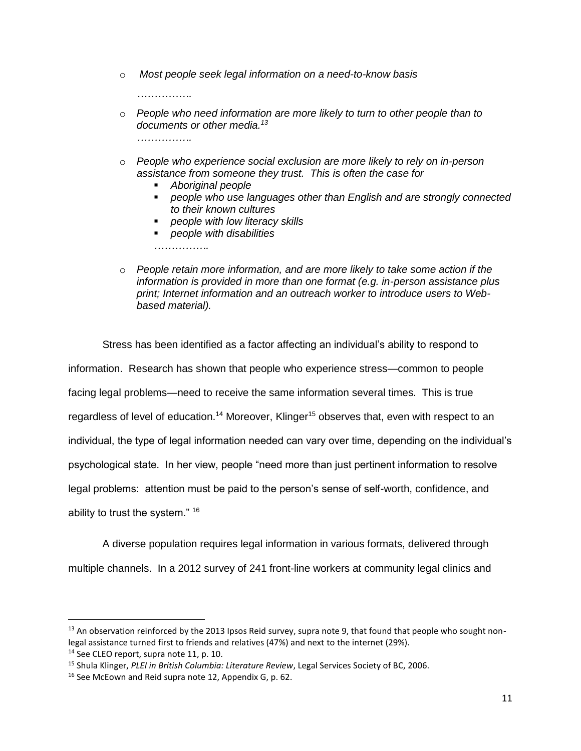- *Most people seek legal information on a need-to-know basis*

  *…………….*

- *People who need information are more likely to turn to other people than to documents or other media.*[13]

  *…………….*

- *People who experience social exclusion are more likely to rely on in-person assistance from someone they trust. This is often the case for*
  - *Aboriginal people*
  - *people who use languages other than English and are strongly connected to their known cultures*
  - *people with low literacy skills*
  - *people with disabilities*

  *…………….*

- *People retain more information, and are more likely to take some action if the information is provided in more than one format (e.g. in-person assistance plus print; Internet information and an outreach worker to introduce users to Web-based material).*

Stress has been identified as a factor affecting an individual's ability to respond to information. Research has shown that people who experience stress—common to people facing legal problems—need to receive the same information several times. This is true regardless of level of education.[14] Moreover, Klinger[15] observes that, even with respect to an individual, the type of legal information needed can vary over time, depending on the individual's psychological state. In her view, people "need more than just pertinent information to resolve legal problems: attention must be paid to the person's sense of self-worth, confidence, and ability to trust the system." [16]

A diverse population requires legal information in various formats, delivered through multiple channels. In a 2012 survey of 241 front-line workers at community legal clinics and

---

[13] An observation reinforced by the 2013 Ipsos Reid survey, supra note 9, that found that people who sought non-legal assistance turned first to friends and relatives (47%) and next to the internet (29%).

[14] See CLEO report, supra note 11, p. 10.

[15] Shula Klinger, *PLEI in British Columbia: Literature Review*, Legal Services Society of BC, 2006.

[16] See McEown and Reid supra note 12, Appendix G, p. 62.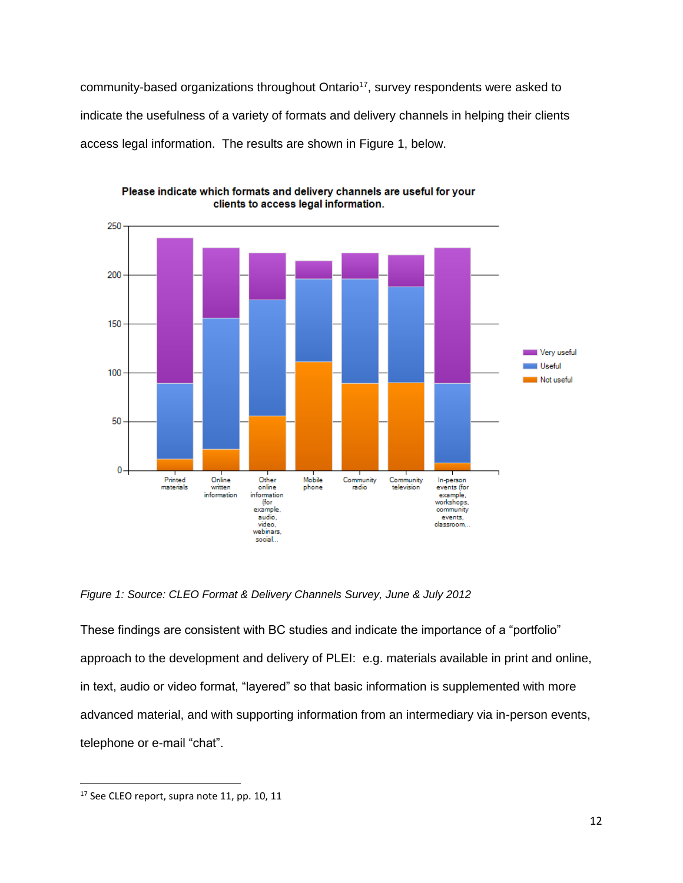community-based organizations throughout Ontario[17], survey respondents were asked to indicate the usefulness of a variety of formats and delivery channels in helping their clients access legal information. The results are shown in Figure 1, below.

*Figure 1: Source: CLEO Format & Delivery Channels Survey, June & July 2012*

These findings are consistent with BC studies and indicate the importance of a "portfolio" approach to the development and delivery of PLEI: e.g. materials available in print and online, in text, audio or video format, "layered" so that basic information is supplemented with more advanced material, and with supporting information from an intermediary via in-person events, telephone or e-mail "chat".

---

[17] See CLEO report, supra note 11, pp. 10, 11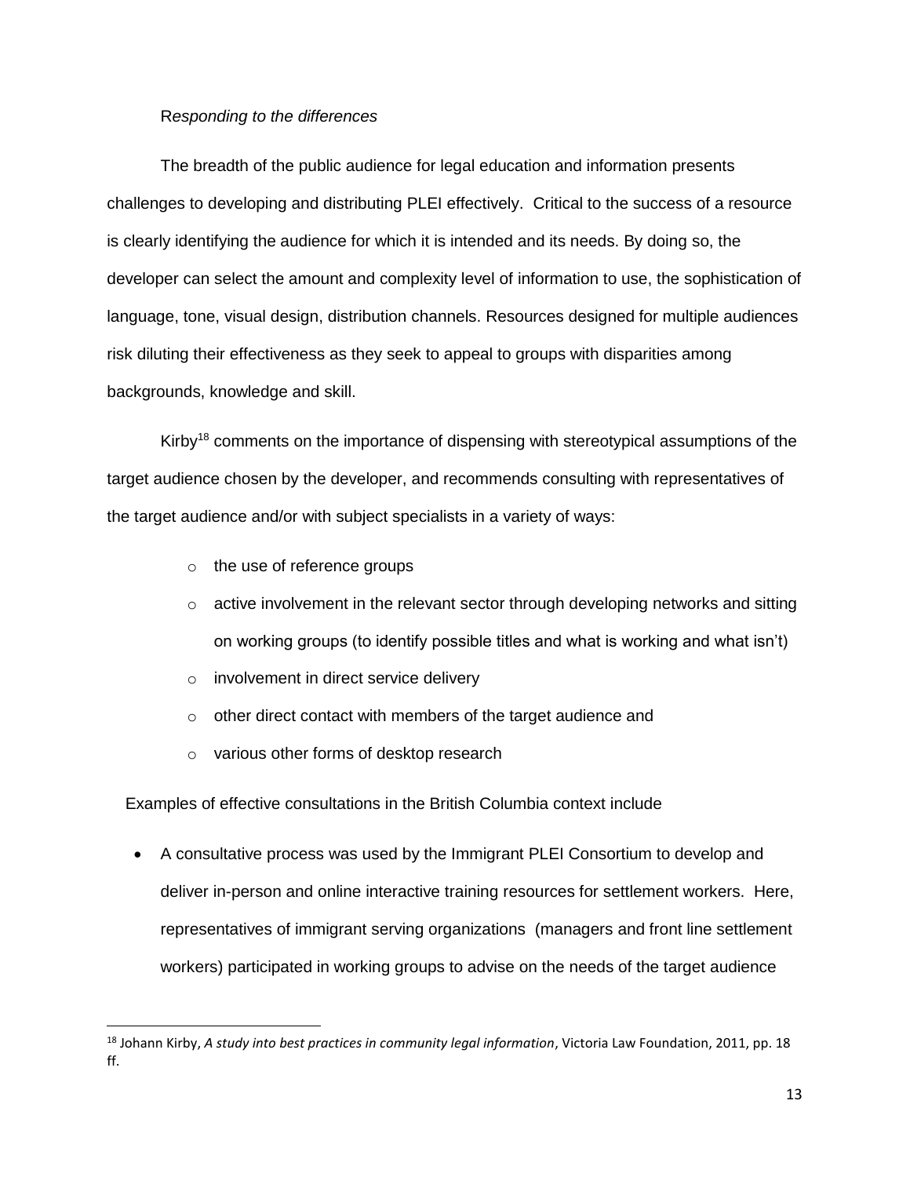*Responding to the differences*

The breadth of the public audience for legal education and information presents challenges to developing and distributing PLEI effectively. Critical to the success of a resource is clearly identifying the audience for which it is intended and its needs. By doing so, the developer can select the amount and complexity level of information to use, the sophistication of language, tone, visual design, distribution channels. Resources designed for multiple audiences risk diluting their effectiveness as they seek to appeal to groups with disparities among backgrounds, knowledge and skill.

Kirby[18] comments on the importance of dispensing with stereotypical assumptions of the target audience chosen by the developer, and recommends consulting with representatives of the target audience and/or with subject specialists in a variety of ways:

- the use of reference groups
- active involvement in the relevant sector through developing networks and sitting on working groups (to identify possible titles and what is working and what isn't)
- involvement in direct service delivery
- other direct contact with members of the target audience and
- various other forms of desktop research

Examples of effective consultations in the British Columbia context include

- A consultative process was used by the Immigrant PLEI Consortium to develop and deliver in-person and online interactive training resources for settlement workers. Here, representatives of immigrant serving organizations (managers and front line settlement workers) participated in working groups to advise on the needs of the target audience

[18] Johann Kirby, *A study into best practices in community legal information*, Victoria Law Foundation, 2011, pp. 18 ff.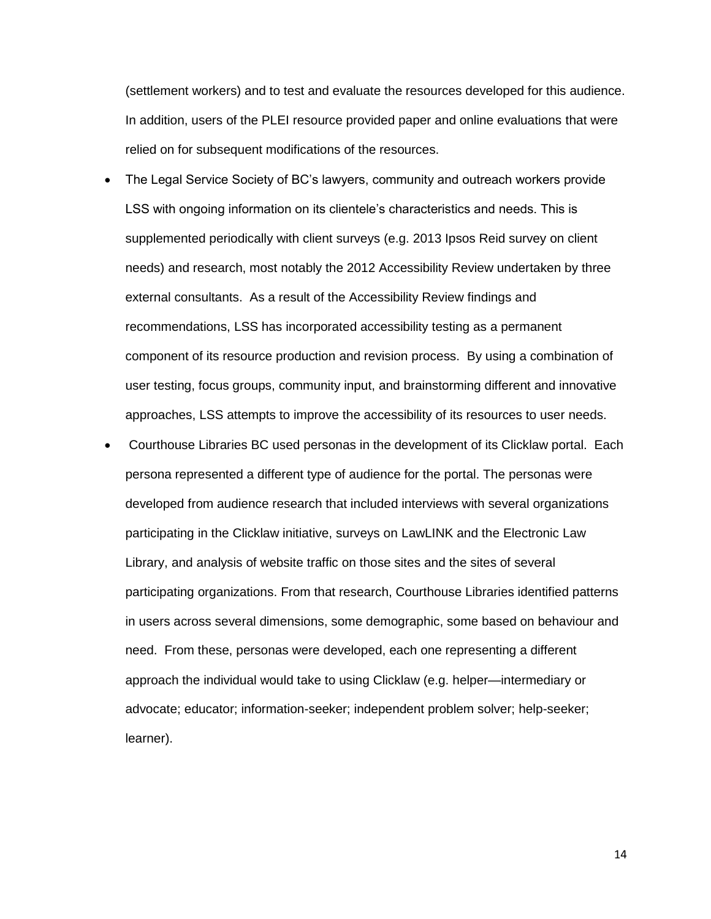(settlement workers) and to test and evaluate the resources developed for this audience. In addition, users of the PLEI resource provided paper and online evaluations that were relied on for subsequent modifications of the resources.

- The Legal Service Society of BC's lawyers, community and outreach workers provide LSS with ongoing information on its clientele's characteristics and needs. This is supplemented periodically with client surveys (e.g. 2013 Ipsos Reid survey on client needs) and research, most notably the 2012 Accessibility Review undertaken by three external consultants. As a result of the Accessibility Review findings and recommendations, LSS has incorporated accessibility testing as a permanent component of its resource production and revision process. By using a combination of user testing, focus groups, community input, and brainstorming different and innovative approaches, LSS attempts to improve the accessibility of its resources to user needs.
- Courthouse Libraries BC used personas in the development of its Clicklaw portal. Each persona represented a different type of audience for the portal. The personas were developed from audience research that included interviews with several organizations participating in the Clicklaw initiative, surveys on LawLINK and the Electronic Law Library, and analysis of website traffic on those sites and the sites of several participating organizations. From that research, Courthouse Libraries identified patterns in users across several dimensions, some demographic, some based on behaviour and need. From these, personas were developed, each one representing a different approach the individual would take to using Clicklaw (e.g. helper—intermediary or advocate; educator; information-seeker; independent problem solver; help-seeker; learner).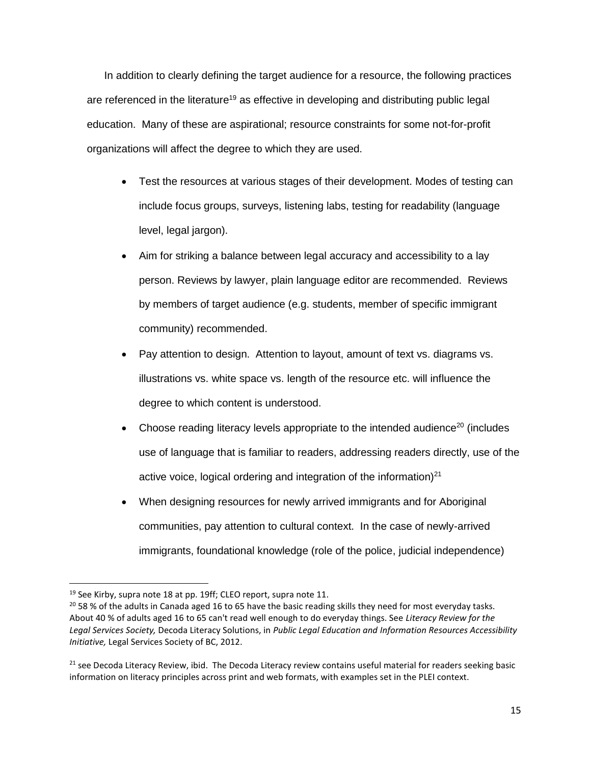In addition to clearly defining the target audience for a resource, the following practices are referenced in the literature[19] as effective in developing and distributing public legal education. Many of these are aspirational; resource constraints for some not-for-profit organizations will affect the degree to which they are used.

- Test the resources at various stages of their development. Modes of testing can include focus groups, surveys, listening labs, testing for readability (language level, legal jargon).
- Aim for striking a balance between legal accuracy and accessibility to a lay person. Reviews by lawyer, plain language editor are recommended. Reviews by members of target audience (e.g. students, member of specific immigrant community) recommended.
- Pay attention to design. Attention to layout, amount of text vs. diagrams vs. illustrations vs. white space vs. length of the resource etc. will influence the degree to which content is understood.
- Choose reading literacy levels appropriate to the intended audience[20] (includes use of language that is familiar to readers, addressing readers directly, use of the active voice, logical ordering and integration of the information)[21]
- When designing resources for newly arrived immigrants and for Aboriginal communities, pay attention to cultural context. In the case of newly-arrived immigrants, foundational knowledge (role of the police, judicial independence)

---

[19] See Kirby, supra note 18 at pp. 19ff; CLEO report, supra note 11.

[20] 58 % of the adults in Canada aged 16 to 65 have the basic reading skills they need for most everyday tasks. About 40 % of adults aged 16 to 65 can't read well enough to do everyday things. See *Literacy Review for the Legal Services Society,* Decoda Literacy Solutions, in *Public Legal Education and Information Resources Accessibility Initiative,* Legal Services Society of BC, 2012.

[21] see Decoda Literacy Review, ibid. The Decoda Literacy review contains useful material for readers seeking basic information on literacy principles across print and web formats, with examples set in the PLEI context.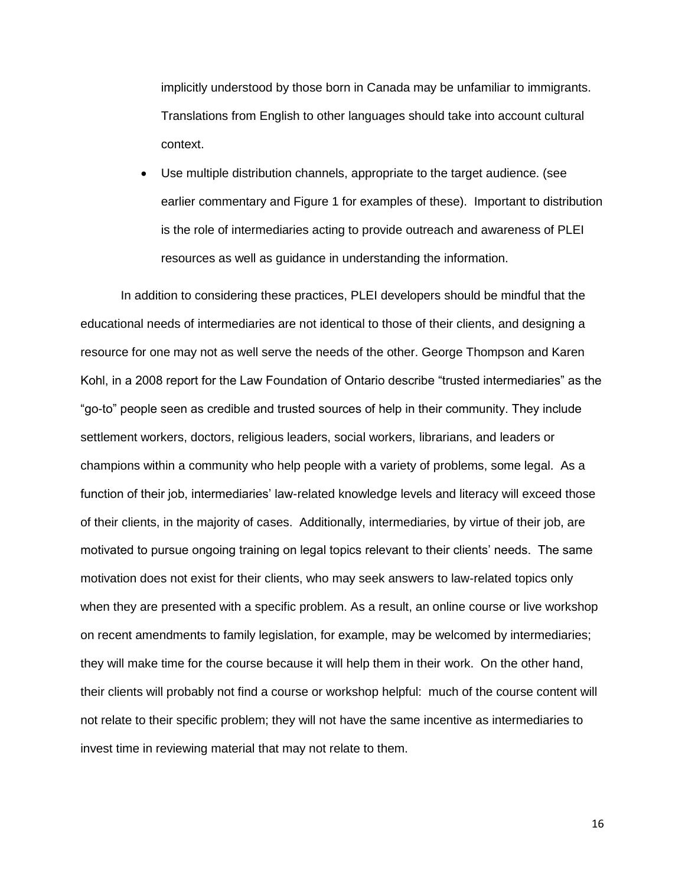implicitly understood by those born in Canada may be unfamiliar to immigrants. Translations from English to other languages should take into account cultural context.

- Use multiple distribution channels, appropriate to the target audience. (see earlier commentary and Figure 1 for examples of these). Important to distribution is the role of intermediaries acting to provide outreach and awareness of PLEI resources as well as guidance in understanding the information.

In addition to considering these practices, PLEI developers should be mindful that the educational needs of intermediaries are not identical to those of their clients, and designing a resource for one may not as well serve the needs of the other. George Thompson and Karen Kohl, in a 2008 report for the Law Foundation of Ontario describe "trusted intermediaries" as the "go-to" people seen as credible and trusted sources of help in their community. They include settlement workers, doctors, religious leaders, social workers, librarians, and leaders or champions within a community who help people with a variety of problems, some legal. As a function of their job, intermediaries' law-related knowledge levels and literacy will exceed those of their clients, in the majority of cases. Additionally, intermediaries, by virtue of their job, are motivated to pursue ongoing training on legal topics relevant to their clients' needs. The same motivation does not exist for their clients, who may seek answers to law-related topics only when they are presented with a specific problem. As a result, an online course or live workshop on recent amendments to family legislation, for example, may be welcomed by intermediaries; they will make time for the course because it will help them in their work. On the other hand, their clients will probably not find a course or workshop helpful: much of the course content will not relate to their specific problem; they will not have the same incentive as intermediaries to invest time in reviewing material that may not relate to them.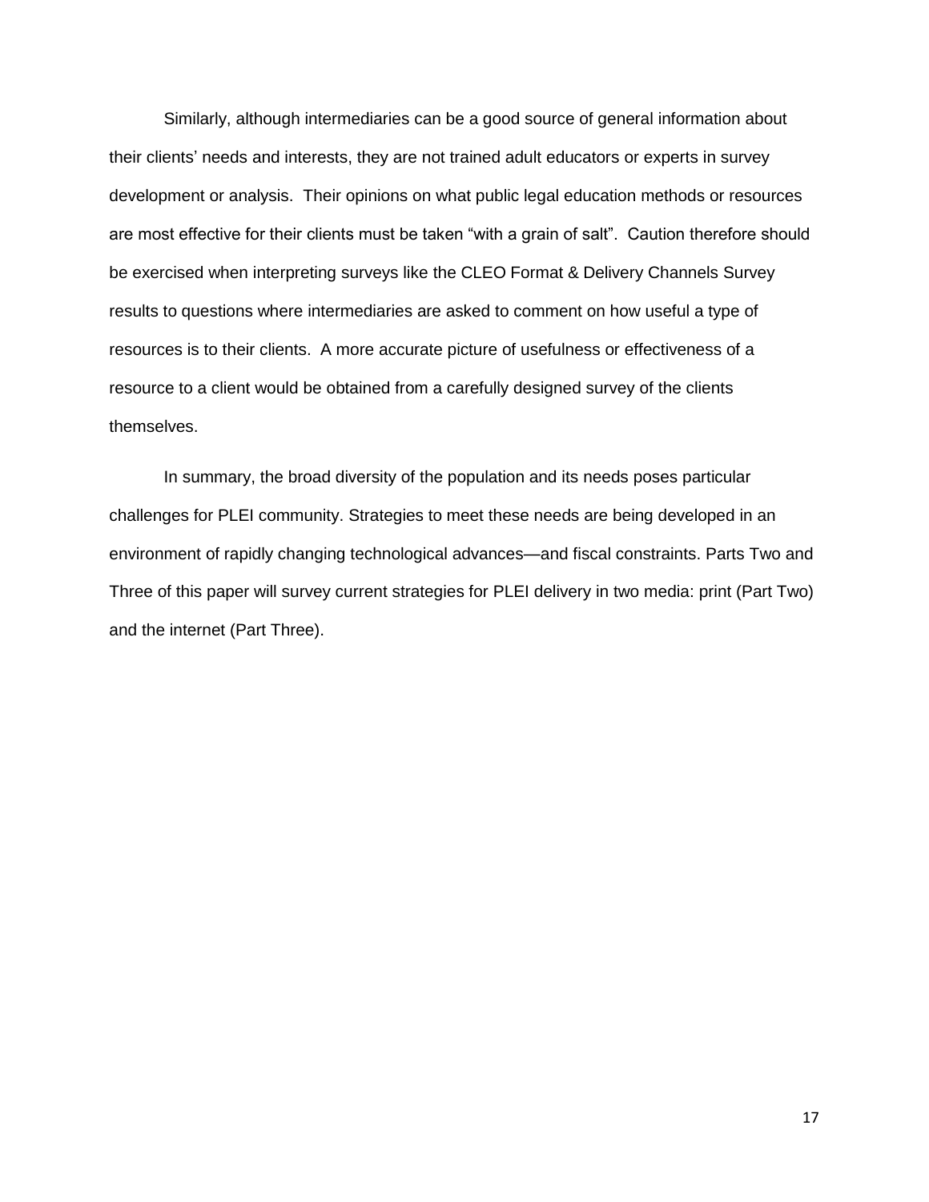Similarly, although intermediaries can be a good source of general information about their clients' needs and interests, they are not trained adult educators or experts in survey development or analysis. Their opinions on what public legal education methods or resources are most effective for their clients must be taken "with a grain of salt". Caution therefore should be exercised when interpreting surveys like the CLEO Format & Delivery Channels Survey results to questions where intermediaries are asked to comment on how useful a type of resources is to their clients. A more accurate picture of usefulness or effectiveness of a resource to a client would be obtained from a carefully designed survey of the clients themselves.

In summary, the broad diversity of the population and its needs poses particular challenges for PLEI community. Strategies to meet these needs are being developed in an environment of rapidly changing technological advances—and fiscal constraints. Parts Two and Three of this paper will survey current strategies for PLEI delivery in two media: print (Part Two) and the internet (Part Three).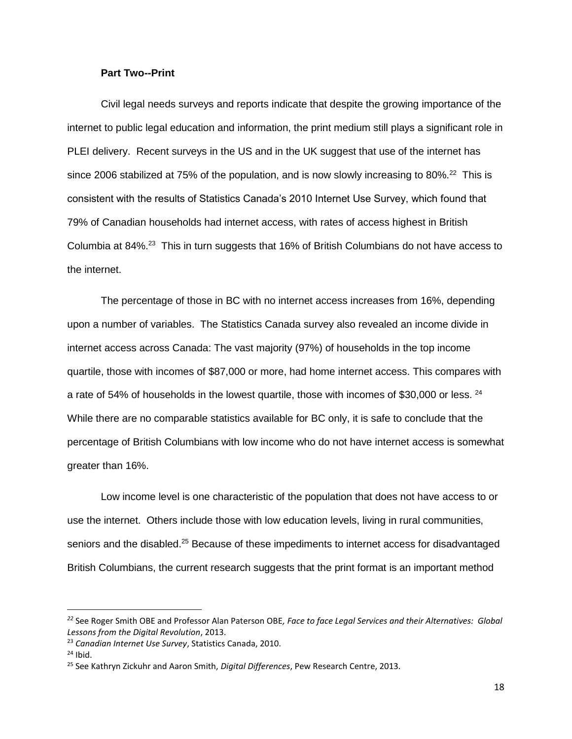**Part Two--Print**

Civil legal needs surveys and reports indicate that despite the growing importance of the internet to public legal education and information, the print medium still plays a significant role in PLEI delivery. Recent surveys in the US and in the UK suggest that use of the internet has since 2006 stabilized at 75% of the population, and is now slowly increasing to 80%.[22] This is consistent with the results of Statistics Canada's 2010 Internet Use Survey, which found that 79% of Canadian households had internet access, with rates of access highest in British Columbia at 84%.[23] This in turn suggests that 16% of British Columbians do not have access to the internet.

The percentage of those in BC with no internet access increases from 16%, depending upon a number of variables. The Statistics Canada survey also revealed an income divide in internet access across Canada: The vast majority (97%) of households in the top income quartile, those with incomes of $87,000 or more, had home internet access. This compares with a rate of 54% of households in the lowest quartile, those with incomes of $30,000 or less.[24] While there are no comparable statistics available for BC only, it is safe to conclude that the percentage of British Columbians with low income who do not have internet access is somewhat greater than 16%.

Low income level is one characteristic of the population that does not have access to or use the internet. Others include those with low education levels, living in rural communities, seniors and the disabled.[25] Because of these impediments to internet access for disadvantaged British Columbians, the current research suggests that the print format is an important method

---

[22] See Roger Smith OBE and Professor Alan Paterson OBE, *Face to face Legal Services and their Alternatives: Global Lessons from the Digital Revolution*, 2013.

[23] *Canadian Internet Use Survey*, Statistics Canada, 2010.

[24] Ibid.

[25] See Kathryn Zickuhr and Aaron Smith, *Digital Differences*, Pew Research Centre, 2013.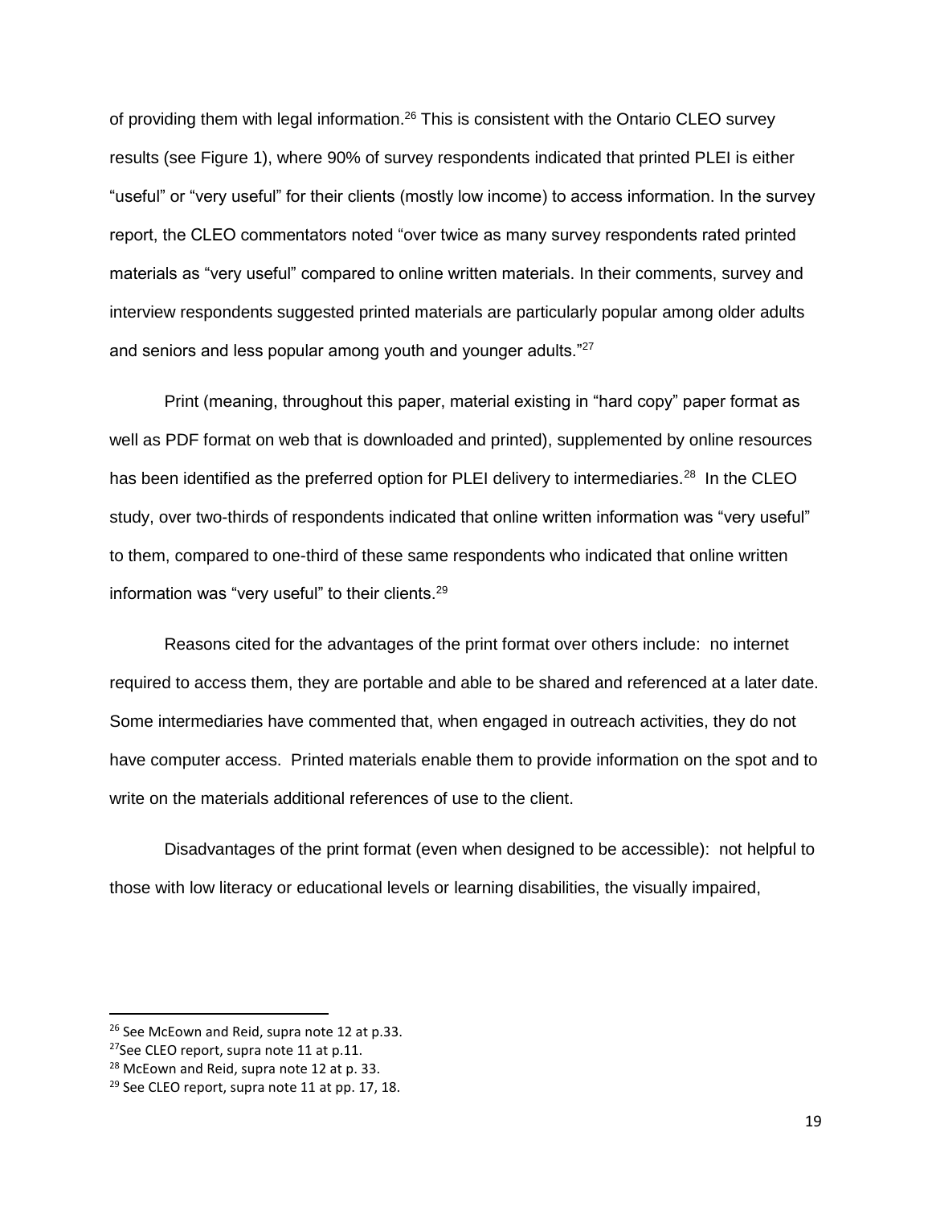of providing them with legal information.[26] This is consistent with the Ontario CLEO survey results (see Figure 1), where 90% of survey respondents indicated that printed PLEI is either "useful" or "very useful" for their clients (mostly low income) to access information. In the survey report, the CLEO commentators noted "over twice as many survey respondents rated printed materials as "very useful" compared to online written materials. In their comments, survey and interview respondents suggested printed materials are particularly popular among older adults and seniors and less popular among youth and younger adults."[27]

Print (meaning, throughout this paper, material existing in "hard copy" paper format as well as PDF format on web that is downloaded and printed), supplemented by online resources has been identified as the preferred option for PLEI delivery to intermediaries.[28] In the CLEO study, over two-thirds of respondents indicated that online written information was "very useful" to them, compared to one-third of these same respondents who indicated that online written information was "very useful" to their clients.[29]

Reasons cited for the advantages of the print format over others include: no internet required to access them, they are portable and able to be shared and referenced at a later date. Some intermediaries have commented that, when engaged in outreach activities, they do not have computer access. Printed materials enable them to provide information on the spot and to write on the materials additional references of use to the client.

Disadvantages of the print format (even when designed to be accessible): not helpful to those with low literacy or educational levels or learning disabilities, the visually impaired,

---

[26] See McEown and Reid, supra note 12 at p.33.

[27] See CLEO report, supra note 11 at p.11.

[28] McEown and Reid, supra note 12 at p. 33.

[29] See CLEO report, supra note 11 at pp. 17, 18.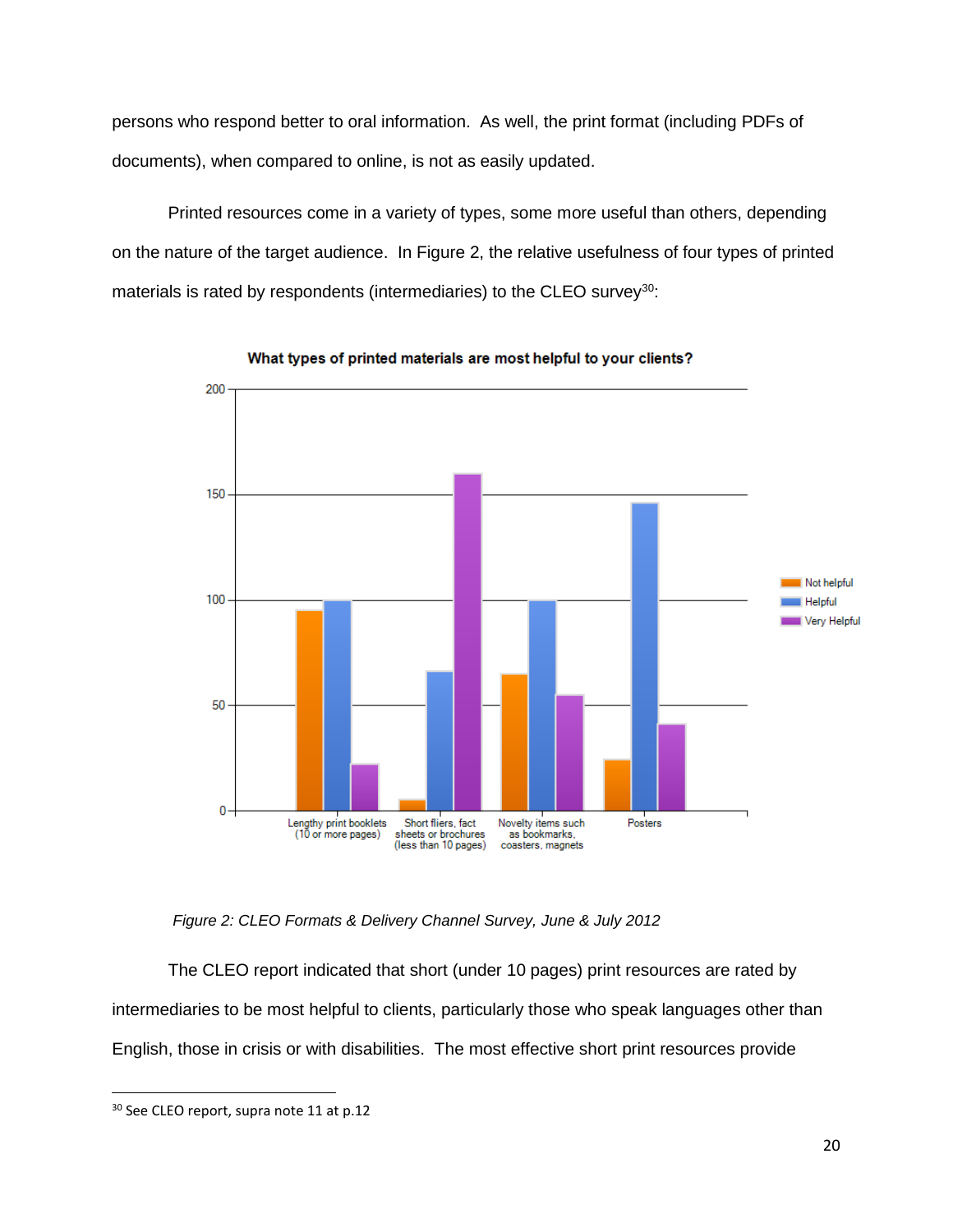persons who respond better to oral information. As well, the print format (including PDFs of documents), when compared to online, is not as easily updated.

Printed resources come in a variety of types, some more useful than others, depending on the nature of the target audience. In Figure 2, the relative usefulness of four types of printed materials is rated by respondents (intermediaries) to the CLEO survey[30]:

*Figure 2: CLEO Formats & Delivery Channel Survey, June & July 2012*

The CLEO report indicated that short (under 10 pages) print resources are rated by intermediaries to be most helpful to clients, particularly those who speak languages other than English, those in crisis or with disabilities. The most effective short print resources provide

---

[30] See CLEO report, supra note 11 at p.12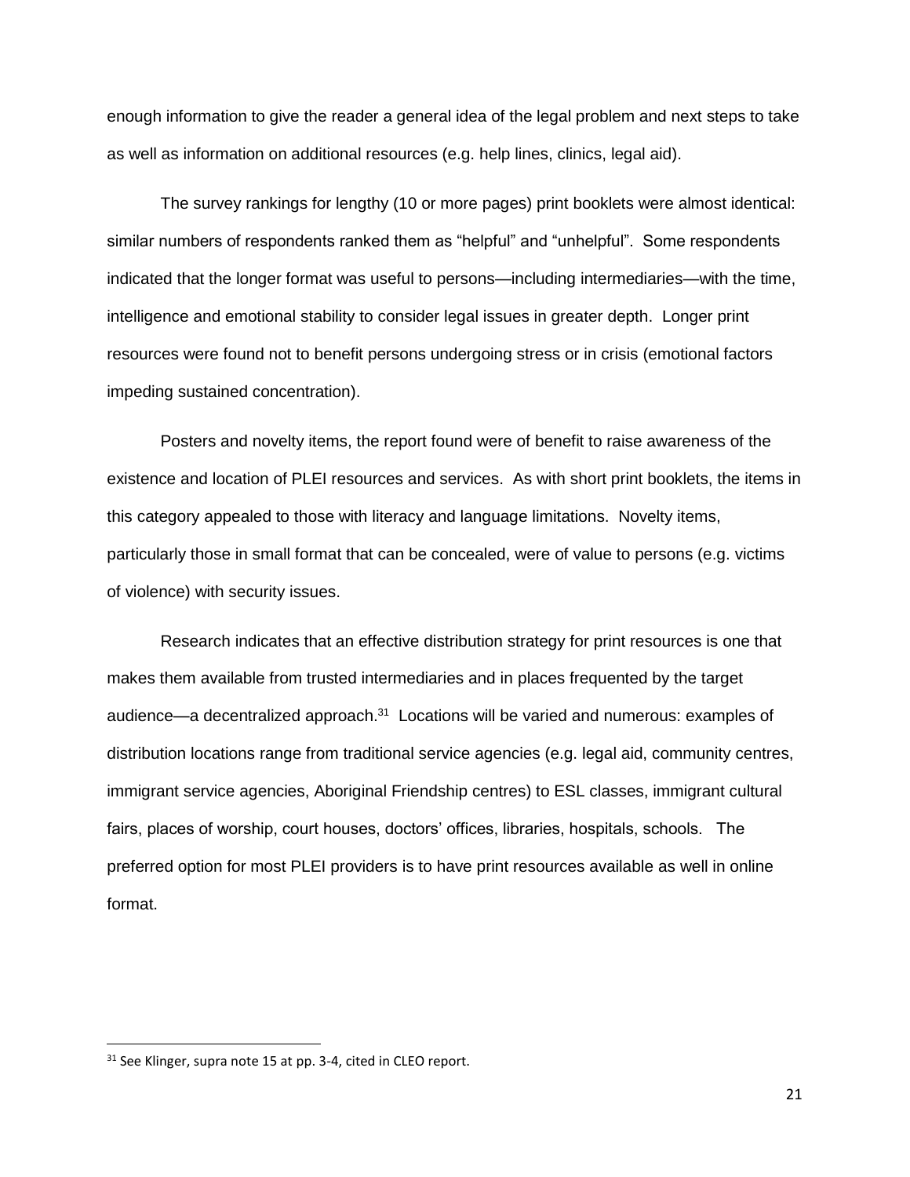enough information to give the reader a general idea of the legal problem and next steps to take as well as information on additional resources (e.g. help lines, clinics, legal aid).

The survey rankings for lengthy (10 or more pages) print booklets were almost identical: similar numbers of respondents ranked them as "helpful" and "unhelpful". Some respondents indicated that the longer format was useful to persons—including intermediaries—with the time, intelligence and emotional stability to consider legal issues in greater depth. Longer print resources were found not to benefit persons undergoing stress or in crisis (emotional factors impeding sustained concentration).

Posters and novelty items, the report found were of benefit to raise awareness of the existence and location of PLEI resources and services. As with short print booklets, the items in this category appealed to those with literacy and language limitations. Novelty items, particularly those in small format that can be concealed, were of value to persons (e.g. victims of violence) with security issues.

Research indicates that an effective distribution strategy for print resources is one that makes them available from trusted intermediaries and in places frequented by the target audience—a decentralized approach.[31] Locations will be varied and numerous: examples of distribution locations range from traditional service agencies (e.g. legal aid, community centres, immigrant service agencies, Aboriginal Friendship centres) to ESL classes, immigrant cultural fairs, places of worship, court houses, doctors' offices, libraries, hospitals, schools. The preferred option for most PLEI providers is to have print resources available as well in online format.

---

[31] See Klinger, supra note 15 at pp. 3-4, cited in CLEO report.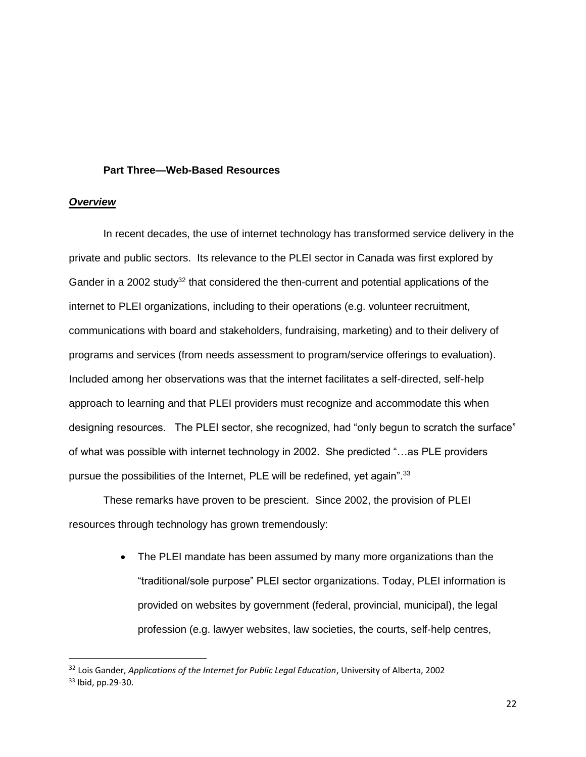## Part Three—Web-Based Resources

### ***Overview***

In recent decades, the use of internet technology has transformed service delivery in the private and public sectors. Its relevance to the PLEI sector in Canada was first explored by Gander in a 2002 study[32] that considered the then-current and potential applications of the internet to PLEI organizations, including to their operations (e.g. volunteer recruitment, communications with board and stakeholders, fundraising, marketing) and to their delivery of programs and services (from needs assessment to program/service offerings to evaluation). Included among her observations was that the internet facilitates a self-directed, self-help approach to learning and that PLEI providers must recognize and accommodate this when designing resources. The PLEI sector, she recognized, had "only begun to scratch the surface" of what was possible with internet technology in 2002. She predicted "…as PLE providers pursue the possibilities of the Internet, PLE will be redefined, yet again".[33]

These remarks have proven to be prescient. Since 2002, the provision of PLEI resources through technology has grown tremendously:

- The PLEI mandate has been assumed by many more organizations than the "traditional/sole purpose" PLEI sector organizations. Today, PLEI information is provided on websites by government (federal, provincial, municipal), the legal profession (e.g. lawyer websites, law societies, the courts, self-help centres,

---

[32] Lois Gander, *Applications of the Internet for Public Legal Education*, University of Alberta, 2002

[33] Ibid, pp.29-30.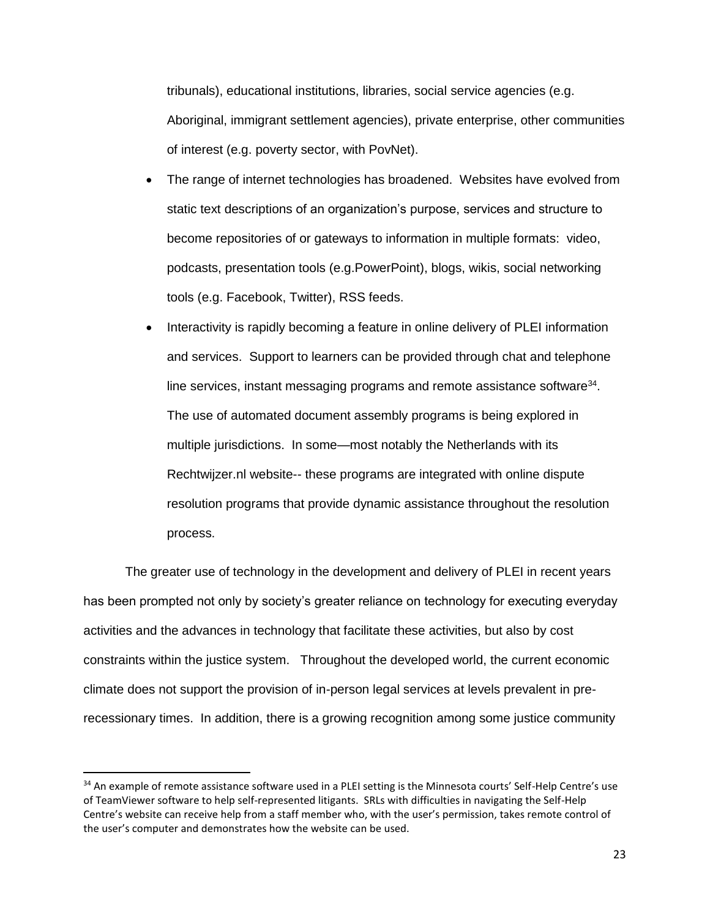tribunals), educational institutions, libraries, social service agencies (e.g. Aboriginal, immigrant settlement agencies), private enterprise, other communities of interest (e.g. poverty sector, with PovNet).

- The range of internet technologies has broadened. Websites have evolved from static text descriptions of an organization's purpose, services and structure to become repositories of or gateways to information in multiple formats: video, podcasts, presentation tools (e.g.PowerPoint), blogs, wikis, social networking tools (e.g. Facebook, Twitter), RSS feeds.
- Interactivity is rapidly becoming a feature in online delivery of PLEI information and services. Support to learners can be provided through chat and telephone line services, instant messaging programs and remote assistance software[34]. The use of automated document assembly programs is being explored in multiple jurisdictions. In some—most notably the Netherlands with its Rechtwijzer.nl website-- these programs are integrated with online dispute resolution programs that provide dynamic assistance throughout the resolution process.

The greater use of technology in the development and delivery of PLEI in recent years has been prompted not only by society's greater reliance on technology for executing everyday activities and the advances in technology that facilitate these activities, but also by cost constraints within the justice system. Throughout the developed world, the current economic climate does not support the provision of in-person legal services at levels prevalent in pre-recessionary times. In addition, there is a growing recognition among some justice community

---

[34] An example of remote assistance software used in a PLEI setting is the Minnesota courts' Self-Help Centre's use of TeamViewer software to help self-represented litigants. SRLs with difficulties in navigating the Self-Help Centre's website can receive help from a staff member who, with the user's permission, takes remote control of the user's computer and demonstrates how the website can be used.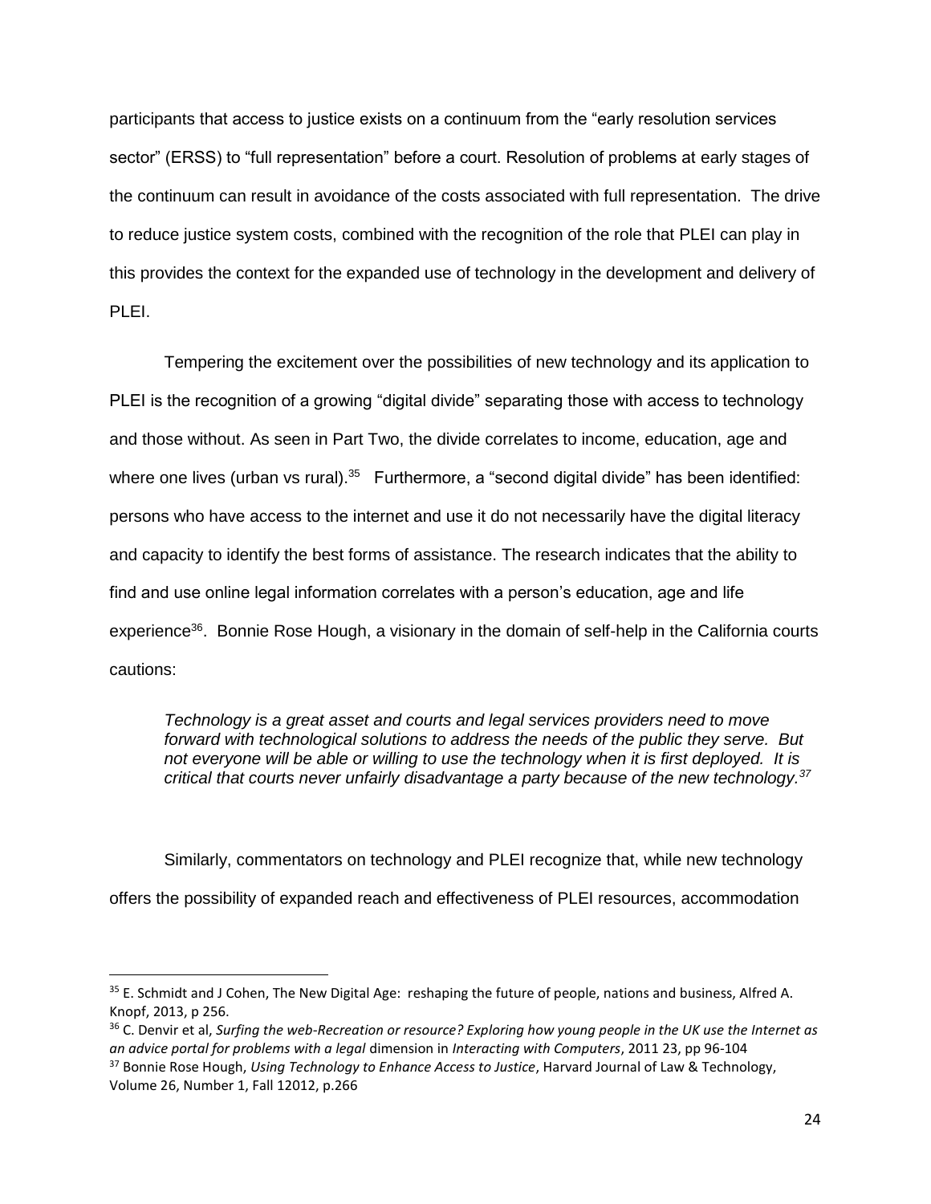participants that access to justice exists on a continuum from the "early resolution services sector" (ERSS) to "full representation" before a court. Resolution of problems at early stages of the continuum can result in avoidance of the costs associated with full representation. The drive to reduce justice system costs, combined with the recognition of the role that PLEI can play in this provides the context for the expanded use of technology in the development and delivery of PLEI.

Tempering the excitement over the possibilities of new technology and its application to PLEI is the recognition of a growing "digital divide" separating those with access to technology and those without. As seen in Part Two, the divide correlates to income, education, age and where one lives (urban vs rural).[35] Furthermore, a "second digital divide" has been identified: persons who have access to the internet and use it do not necessarily have the digital literacy and capacity to identify the best forms of assistance. The research indicates that the ability to find and use online legal information correlates with a person's education, age and life experience[36]. Bonnie Rose Hough, a visionary in the domain of self-help in the California courts cautions:

> *Technology is a great asset and courts and legal services providers need to move forward with technological solutions to address the needs of the public they serve. But not everyone will be able or willing to use the technology when it is first deployed. It is critical that courts never unfairly disadvantage a party because of the new technology.[37]*

Similarly, commentators on technology and PLEI recognize that, while new technology offers the possibility of expanded reach and effectiveness of PLEI resources, accommodation

---

[35] E. Schmidt and J Cohen, The New Digital Age: reshaping the future of people, nations and business, Alfred A. Knopf, 2013, p 256.

[36] C. Denvir et al, *Surfing the web-Recreation or resource? Exploring how young people in the UK use the Internet as an advice portal for problems with a legal* dimension in *Interacting with Computers*, 2011 23, pp 96-104

[37] Bonnie Rose Hough, *Using Technology to Enhance Access to Justice*, Harvard Journal of Law & Technology, Volume 26, Number 1, Fall 12012, p.266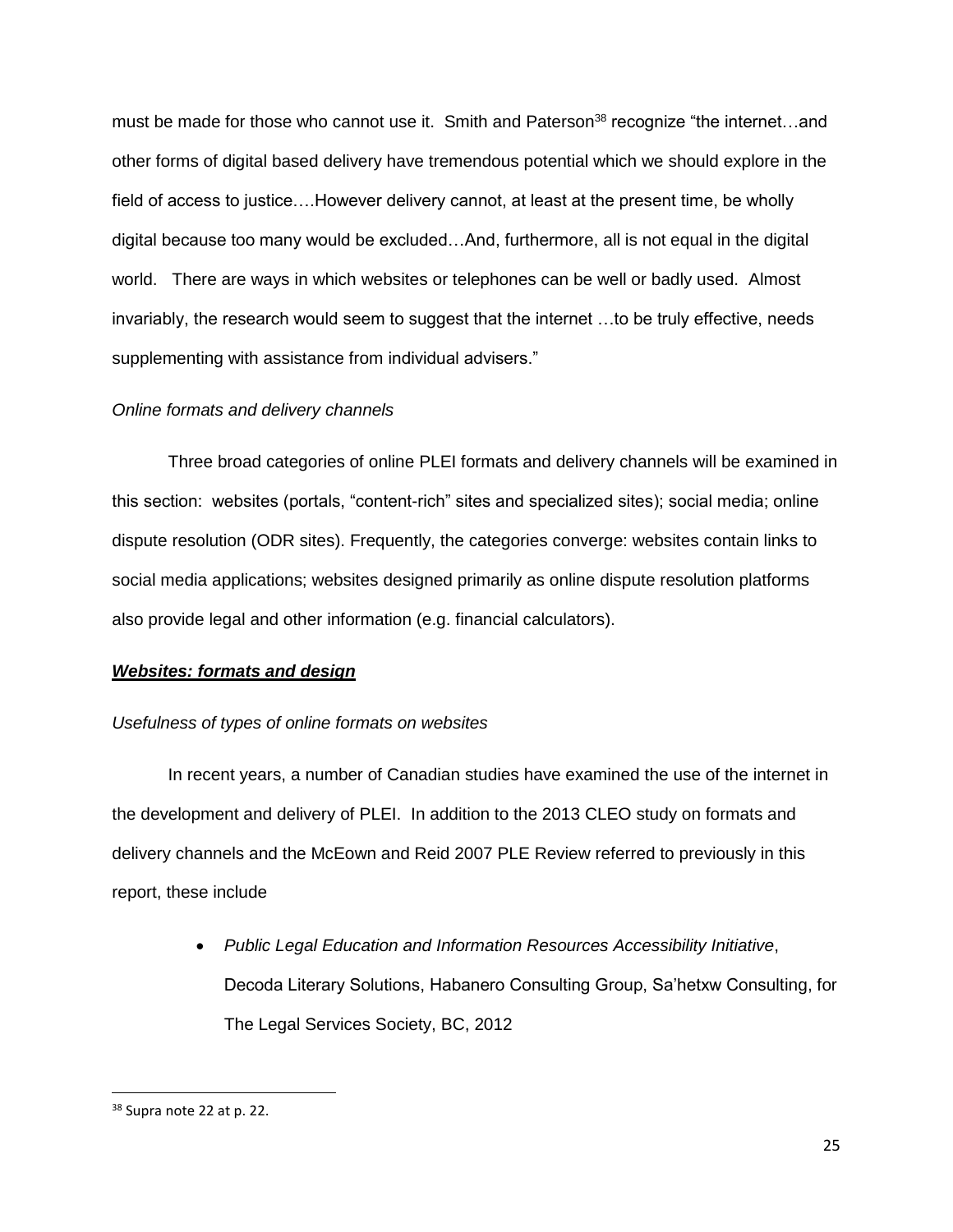must be made for those who cannot use it. Smith and Paterson[38] recognize "the internet…and other forms of digital based delivery have tremendous potential which we should explore in the field of access to justice.…However delivery cannot, at least at the present time, be wholly digital because too many would be excluded…And, furthermore, all is not equal in the digital world. There are ways in which websites or telephones can be well or badly used. Almost invariably, the research would seem to suggest that the internet …to be truly effective, needs supplementing with assistance from individual advisers."

*Online formats and delivery channels*

Three broad categories of online PLEI formats and delivery channels will be examined in this section: websites (portals, "content-rich" sites and specialized sites); social media; online dispute resolution (ODR sites). Frequently, the categories converge: websites contain links to social media applications; websites designed primarily as online dispute resolution platforms also provide legal and other information (e.g. financial calculators).

***Websites: formats and design***

*Usefulness of types of online formats on websites*

In recent years, a number of Canadian studies have examined the use of the internet in the development and delivery of PLEI. In addition to the 2013 CLEO study on formats and delivery channels and the McEown and Reid 2007 PLE Review referred to previously in this report, these include

- *Public Legal Education and Information Resources Accessibility Initiative*, Decoda Literary Solutions, Habanero Consulting Group, Sa'hetxw Consulting, for The Legal Services Society, BC, 2012

---

[38] Supra note 22 at p. 22.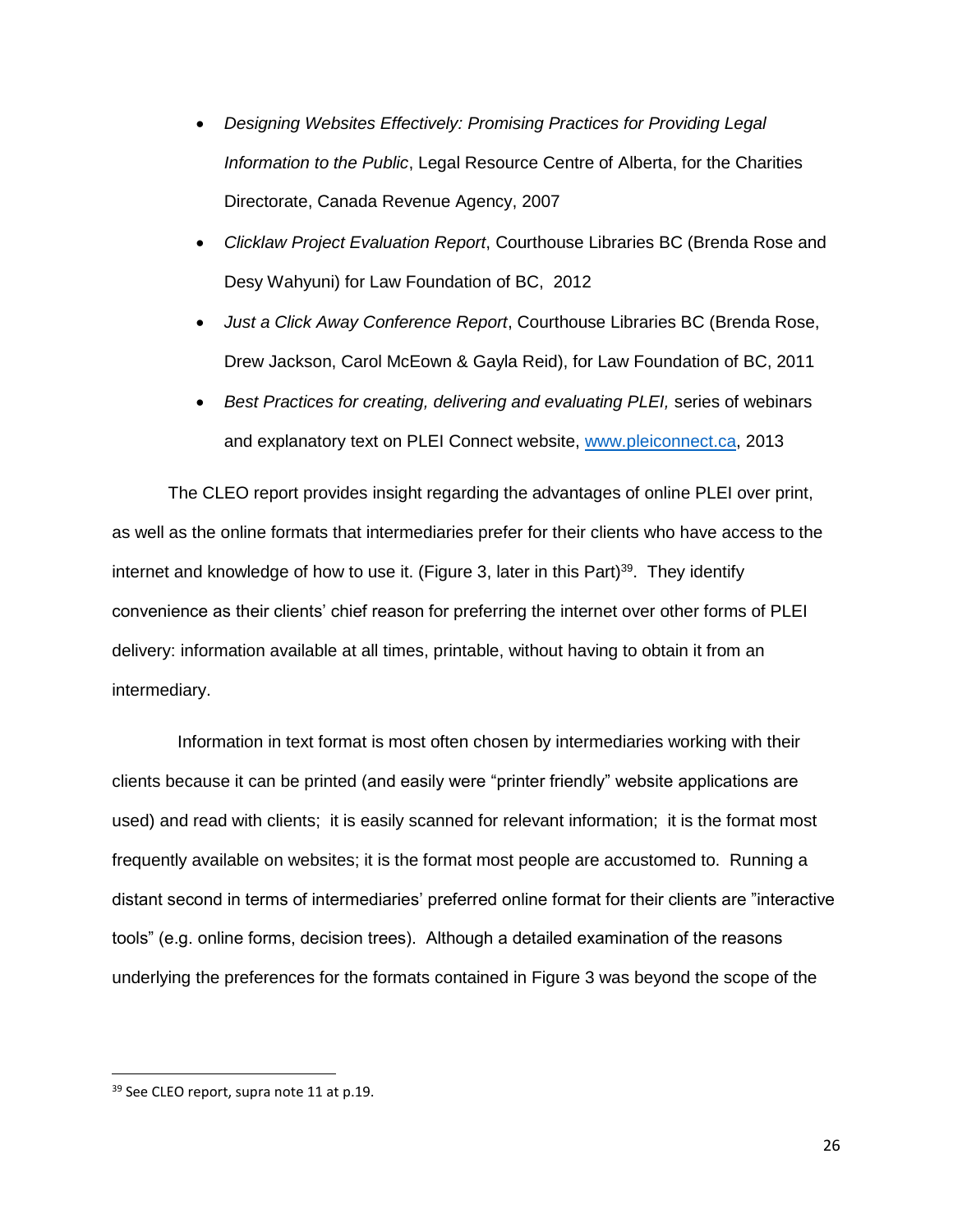- *Designing Websites Effectively: Promising Practices for Providing Legal Information to the Public*, Legal Resource Centre of Alberta, for the Charities Directorate, Canada Revenue Agency, 2007
- *Clicklaw Project Evaluation Report*, Courthouse Libraries BC (Brenda Rose and Desy Wahyuni) for Law Foundation of BC, 2012
- *Just a Click Away Conference Report*, Courthouse Libraries BC (Brenda Rose, Drew Jackson, Carol McEown & Gayla Reid), for Law Foundation of BC, 2011
- *Best Practices for creating, delivering and evaluating PLEI,* series of webinars and explanatory text on PLEI Connect website, www.pleiconnect.ca, 2013

The CLEO report provides insight regarding the advantages of online PLEI over print, as well as the online formats that intermediaries prefer for their clients who have access to the internet and knowledge of how to use it. (Figure 3, later in this Part)[39]. They identify convenience as their clients' chief reason for preferring the internet over other forms of PLEI delivery: information available at all times, printable, without having to obtain it from an intermediary.

Information in text format is most often chosen by intermediaries working with their clients because it can be printed (and easily were "printer friendly" website applications are used) and read with clients; it is easily scanned for relevant information; it is the format most frequently available on websites; it is the format most people are accustomed to. Running a distant second in terms of intermediaries' preferred online format for their clients are "interactive tools" (e.g. online forms, decision trees). Although a detailed examination of the reasons underlying the preferences for the formats contained in Figure 3 was beyond the scope of the

---

[39] See CLEO report, supra note 11 at p.19.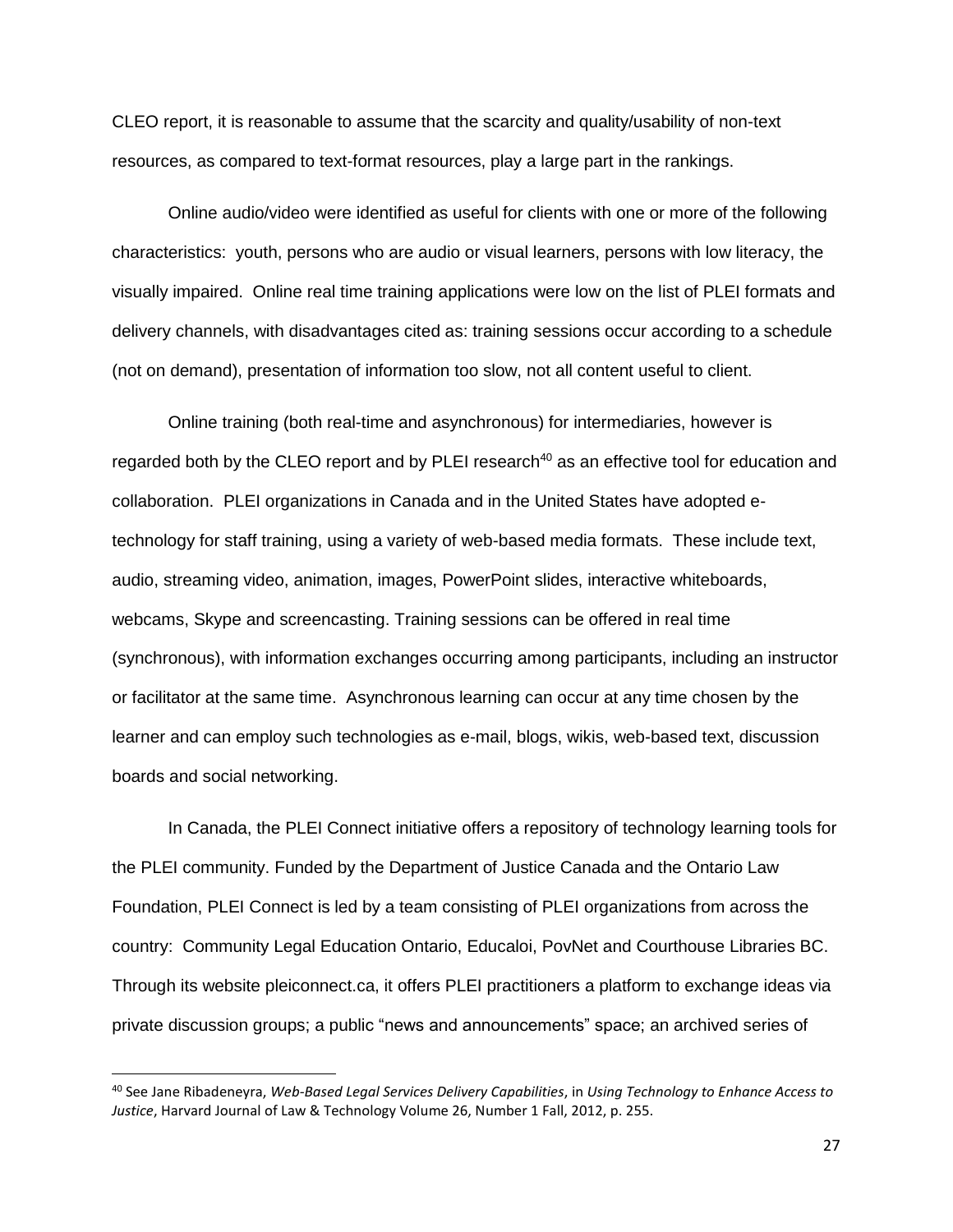CLEO report, it is reasonable to assume that the scarcity and quality/usability of non-text resources, as compared to text-format resources, play a large part in the rankings.

Online audio/video were identified as useful for clients with one or more of the following characteristics: youth, persons who are audio or visual learners, persons with low literacy, the visually impaired. Online real time training applications were low on the list of PLEI formats and delivery channels, with disadvantages cited as: training sessions occur according to a schedule (not on demand), presentation of information too slow, not all content useful to client.

Online training (both real-time and asynchronous) for intermediaries, however is regarded both by the CLEO report and by PLEI research[40] as an effective tool for education and collaboration. PLEI organizations in Canada and in the United States have adopted e-technology for staff training, using a variety of web-based media formats. These include text, audio, streaming video, animation, images, PowerPoint slides, interactive whiteboards, webcams, Skype and screencasting. Training sessions can be offered in real time (synchronous), with information exchanges occurring among participants, including an instructor or facilitator at the same time. Asynchronous learning can occur at any time chosen by the learner and can employ such technologies as e-mail, blogs, wikis, web-based text, discussion boards and social networking.

In Canada, the PLEI Connect initiative offers a repository of technology learning tools for the PLEI community. Funded by the Department of Justice Canada and the Ontario Law Foundation, PLEI Connect is led by a team consisting of PLEI organizations from across the country: Community Legal Education Ontario, Educaloi, PovNet and Courthouse Libraries BC. Through its website pleiconnect.ca, it offers PLEI practitioners a platform to exchange ideas via private discussion groups; a public "news and announcements" space; an archived series of

---

[40] See Jane Ribadeneyra, *Web-Based Legal Services Delivery Capabilities*, in *Using Technology to Enhance Access to Justice*, Harvard Journal of Law & Technology Volume 26, Number 1 Fall, 2012, p. 255.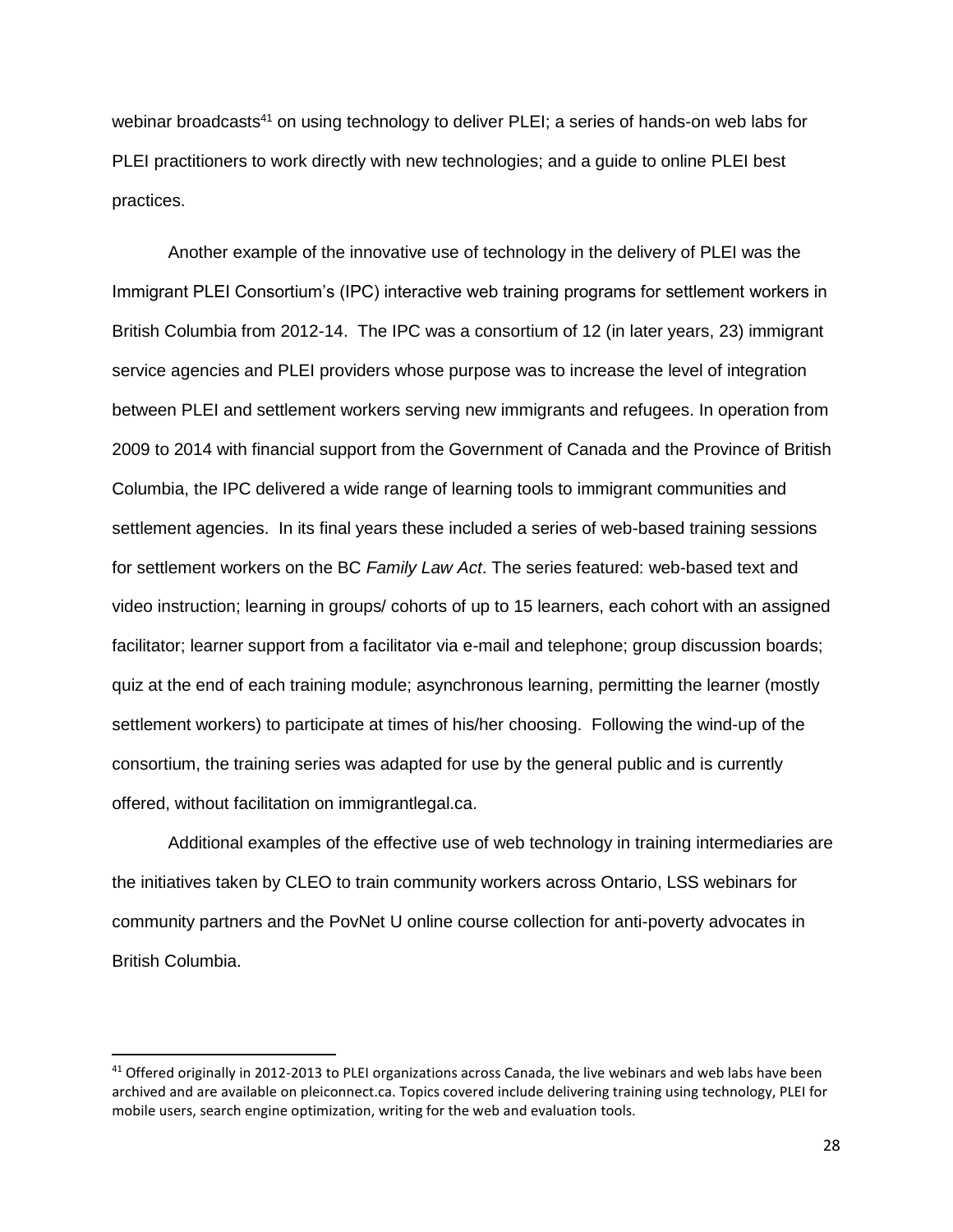webinar broadcasts[41] on using technology to deliver PLEI; a series of hands-on web labs for PLEI practitioners to work directly with new technologies; and a guide to online PLEI best practices.

Another example of the innovative use of technology in the delivery of PLEI was the Immigrant PLEI Consortium's (IPC) interactive web training programs for settlement workers in British Columbia from 2012-14. The IPC was a consortium of 12 (in later years, 23) immigrant service agencies and PLEI providers whose purpose was to increase the level of integration between PLEI and settlement workers serving new immigrants and refugees. In operation from 2009 to 2014 with financial support from the Government of Canada and the Province of British Columbia, the IPC delivered a wide range of learning tools to immigrant communities and settlement agencies. In its final years these included a series of web-based training sessions for settlement workers on the BC *Family Law Act*. The series featured: web-based text and video instruction; learning in groups/ cohorts of up to 15 learners, each cohort with an assigned facilitator; learner support from a facilitator via e-mail and telephone; group discussion boards; quiz at the end of each training module; asynchronous learning, permitting the learner (mostly settlement workers) to participate at times of his/her choosing. Following the wind-up of the consortium, the training series was adapted for use by the general public and is currently offered, without facilitation on immigrantlegal.ca.

Additional examples of the effective use of web technology in training intermediaries are the initiatives taken by CLEO to train community workers across Ontario, LSS webinars for community partners and the PovNet U online course collection for anti-poverty advocates in British Columbia.

---

[41] Offered originally in 2012-2013 to PLEI organizations across Canada, the live webinars and web labs have been archived and are available on pleiconnect.ca. Topics covered include delivering training using technology, PLEI for mobile users, search engine optimization, writing for the web and evaluation tools.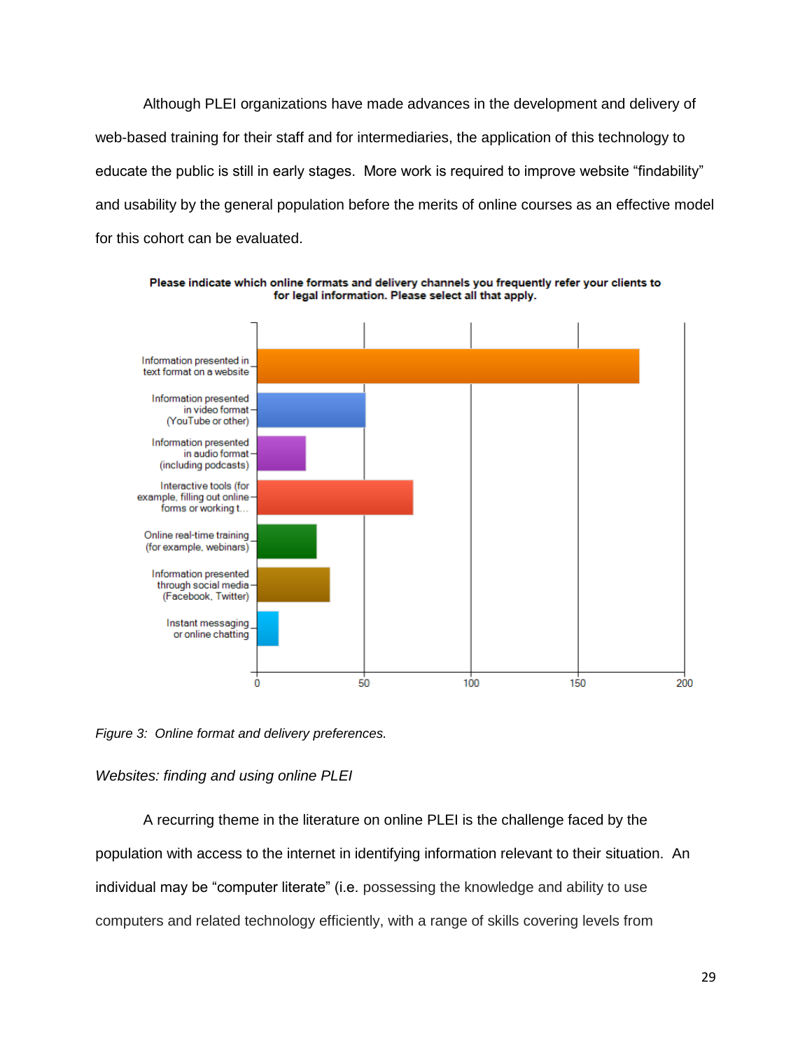Although PLEI organizations have made advances in the development and delivery of web-based training for their staff and for intermediaries, the application of this technology to educate the public is still in early stages. More work is required to improve website "findability" and usability by the general population before the merits of online courses as an effective model for this cohort can be evaluated.

**Please indicate which online formats and delivery channels you frequently refer your clients to for legal information. Please select all that apply.**

| Format | Approximate count |
|---|---|
| Information presented in text format on a website | ~179 |
| Information presented in video format (YouTube or other) | ~51 |
| Information presented in audio format (including podcasts) | ~23 |
| Interactive tools (for example, filling out online forms or working t... | ~73 |
| Online real-time training (for example, webinars) | ~28 |
| Information presented through social media (Facebook, Twitter) | ~34 |
| Instant messaging or online chatting | ~10 |

*Figure 3: Online format and delivery preferences.*

*Websites: finding and using online PLEI*

A recurring theme in the literature on online PLEI is the challenge faced by the population with access to the internet in identifying information relevant to their situation. An individual may be "computer literate" (i.e. possessing the knowledge and ability to use computers and related technology efficiently, with a range of skills covering levels from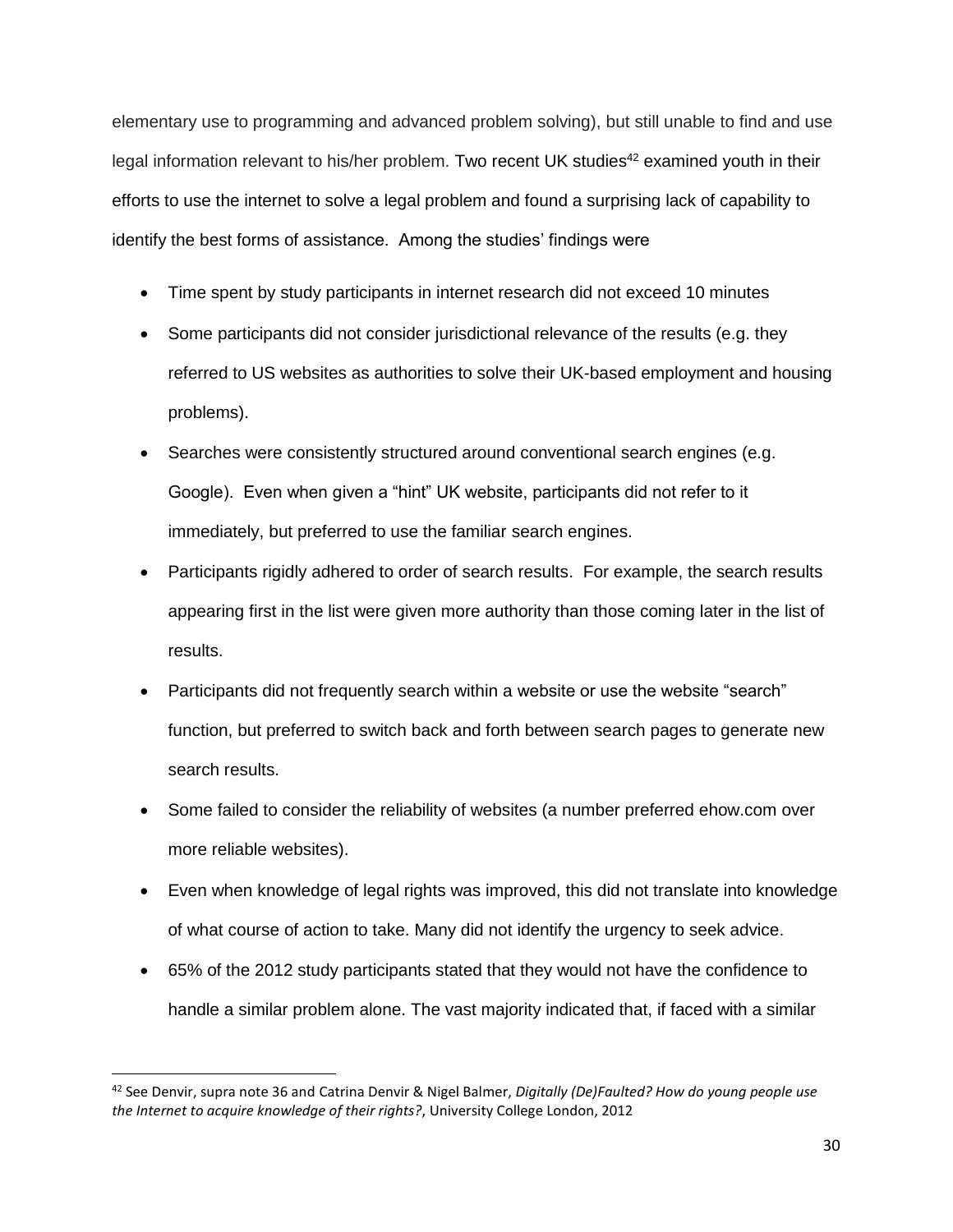elementary use to programming and advanced problem solving), but still unable to find and use legal information relevant to his/her problem. Two recent UK studies[42] examined youth in their efforts to use the internet to solve a legal problem and found a surprising lack of capability to identify the best forms of assistance. Among the studies' findings were

- Time spent by study participants in internet research did not exceed 10 minutes
- Some participants did not consider jurisdictional relevance of the results (e.g. they referred to US websites as authorities to solve their UK-based employment and housing problems).
- Searches were consistently structured around conventional search engines (e.g. Google). Even when given a "hint" UK website, participants did not refer to it immediately, but preferred to use the familiar search engines.
- Participants rigidly adhered to order of search results. For example, the search results appearing first in the list were given more authority than those coming later in the list of results.
- Participants did not frequently search within a website or use the website "search" function, but preferred to switch back and forth between search pages to generate new search results.
- Some failed to consider the reliability of websites (a number preferred ehow.com over more reliable websites).
- Even when knowledge of legal rights was improved, this did not translate into knowledge of what course of action to take. Many did not identify the urgency to seek advice.
- 65% of the 2012 study participants stated that they would not have the confidence to handle a similar problem alone. The vast majority indicated that, if faced with a similar

---

[42] See Denvir, supra note 36 and Catrina Denvir & Nigel Balmer, *Digitally (De)Faulted? How do young people use the Internet to acquire knowledge of their rights?*, University College London, 2012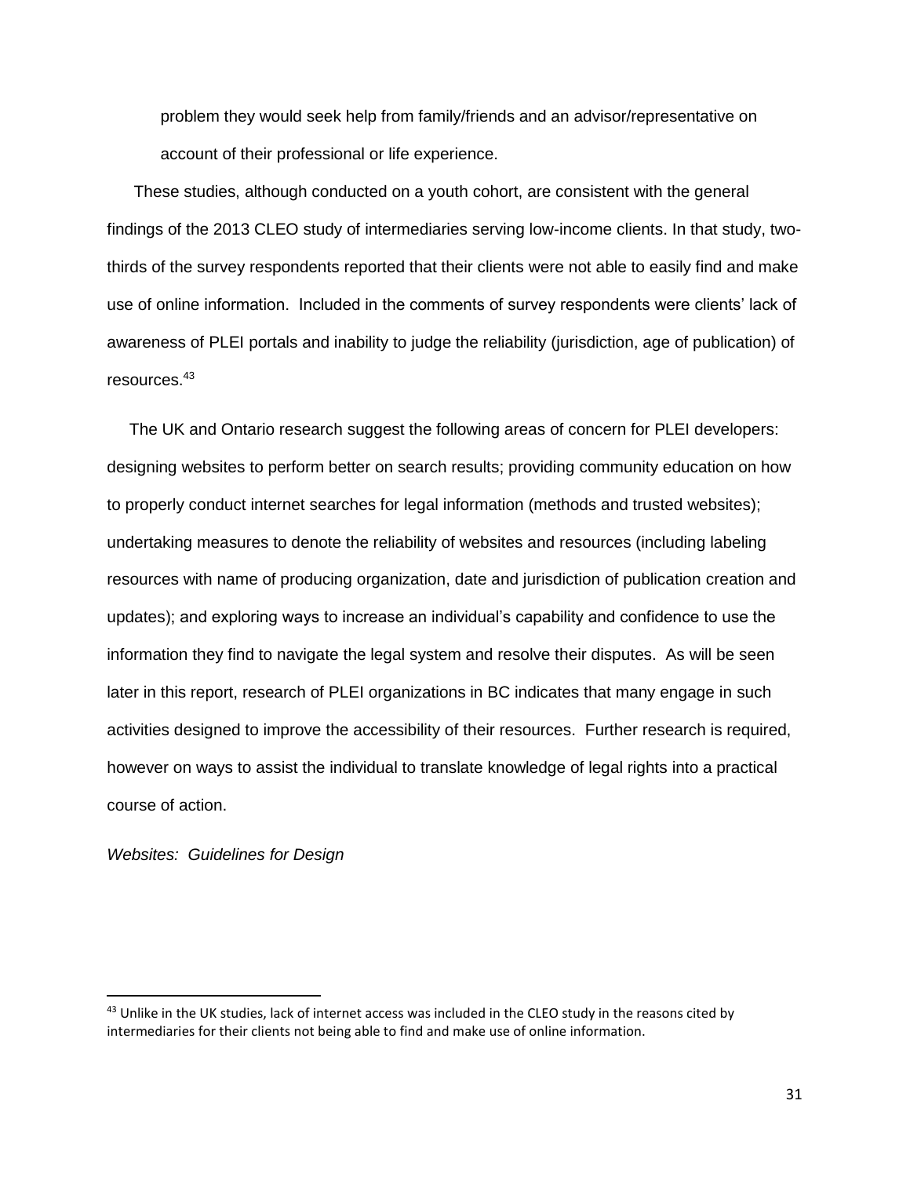problem they would seek help from family/friends and an advisor/representative on account of their professional or life experience.

These studies, although conducted on a youth cohort, are consistent with the general findings of the 2013 CLEO study of intermediaries serving low-income clients. In that study, two-thirds of the survey respondents reported that their clients were not able to easily find and make use of online information. Included in the comments of survey respondents were clients' lack of awareness of PLEI portals and inability to judge the reliability (jurisdiction, age of publication) of resources.[43]

The UK and Ontario research suggest the following areas of concern for PLEI developers: designing websites to perform better on search results; providing community education on how to properly conduct internet searches for legal information (methods and trusted websites); undertaking measures to denote the reliability of websites and resources (including labeling resources with name of producing organization, date and jurisdiction of publication creation and updates); and exploring ways to increase an individual's capability and confidence to use the information they find to navigate the legal system and resolve their disputes. As will be seen later in this report, research of PLEI organizations in BC indicates that many engage in such activities designed to improve the accessibility of their resources. Further research is required, however on ways to assist the individual to translate knowledge of legal rights into a practical course of action.

*Websites: Guidelines for Design*

---

[43] Unlike in the UK studies, lack of internet access was included in the CLEO study in the reasons cited by intermediaries for their clients not being able to find and make use of online information.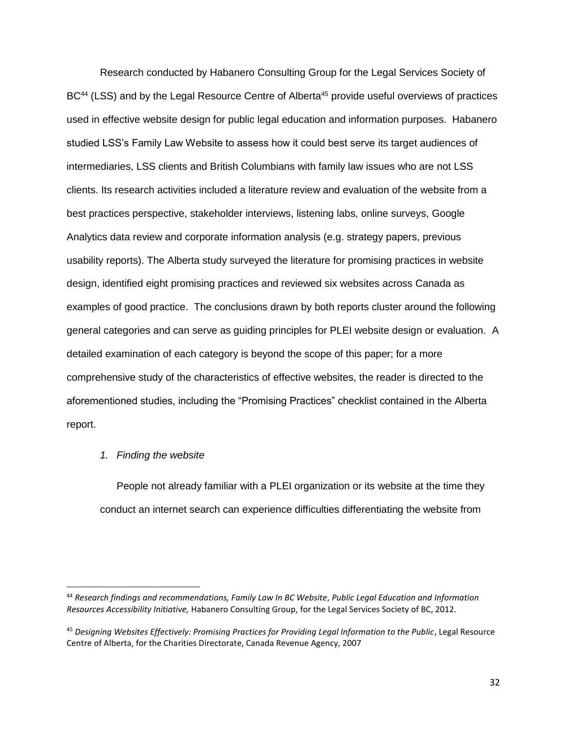Research conducted by Habanero Consulting Group for the Legal Services Society of BC[44] (LSS) and by the Legal Resource Centre of Alberta[45] provide useful overviews of practices used in effective website design for public legal education and information purposes. Habanero studied LSS's Family Law Website to assess how it could best serve its target audiences of intermediaries, LSS clients and British Columbians with family law issues who are not LSS clients. Its research activities included a literature review and evaluation of the website from a best practices perspective, stakeholder interviews, listening labs, online surveys, Google Analytics data review and corporate information analysis (e.g. strategy papers, previous usability reports). The Alberta study surveyed the literature for promising practices in website design, identified eight promising practices and reviewed six websites across Canada as examples of good practice. The conclusions drawn by both reports cluster around the following general categories and can serve as guiding principles for PLEI website design or evaluation. A detailed examination of each category is beyond the scope of this paper; for a more comprehensive study of the characteristics of effective websites, the reader is directed to the aforementioned studies, including the "Promising Practices" checklist contained in the Alberta report.

*1. Finding the website*

People not already familiar with a PLEI organization or its website at the time they conduct an internet search can experience difficulties differentiating the website from

---

[44] *Research findings and recommendations, Family Law In BC Website*, *Public Legal Education and Information Resources Accessibility Initiative,* Habanero Consulting Group, for the Legal Services Society of BC, 2012.

[45] *Designing Websites Effectively: Promising Practices for Providing Legal Information to the Public*, Legal Resource Centre of Alberta, for the Charities Directorate, Canada Revenue Agency, 2007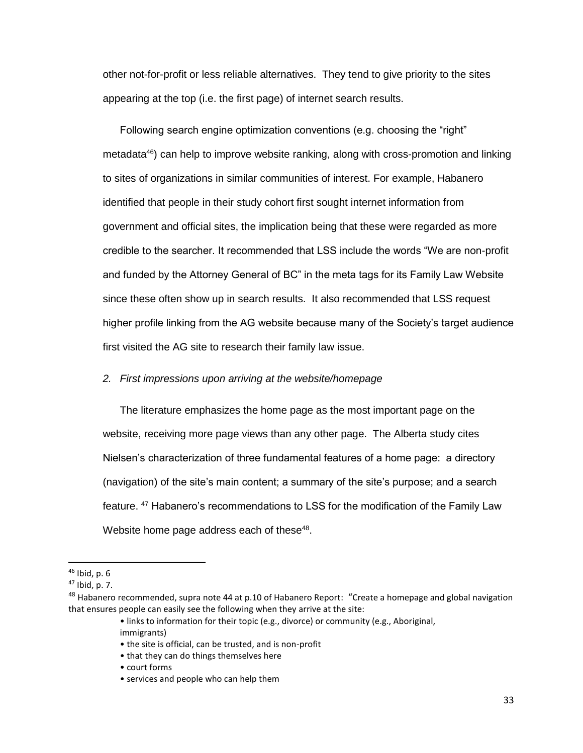other not-for-profit or less reliable alternatives. They tend to give priority to the sites appearing at the top (i.e. the first page) of internet search results.

Following search engine optimization conventions (e.g. choosing the "right" metadata[46]) can help to improve website ranking, along with cross-promotion and linking to sites of organizations in similar communities of interest. For example, Habanero identified that people in their study cohort first sought internet information from government and official sites, the implication being that these were regarded as more credible to the searcher. It recommended that LSS include the words "We are non-profit and funded by the Attorney General of BC" in the meta tags for its Family Law Website since these often show up in search results. It also recommended that LSS request higher profile linking from the AG website because many of the Society's target audience first visited the AG site to research their family law issue.

*2. First impressions upon arriving at the website/homepage*

The literature emphasizes the home page as the most important page on the website, receiving more page views than any other page. The Alberta study cites Nielsen's characterization of three fundamental features of a home page: a directory (navigation) of the site's main content; a summary of the site's purpose; and a search feature. [47] Habanero's recommendations to LSS for the modification of the Family Law Website home page address each of these[48].

---

[46] Ibid, p. 6

[47] Ibid, p. 7.

[48] Habanero recommended, supra note 44 at p.10 of Habanero Report: "Create a homepage and global navigation that ensures people can easily see the following when they arrive at the site:

- links to information for their topic (e.g., divorce) or community (e.g., Aboriginal, immigrants)
- the site is official, can be trusted, and is non-profit
- that they can do things themselves here
- court forms
- services and people who can help them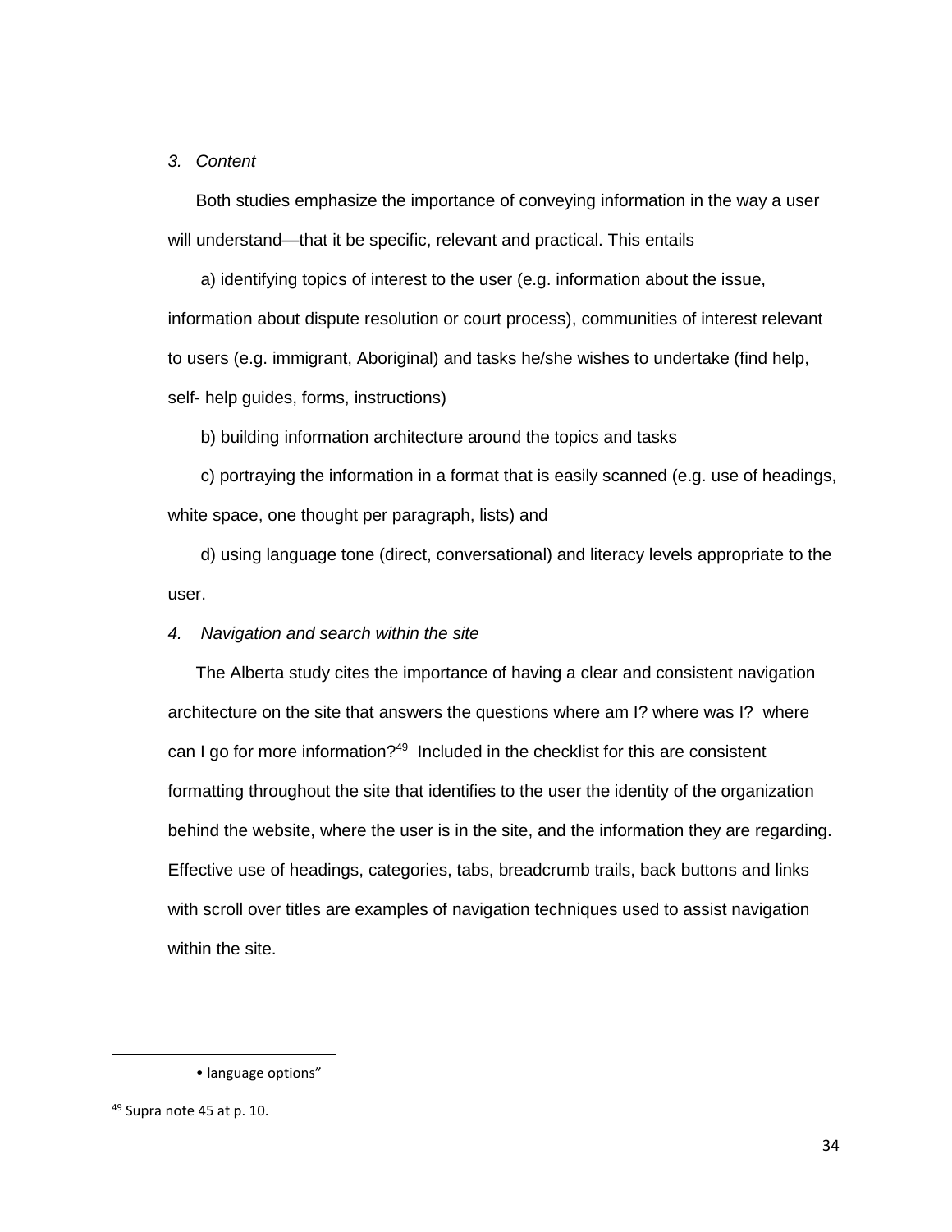*3. Content*

Both studies emphasize the importance of conveying information in the way a user will understand—that it be specific, relevant and practical. This entails

a) identifying topics of interest to the user (e.g. information about the issue, information about dispute resolution or court process), communities of interest relevant to users (e.g. immigrant, Aboriginal) and tasks he/she wishes to undertake (find help, self- help guides, forms, instructions)

b) building information architecture around the topics and tasks

c) portraying the information in a format that is easily scanned (e.g. use of headings, white space, one thought per paragraph, lists) and

d) using language tone (direct, conversational) and literacy levels appropriate to the user.

*4. Navigation and search within the site*

The Alberta study cites the importance of having a clear and consistent navigation architecture on the site that answers the questions where am I? where was I? where can I go for more information?[49] Included in the checklist for this are consistent formatting throughout the site that identifies to the user the identity of the organization behind the website, where the user is in the site, and the information they are regarding. Effective use of headings, categories, tabs, breadcrumb trails, back buttons and links with scroll over titles are examples of navigation techniques used to assist navigation within the site.

---

• language options"

[49] Supra note 45 at p. 10.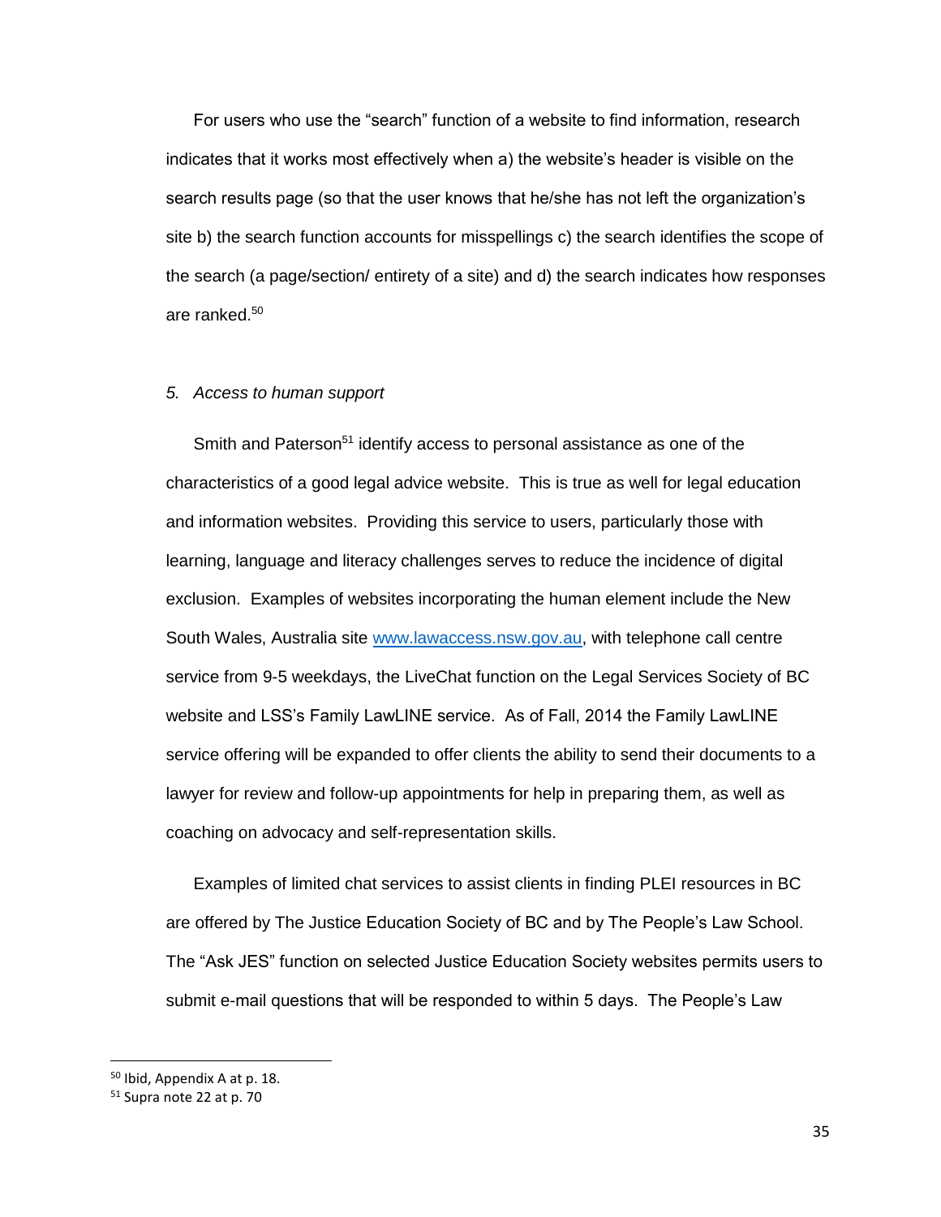For users who use the "search" function of a website to find information, research indicates that it works most effectively when a) the website's header is visible on the search results page (so that the user knows that he/she has not left the organization's site b) the search function accounts for misspellings c) the search identifies the scope of the search (a page/section/ entirety of a site) and d) the search indicates how responses are ranked.[50]

*5. Access to human support*

Smith and Paterson[51] identify access to personal assistance as one of the characteristics of a good legal advice website. This is true as well for legal education and information websites. Providing this service to users, particularly those with learning, language and literacy challenges serves to reduce the incidence of digital exclusion. Examples of websites incorporating the human element include the New South Wales, Australia site [www.lawaccess.nsw.gov.au](http://www.lawaccess.nsw.gov.au), with telephone call centre service from 9-5 weekdays, the LiveChat function on the Legal Services Society of BC website and LSS's Family LawLINE service. As of Fall, 2014 the Family LawLINE service offering will be expanded to offer clients the ability to send their documents to a lawyer for review and follow-up appointments for help in preparing them, as well as coaching on advocacy and self-representation skills.

Examples of limited chat services to assist clients in finding PLEI resources in BC are offered by The Justice Education Society of BC and by The People's Law School. The "Ask JES" function on selected Justice Education Society websites permits users to submit e-mail questions that will be responded to within 5 days. The People's Law

---

[50] Ibid, Appendix A at p. 18.

[51] Supra note 22 at p. 70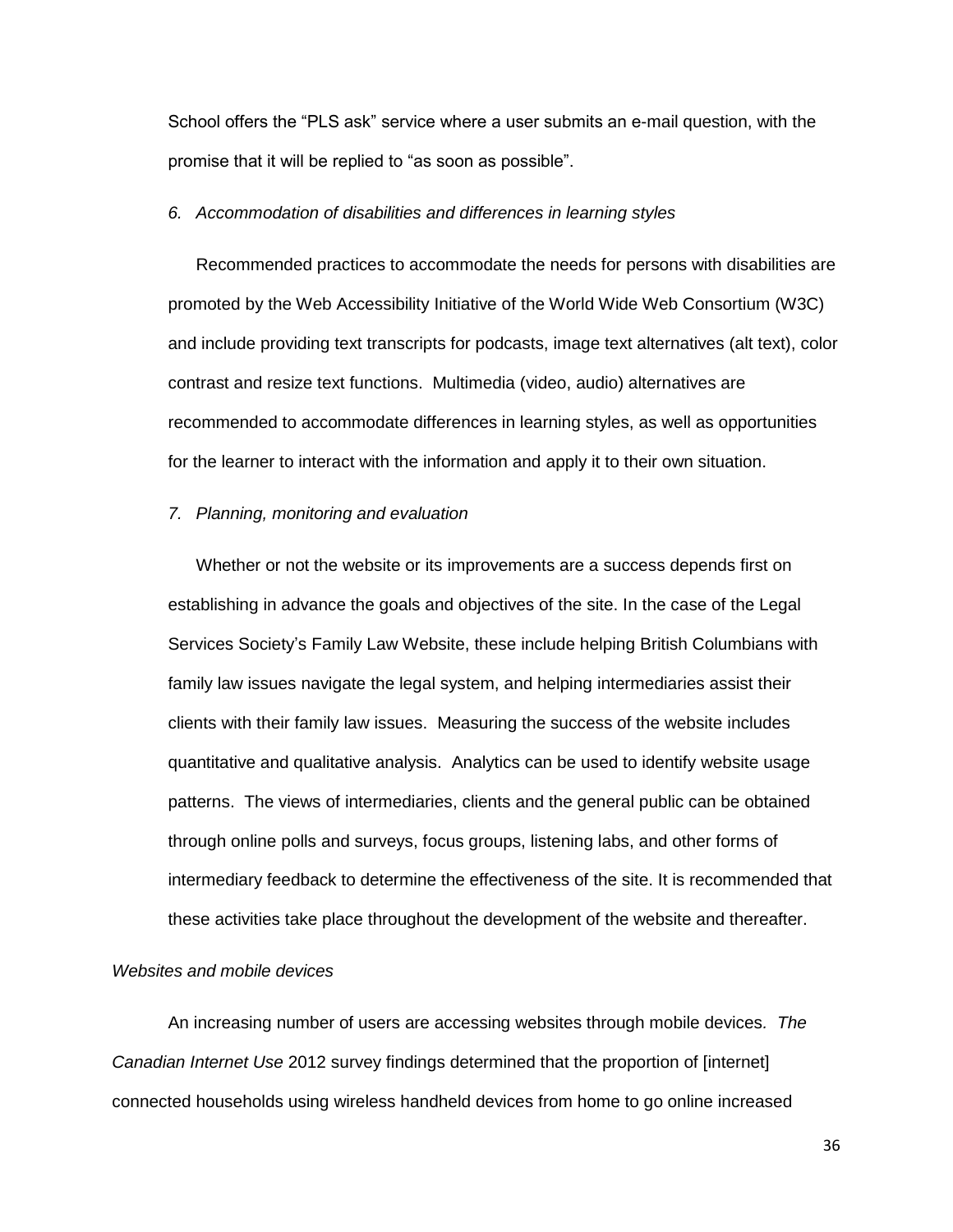School offers the "PLS ask" service where a user submits an e-mail question, with the promise that it will be replied to "as soon as possible".

*6. Accommodation of disabilities and differences in learning styles*

Recommended practices to accommodate the needs for persons with disabilities are promoted by the Web Accessibility Initiative of the World Wide Web Consortium (W3C) and include providing text transcripts for podcasts, image text alternatives (alt text), color contrast and resize text functions. Multimedia (video, audio) alternatives are recommended to accommodate differences in learning styles, as well as opportunities for the learner to interact with the information and apply it to their own situation.

*7. Planning, monitoring and evaluation*

Whether or not the website or its improvements are a success depends first on establishing in advance the goals and objectives of the site. In the case of the Legal Services Society's Family Law Website, these include helping British Columbians with family law issues navigate the legal system, and helping intermediaries assist their clients with their family law issues. Measuring the success of the website includes quantitative and qualitative analysis. Analytics can be used to identify website usage patterns. The views of intermediaries, clients and the general public can be obtained through online polls and surveys, focus groups, listening labs, and other forms of intermediary feedback to determine the effectiveness of the site. It is recommended that these activities take place throughout the development of the website and thereafter.

*Websites and mobile devices*

An increasing number of users are accessing websites through mobile devices. *The Canadian Internet Use* 2012 survey findings determined that the proportion of [internet] connected households using wireless handheld devices from home to go online increased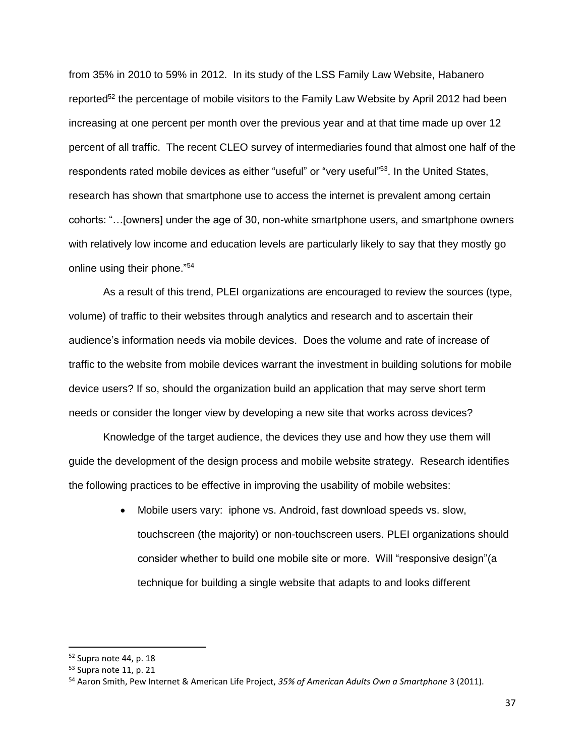from 35% in 2010 to 59% in 2012. In its study of the LSS Family Law Website, Habanero reported[52] the percentage of mobile visitors to the Family Law Website by April 2012 had been increasing at one percent per month over the previous year and at that time made up over 12 percent of all traffic. The recent CLEO survey of intermediaries found that almost one half of the respondents rated mobile devices as either "useful" or "very useful"[53]. In the United States, research has shown that smartphone use to access the internet is prevalent among certain cohorts: "…[owners] under the age of 30, non-white smartphone users, and smartphone owners with relatively low income and education levels are particularly likely to say that they mostly go online using their phone."[54]

As a result of this trend, PLEI organizations are encouraged to review the sources (type, volume) of traffic to their websites through analytics and research and to ascertain their audience's information needs via mobile devices. Does the volume and rate of increase of traffic to the website from mobile devices warrant the investment in building solutions for mobile device users? If so, should the organization build an application that may serve short term needs or consider the longer view by developing a new site that works across devices?

Knowledge of the target audience, the devices they use and how they use them will guide the development of the design process and mobile website strategy. Research identifies the following practices to be effective in improving the usability of mobile websites:

- Mobile users vary: iphone vs. Android, fast download speeds vs. slow, touchscreen (the majority) or non-touchscreen users. PLEI organizations should consider whether to build one mobile site or more. Will "responsive design"(a technique for building a single website that adapts to and looks different

---

[52] Supra note 44, p. 18

[53] Supra note 11, p. 21

[54] Aaron Smith, Pew Internet & American Life Project, *35% of American Adults Own a Smartphone* 3 (2011).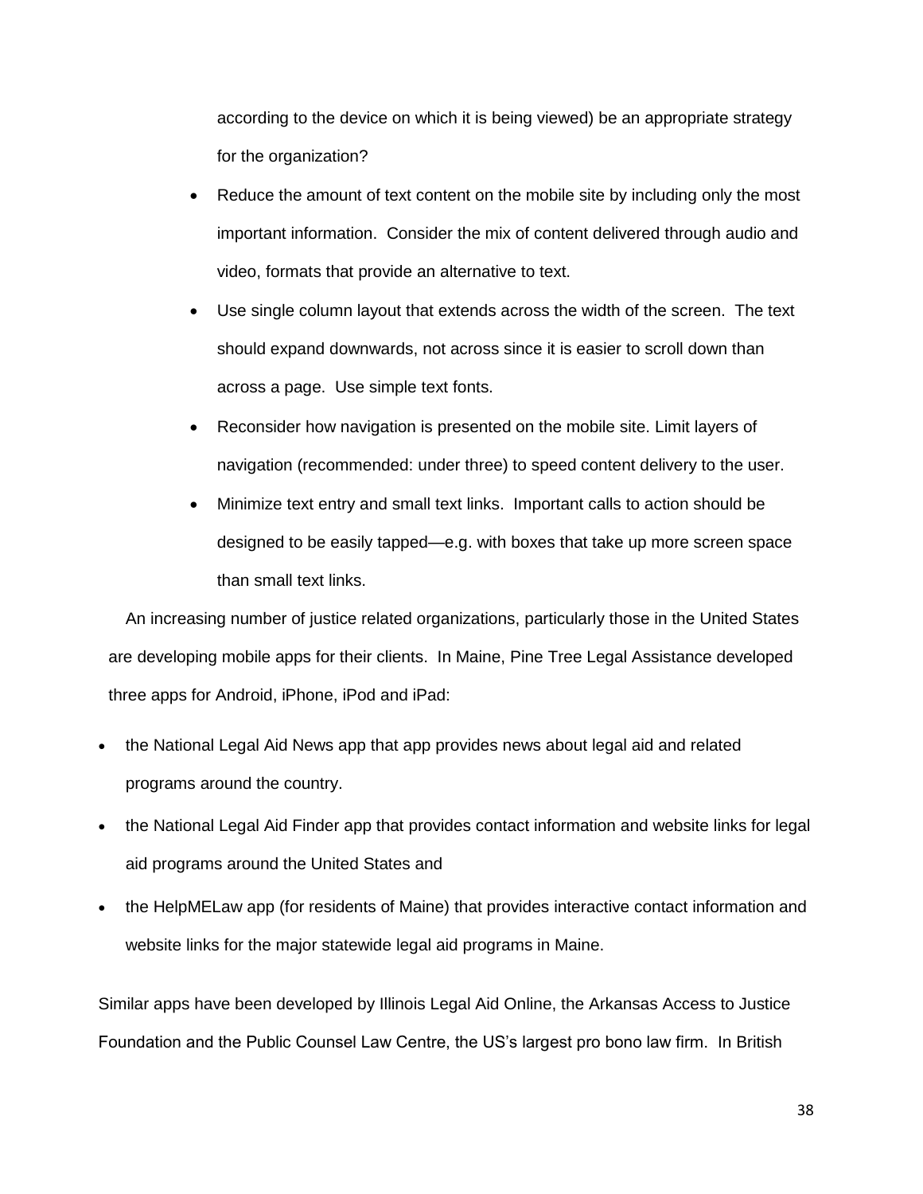according to the device on which it is being viewed) be an appropriate strategy for the organization?

- Reduce the amount of text content on the mobile site by including only the most important information. Consider the mix of content delivered through audio and video, formats that provide an alternative to text.
- Use single column layout that extends across the width of the screen. The text should expand downwards, not across since it is easier to scroll down than across a page. Use simple text fonts.
- Reconsider how navigation is presented on the mobile site. Limit layers of navigation (recommended: under three) to speed content delivery to the user.
- Minimize text entry and small text links. Important calls to action should be designed to be easily tapped—e.g. with boxes that take up more screen space than small text links.

An increasing number of justice related organizations, particularly those in the United States are developing mobile apps for their clients. In Maine, Pine Tree Legal Assistance developed three apps for Android, iPhone, iPod and iPad:

- the National Legal Aid News app that app provides news about legal aid and related programs around the country.
- the National Legal Aid Finder app that provides contact information and website links for legal aid programs around the United States and
- the HelpMELaw app (for residents of Maine) that provides interactive contact information and website links for the major statewide legal aid programs in Maine.

Similar apps have been developed by Illinois Legal Aid Online, the Arkansas Access to Justice Foundation and the Public Counsel Law Centre, the US's largest pro bono law firm. In British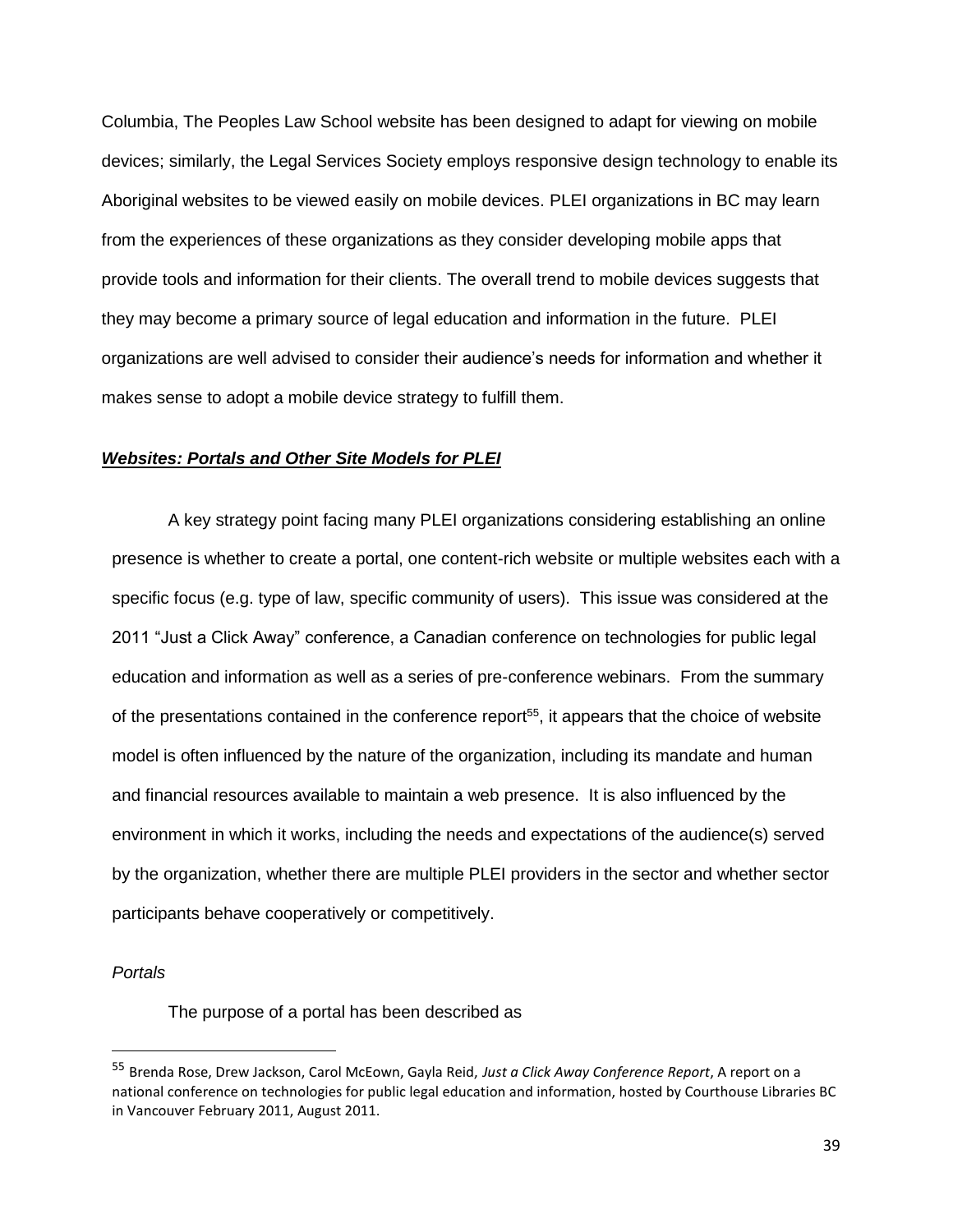Columbia, The Peoples Law School website has been designed to adapt for viewing on mobile devices; similarly, the Legal Services Society employs responsive design technology to enable its Aboriginal websites to be viewed easily on mobile devices. PLEI organizations in BC may learn from the experiences of these organizations as they consider developing mobile apps that provide tools and information for their clients. The overall trend to mobile devices suggests that they may become a primary source of legal education and information in the future. PLEI organizations are well advised to consider their audience's needs for information and whether it makes sense to adopt a mobile device strategy to fulfill them.

### ***Websites: Portals and Other Site Models for PLEI***

A key strategy point facing many PLEI organizations considering establishing an online presence is whether to create a portal, one content-rich website or multiple websites each with a specific focus (e.g. type of law, specific community of users). This issue was considered at the 2011 "Just a Click Away" conference, a Canadian conference on technologies for public legal education and information as well as a series of pre-conference webinars. From the summary of the presentations contained in the conference report[55], it appears that the choice of website model is often influenced by the nature of the organization, including its mandate and human and financial resources available to maintain a web presence. It is also influenced by the environment in which it works, including the needs and expectations of the audience(s) served by the organization, whether there are multiple PLEI providers in the sector and whether sector participants behave cooperatively or competitively.

*Portals*

The purpose of a portal has been described as

---

[55] Brenda Rose, Drew Jackson, Carol McEown, Gayla Reid, *Just a Click Away Conference Report*, A report on a national conference on technologies for public legal education and information, hosted by Courthouse Libraries BC in Vancouver February 2011, August 2011.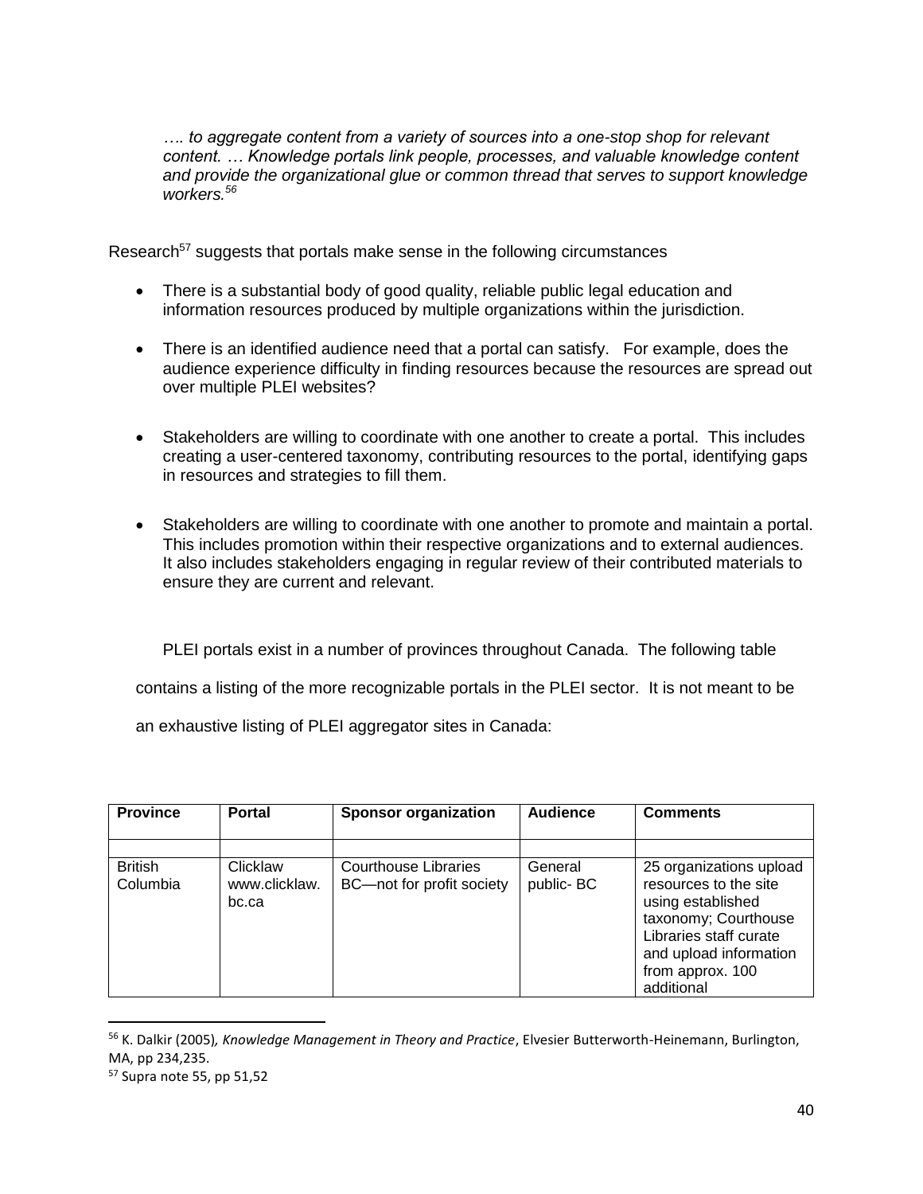*…. to aggregate content from a variety of sources into a one-stop shop for relevant content. … Knowledge portals link people, processes, and valuable knowledge content and provide the organizational glue or common thread that serves to support knowledge workers.[56]*

Research[57] suggests that portals make sense in the following circumstances

- There is a substantial body of good quality, reliable public legal education and information resources produced by multiple organizations within the jurisdiction.
- There is an identified audience need that a portal can satisfy. For example, does the audience experience difficulty in finding resources because the resources are spread out over multiple PLEI websites?
- Stakeholders are willing to coordinate with one another to create a portal. This includes creating a user-centered taxonomy, contributing resources to the portal, identifying gaps in resources and strategies to fill them.
- Stakeholders are willing to coordinate with one another to promote and maintain a portal. This includes promotion within their respective organizations and to external audiences. It also includes stakeholders engaging in regular review of their contributed materials to ensure they are current and relevant.

PLEI portals exist in a number of provinces throughout Canada. The following table contains a listing of the more recognizable portals in the PLEI sector. It is not meant to be an exhaustive listing of PLEI aggregator sites in Canada:

| Province | Portal | Sponsor organization | Audience | Comments |
|---|---|---|---|---|
| | | | | |
| British Columbia | Clicklaw www.clicklaw.bc.ca | Courthouse Libraries BC—not for profit society | General public- BC | 25 organizations upload resources to the site using established taxonomy; Courthouse Libraries staff curate and upload information from approx. 100 additional |

[56] K. Dalkir (2005), *Knowledge Management in Theory and Practice*, Elvesier Butterworth-Heinemann, Burlington, MA, pp 234,235.

[57] Supra note 55, pp 51,52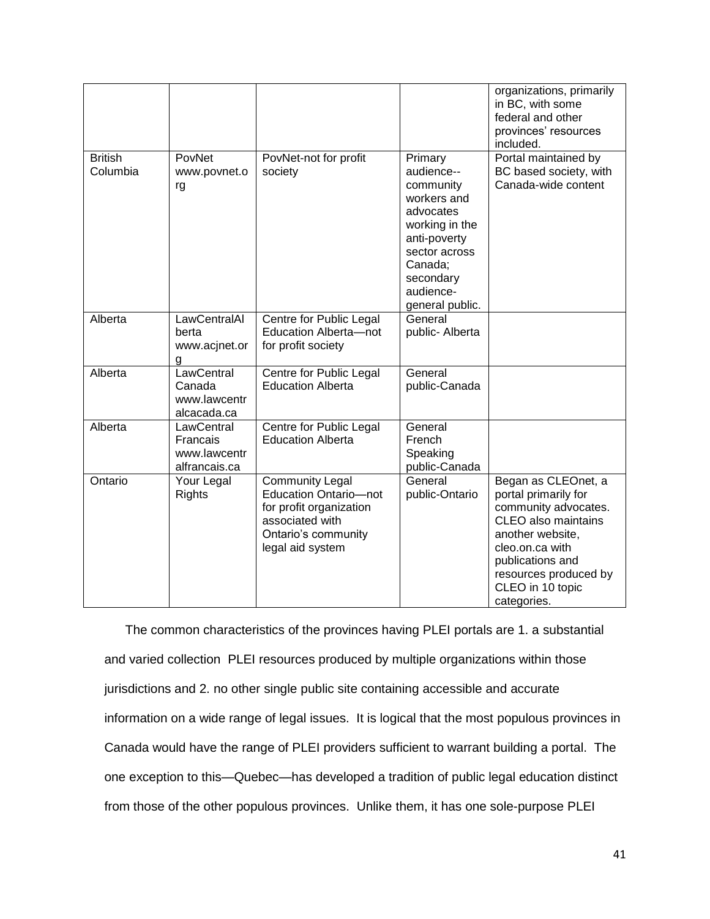| | | | | organizations, primarily in BC, with some federal and other provinces' resources included. |
|---|---|---|---|---|
| British Columbia | PovNet www.povnet.org | PovNet-not for profit society | Primary audience--community workers and advocates working in the anti-poverty sector across Canada; secondary audience-general public. | Portal maintained by BC based society, with Canada-wide content |
| Alberta | LawCentralAlberta www.acjnet.org | Centre for Public Legal Education Alberta—not for profit society | General public- Alberta | |
| Alberta | LawCentral Canada www.lawcentralcacada.ca | Centre for Public Legal Education Alberta | General public-Canada | |
| Alberta | LawCentral Francais www.lawcentralfrancais.ca | Centre for Public Legal Education Alberta | General French Speaking public-Canada | |
| Ontario | Your Legal Rights | Community Legal Education Ontario—not for profit organization associated with Ontario's community legal aid system | General public-Ontario | Began as CLEOnet, a portal primarily for community advocates. CLEO also maintains another website, cleo.on.ca with publications and resources produced by CLEO in 10 topic categories. |

The common characteristics of the provinces having PLEI portals are 1. a substantial and varied collection PLEI resources produced by multiple organizations within those jurisdictions and 2. no other single public site containing accessible and accurate information on a wide range of legal issues. It is logical that the most populous provinces in Canada would have the range of PLEI providers sufficient to warrant building a portal. The one exception to this—Quebec—has developed a tradition of public legal education distinct from those of the other populous provinces. Unlike them, it has one sole-purpose PLEI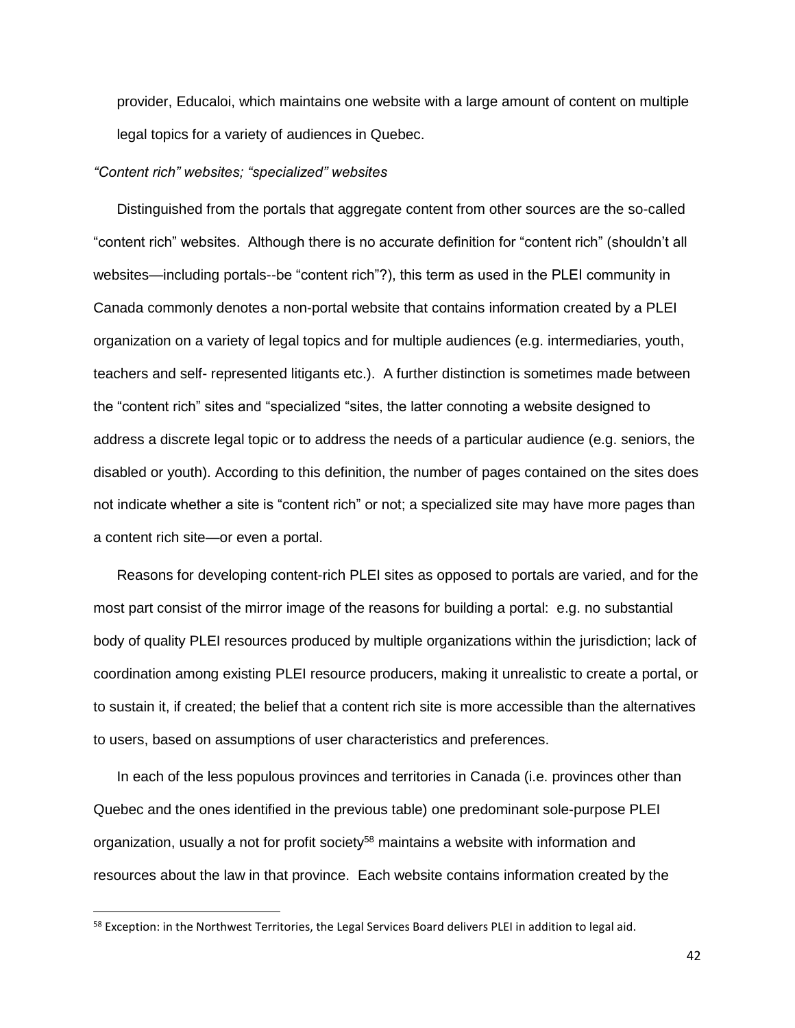provider, Educaloi, which maintains one website with a large amount of content on multiple legal topics for a variety of audiences in Quebec.

*"Content rich" websites; "specialized" websites*

Distinguished from the portals that aggregate content from other sources are the so-called "content rich" websites. Although there is no accurate definition for "content rich" (shouldn't all websites—including portals--be "content rich"?), this term as used in the PLEI community in Canada commonly denotes a non-portal website that contains information created by a PLEI organization on a variety of legal topics and for multiple audiences (e.g. intermediaries, youth, teachers and self- represented litigants etc.). A further distinction is sometimes made between the "content rich" sites and "specialized "sites, the latter connoting a website designed to address a discrete legal topic or to address the needs of a particular audience (e.g. seniors, the disabled or youth). According to this definition, the number of pages contained on the sites does not indicate whether a site is "content rich" or not; a specialized site may have more pages than a content rich site—or even a portal.

Reasons for developing content-rich PLEI sites as opposed to portals are varied, and for the most part consist of the mirror image of the reasons for building a portal: e.g. no substantial body of quality PLEI resources produced by multiple organizations within the jurisdiction; lack of coordination among existing PLEI resource producers, making it unrealistic to create a portal, or to sustain it, if created; the belief that a content rich site is more accessible than the alternatives to users, based on assumptions of user characteristics and preferences.

In each of the less populous provinces and territories in Canada (i.e. provinces other than Quebec and the ones identified in the previous table) one predominant sole-purpose PLEI organization, usually a not for profit society[58] maintains a website with information and resources about the law in that province. Each website contains information created by the

[58] Exception: in the Northwest Territories, the Legal Services Board delivers PLEI in addition to legal aid.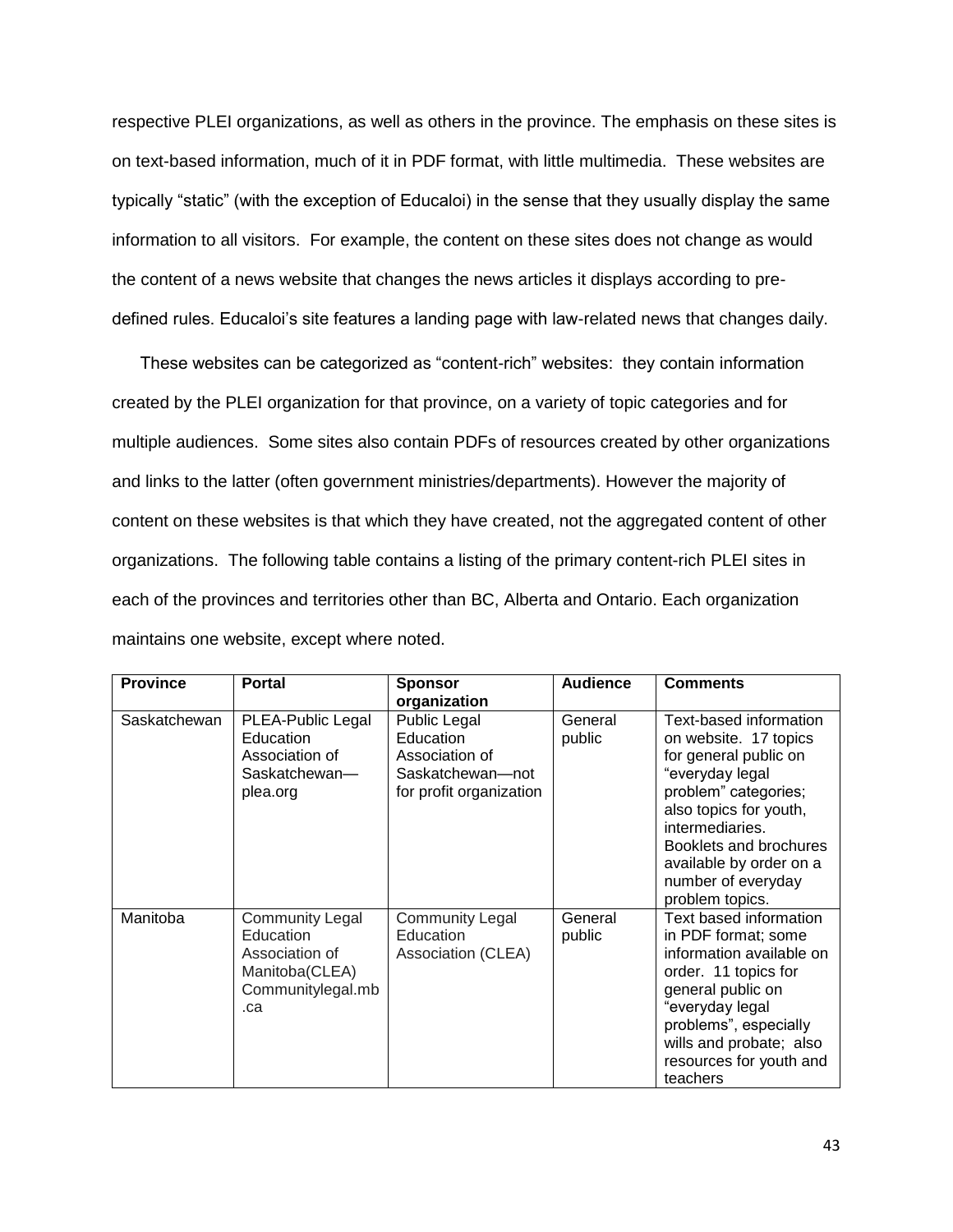respective PLEI organizations, as well as others in the province. The emphasis on these sites is on text-based information, much of it in PDF format, with little multimedia. These websites are typically "static" (with the exception of Educaloi) in the sense that they usually display the same information to all visitors. For example, the content on these sites does not change as would the content of a news website that changes the news articles it displays according to pre-defined rules. Educaloi's site features a landing page with law-related news that changes daily.

These websites can be categorized as "content-rich" websites: they contain information created by the PLEI organization for that province, on a variety of topic categories and for multiple audiences. Some sites also contain PDFs of resources created by other organizations and links to the latter (often government ministries/departments). However the majority of content on these websites is that which they have created, not the aggregated content of other organizations. The following table contains a listing of the primary content-rich PLEI sites in each of the provinces and territories other than BC, Alberta and Ontario. Each organization maintains one website, except where noted.

| Province | Portal | Sponsor organization | Audience | Comments |
|---|---|---|---|---|
| Saskatchewan | PLEA-Public Legal Education Association of Saskatchewan—plea.org | Public Legal Education Association of Saskatchewan—not for profit organization | General public | Text-based information on website. 17 topics for general public on "everyday legal problem" categories; also topics for youth, intermediaries. Booklets and brochures available by order on a number of everyday problem topics. |
| Manitoba | Community Legal Education Association of Manitoba(CLEA) Communitylegal.mb.ca | Community Legal Education Association (CLEA) | General public | Text based information in PDF format; some information available on order. 11 topics for general public on "everyday legal problems", especially wills and probate; also resources for youth and teachers |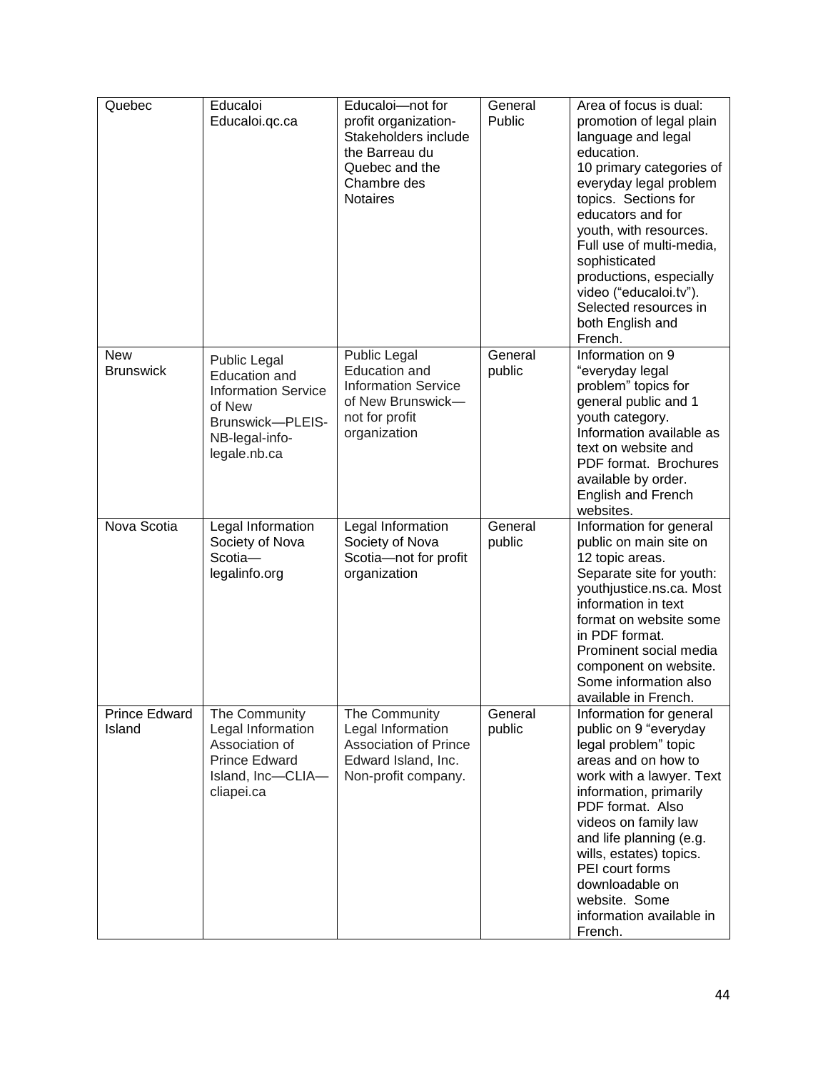| Quebec | Educaloi Educaloi.qc.ca | Educaloi—not for profit organization- Stakeholders include the Barreau du Quebec and the Chambre des Notaires | General Public | Area of focus is dual: promotion of legal plain language and legal education. 10 primary categories of everyday legal problem topics. Sections for educators and for youth, with resources. Full use of multi-media, sophisticated productions, especially video ("educaloi.tv"). Selected resources in both English and French. |
|---|---|---|---|---|
| New Brunswick | Public Legal Education and Information Service of New Brunswick—PLEIS-NB-legal-info-legale.nb.ca | Public Legal Education and Information Service of New Brunswick—not for profit organization | General public | Information on 9 "everyday legal problem" topics for general public and 1 youth category. Information available as text on website and PDF format. Brochures available by order. English and French websites. |
| Nova Scotia | Legal Information Society of Nova Scotia—legalinfo.org | Legal Information Society of Nova Scotia—not for profit organization | General public | Information for general public on main site on 12 topic areas. Separate site for youth: youthjustice.ns.ca. Most information in text format on website some in PDF format. Prominent social media component on website. Some information also available in French. |
| Prince Edward Island | The Community Legal Information Association of Prince Edward Island, Inc—CLIA—cliapei.ca | The Community Legal Information Association of Prince Edward Island, Inc. Non-profit company. | General public | Information for general public on 9 "everyday legal problem" topic areas and on how to work with a lawyer. Text information, primarily PDF format. Also videos on family law and life planning (e.g. wills, estates) topics. PEI court forms downloadable on website. Some information available in French. |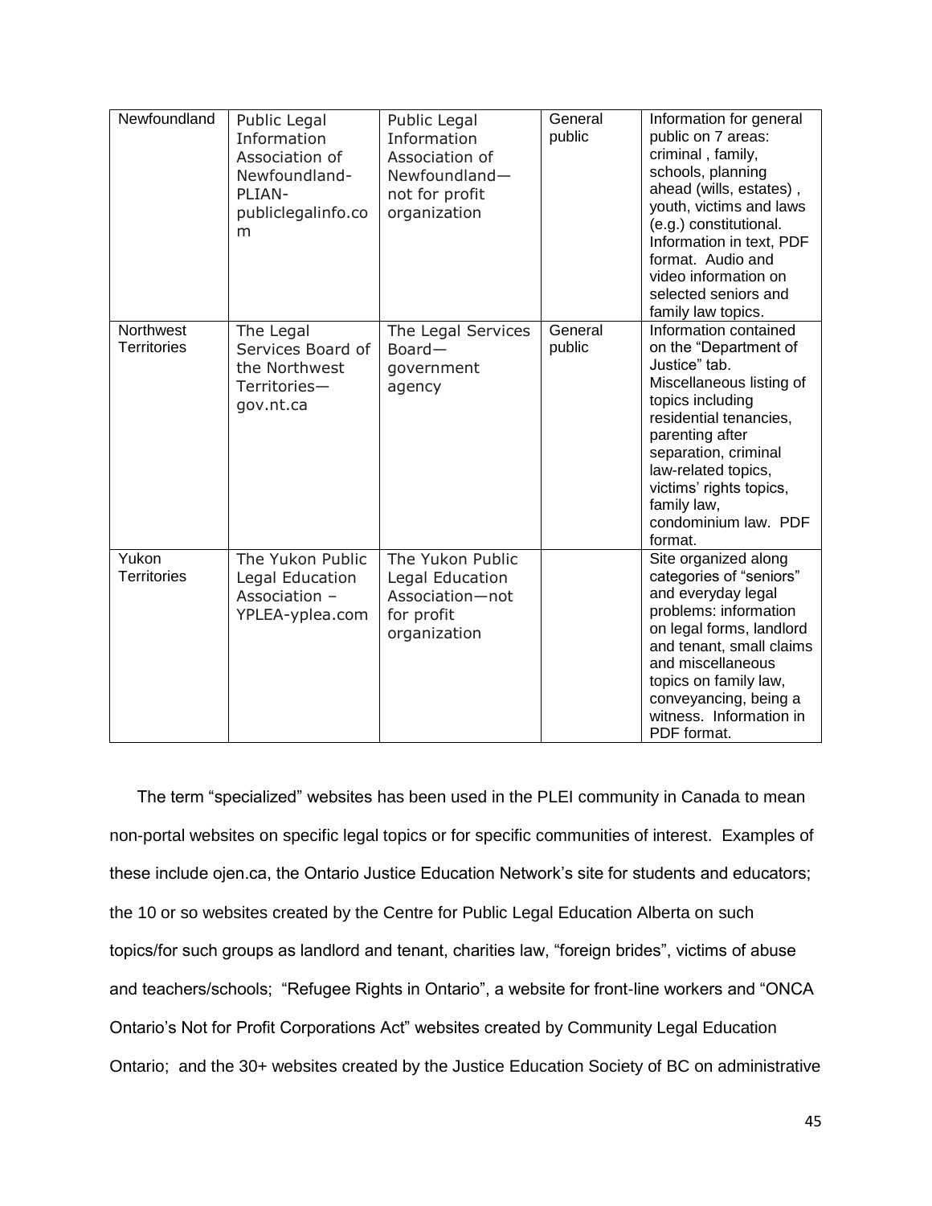| Newfoundland | Public Legal Information Association of Newfoundland-PLIAN-publiclegalinfo.com | Public Legal Information Association of Newfoundland—not for profit organization | General public | Information for general public on 7 areas: criminal , family, schools, planning ahead (wills, estates) , youth, victims and laws (e.g.) constitutional. Information in text, PDF format. Audio and video information on selected seniors and family law topics. |
|---|---|---|---|---|
| Northwest Territories | The Legal Services Board of the Northwest Territories—gov.nt.ca | The Legal Services Board—government agency | General public | Information contained on the "Department of Justice" tab. Miscellaneous listing of topics including residential tenancies, parenting after separation, criminal law-related topics, victims' rights topics, family law, condominium law. PDF format. |
| Yukon Territories | The Yukon Public Legal Education Association – YPLEA-yplea.com | The Yukon Public Legal Education Association—not for profit organization | | Site organized along categories of "seniors" and everyday legal problems: information on legal forms, landlord and tenant, small claims and miscellaneous topics on family law, conveyancing, being a witness. Information in PDF format. |

The term "specialized" websites has been used in the PLEI community in Canada to mean non-portal websites on specific legal topics or for specific communities of interest. Examples of these include ojen.ca, the Ontario Justice Education Network's site for students and educators; the 10 or so websites created by the Centre for Public Legal Education Alberta on such topics/for such groups as landlord and tenant, charities law, "foreign brides", victims of abuse and teachers/schools; "Refugee Rights in Ontario", a website for front-line workers and "ONCA Ontario's Not for Profit Corporations Act" websites created by Community Legal Education Ontario; and the 30+ websites created by the Justice Education Society of BC on administrative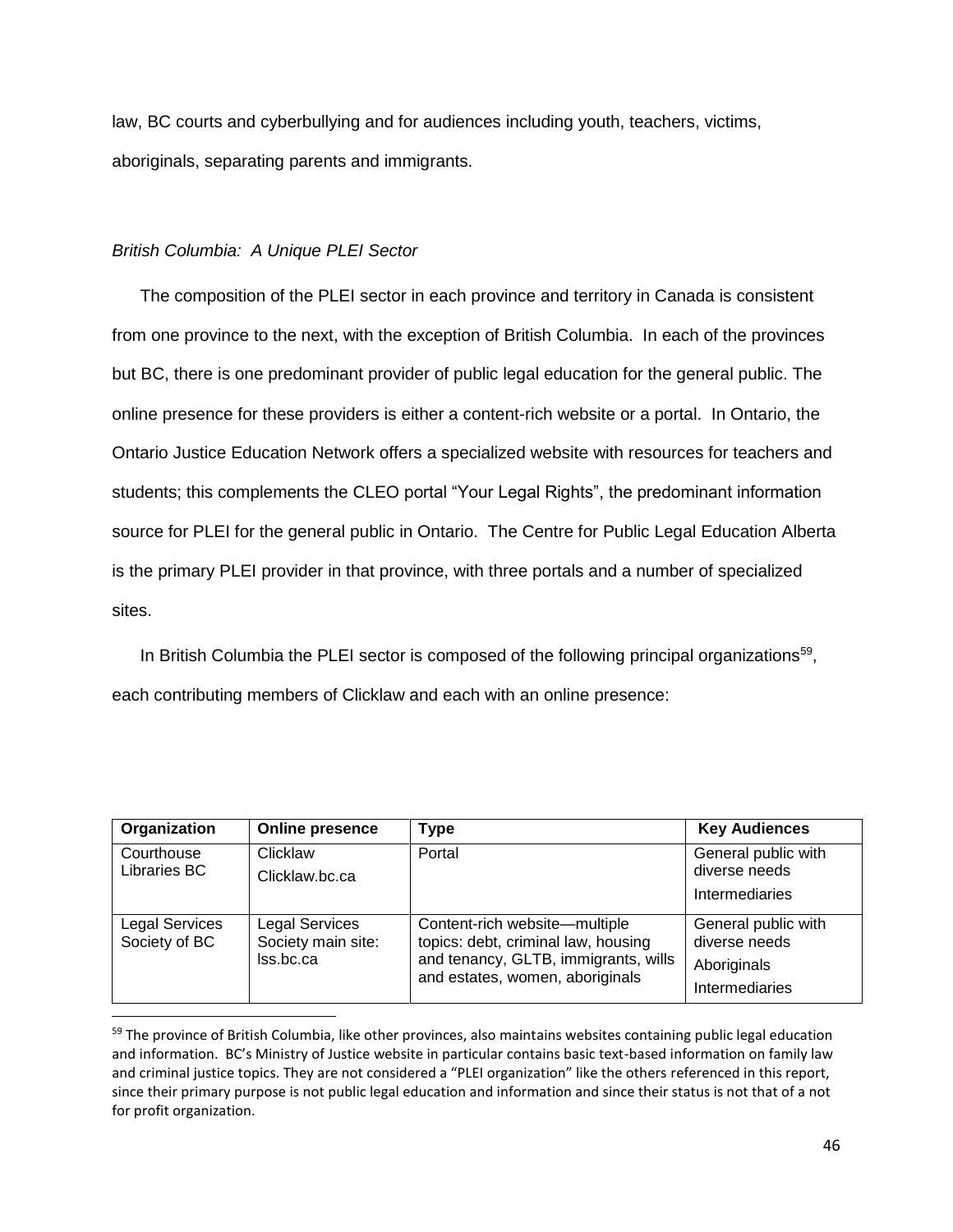law, BC courts and cyberbullying and for audiences including youth, teachers, victims, aboriginals, separating parents and immigrants.

*British Columbia: A Unique PLEI Sector*

The composition of the PLEI sector in each province and territory in Canada is consistent from one province to the next, with the exception of British Columbia. In each of the provinces but BC, there is one predominant provider of public legal education for the general public. The online presence for these providers is either a content-rich website or a portal. In Ontario, the Ontario Justice Education Network offers a specialized website with resources for teachers and students; this complements the CLEO portal "Your Legal Rights", the predominant information source for PLEI for the general public in Ontario. The Centre for Public Legal Education Alberta is the primary PLEI provider in that province, with three portals and a number of specialized sites.

In British Columbia the PLEI sector is composed of the following principal organizations[59], each contributing members of Clicklaw and each with an online presence:

| Organization | Online presence | Type | Key Audiences |
|---|---|---|---|
| Courthouse Libraries BC | Clicklaw<br>Clicklaw.bc.ca | Portal | General public with diverse needs<br>Intermediaries |
| Legal Services Society of BC | Legal Services Society main site: lss.bc.ca | Content-rich website—multiple topics: debt, criminal law, housing and tenancy, GLTB, immigrants, wills and estates, women, aboriginals | General public with diverse needs<br>Aboriginals<br>Intermediaries |

[59] The province of British Columbia, like other provinces, also maintains websites containing public legal education and information. BC's Ministry of Justice website in particular contains basic text-based information on family law and criminal justice topics. They are not considered a "PLEI organization" like the others referenced in this report, since their primary purpose is not public legal education and information and since their status is not that of a not for profit organization.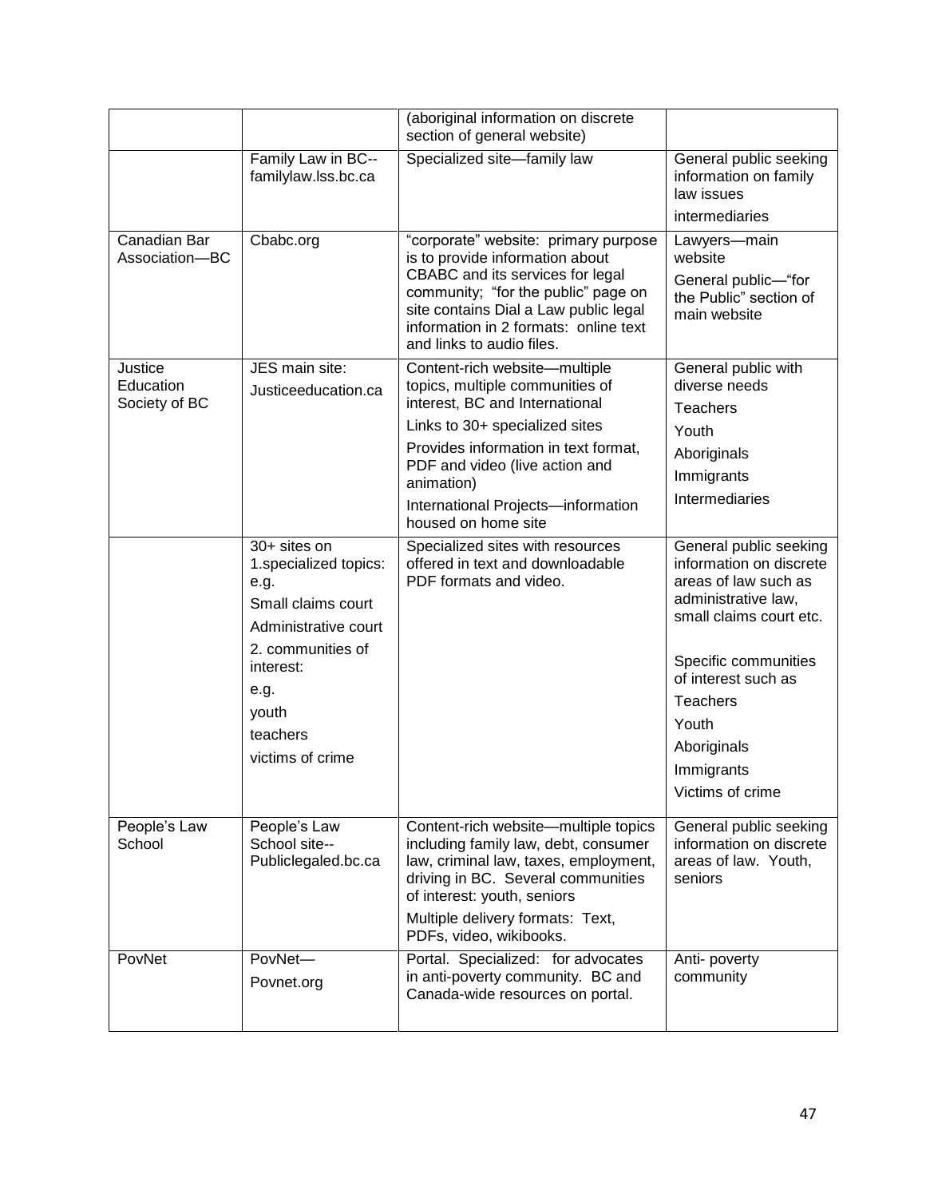| | | (aboriginal information on discrete section of general website) | |
|---|---|---|---|
| | Family Law in BC--familylaw.lss.bc.ca | Specialized site—family law | General public seeking information on family law issues<br>intermediaries |
| Canadian Bar Association—BC | Cbabc.org | “corporate” website: primary purpose is to provide information about CBABC and its services for legal community; “for the public” page on site contains Dial a Law public legal information in 2 formats: online text and links to audio files. | Lawyers—main website<br>General public—“for the Public” section of main website |
| Justice Education Society of BC | JES main site:<br>Justiceeducation.ca | Content-rich website—multiple topics, multiple communities of interest, BC and International<br>Links to 30+ specialized sites<br>Provides information in text format, PDF and video (live action and animation)<br>International Projects—information housed on home site | General public with diverse needs<br>Teachers<br>Youth<br>Aboriginals<br>Immigrants<br>Intermediaries |
| | 30+ sites on 1.specialized topics: e.g.<br>Small claims court<br>Administrative court<br>2. communities of interest:<br>e.g.<br>youth<br>teachers<br>victims of crime | Specialized sites with resources offered in text and downloadable PDF formats and video. | General public seeking information on discrete areas of law such as administrative law, small claims court etc.<br><br>Specific communities of interest such as<br>Teachers<br>Youth<br>Aboriginals<br>Immigrants<br>Victims of crime |
| People’s Law School | People’s Law School site--Publiclegaled.bc.ca | Content-rich website—multiple topics including family law, debt, consumer law, criminal law, taxes, employment, driving in BC. Several communities of interest: youth, seniors<br>Multiple delivery formats: Text, PDFs, video, wikibooks. | General public seeking information on discrete areas of law. Youth, seniors |
| PovNet | PovNet—<br>Povnet.org | Portal. Specialized: for advocates in anti-poverty community. BC and Canada-wide resources on portal. | Anti- poverty community |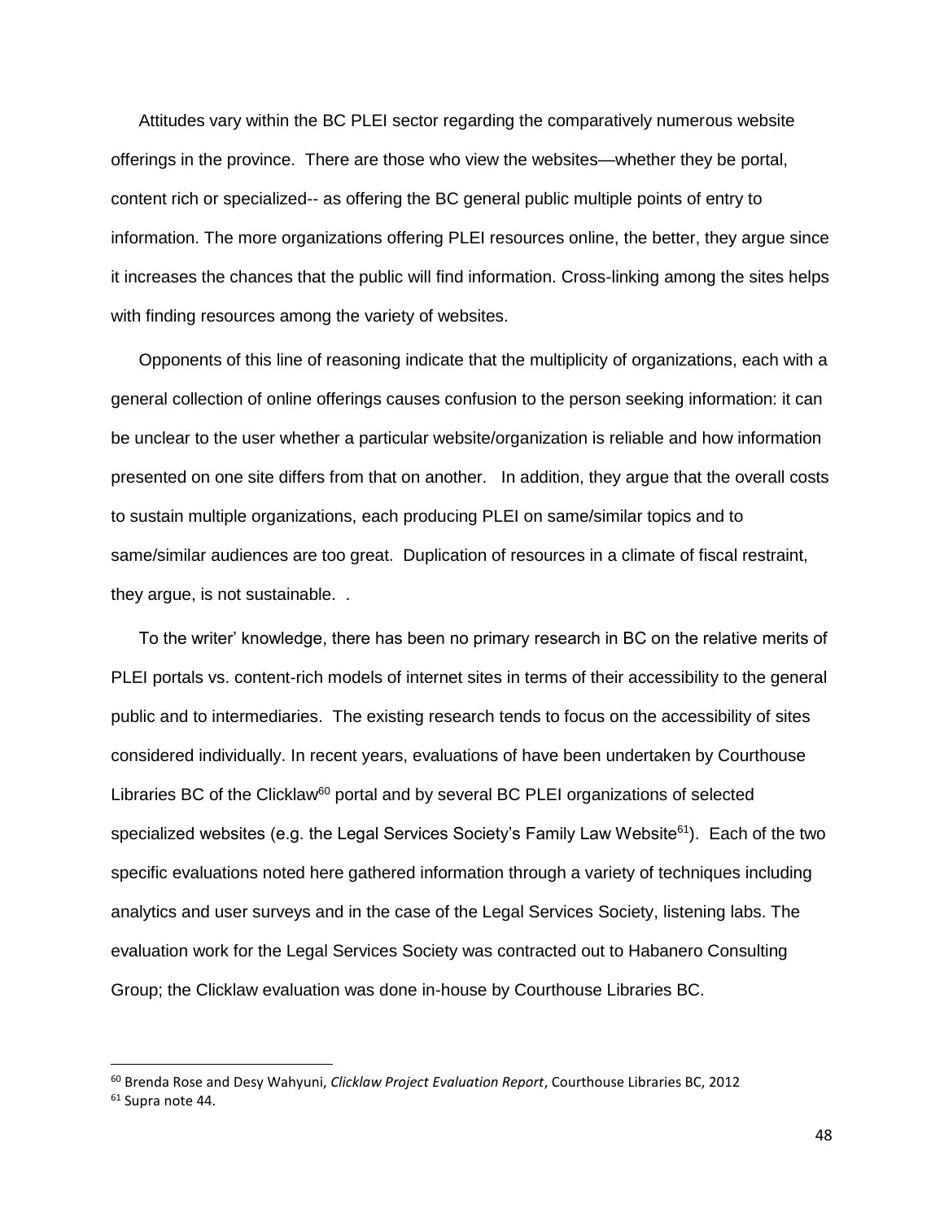Attitudes vary within the BC PLEI sector regarding the comparatively numerous website offerings in the province. There are those who view the websites—whether they be portal, content rich or specialized-- as offering the BC general public multiple points of entry to information. The more organizations offering PLEI resources online, the better, they argue since it increases the chances that the public will find information. Cross-linking among the sites helps with finding resources among the variety of websites.

Opponents of this line of reasoning indicate that the multiplicity of organizations, each with a general collection of online offerings causes confusion to the person seeking information: it can be unclear to the user whether a particular website/organization is reliable and how information presented on one site differs from that on another. In addition, they argue that the overall costs to sustain multiple organizations, each producing PLEI on same/similar topics and to same/similar audiences are too great. Duplication of resources in a climate of fiscal restraint, they argue, is not sustainable. .

To the writer' knowledge, there has been no primary research in BC on the relative merits of PLEI portals vs. content-rich models of internet sites in terms of their accessibility to the general public and to intermediaries. The existing research tends to focus on the accessibility of sites considered individually. In recent years, evaluations of have been undertaken by Courthouse Libraries BC of the Clicklaw[60] portal and by several BC PLEI organizations of selected specialized websites (e.g. the Legal Services Society's Family Law Website[61]). Each of the two specific evaluations noted here gathered information through a variety of techniques including analytics and user surveys and in the case of the Legal Services Society, listening labs. The evaluation work for the Legal Services Society was contracted out to Habanero Consulting Group; the Clicklaw evaluation was done in-house by Courthouse Libraries BC.

---

[60] Brenda Rose and Desy Wahyuni, *Clicklaw Project Evaluation Report*, Courthouse Libraries BC, 2012

[61] Supra note 44.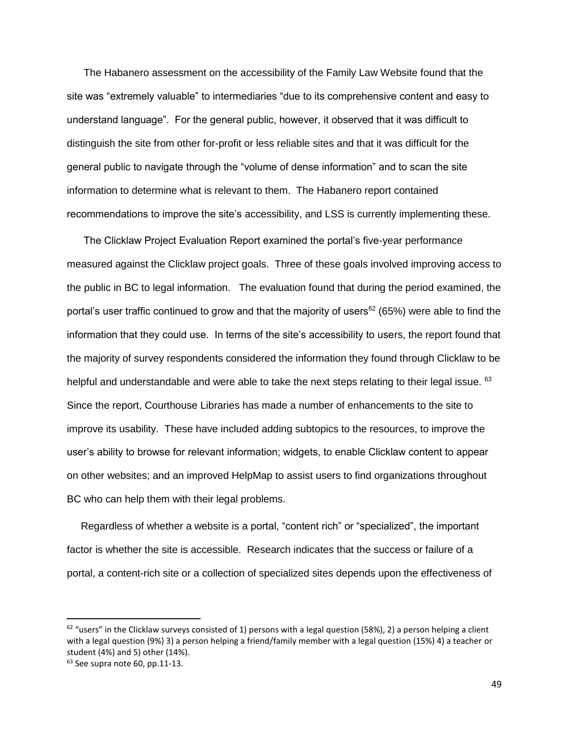The Habanero assessment on the accessibility of the Family Law Website found that the site was "extremely valuable" to intermediaries "due to its comprehensive content and easy to understand language". For the general public, however, it observed that it was difficult to distinguish the site from other for-profit or less reliable sites and that it was difficult for the general public to navigate through the "volume of dense information" and to scan the site information to determine what is relevant to them. The Habanero report contained recommendations to improve the site's accessibility, and LSS is currently implementing these.

The Clicklaw Project Evaluation Report examined the portal's five-year performance measured against the Clicklaw project goals. Three of these goals involved improving access to the public in BC to legal information. The evaluation found that during the period examined, the portal's user traffic continued to grow and that the majority of users[62] (65%) were able to find the information that they could use. In terms of the site's accessibility to users, the report found that the majority of survey respondents considered the information they found through Clicklaw to be helpful and understandable and were able to take the next steps relating to their legal issue. [63] Since the report, Courthouse Libraries has made a number of enhancements to the site to improve its usability. These have included adding subtopics to the resources, to improve the user's ability to browse for relevant information; widgets, to enable Clicklaw content to appear on other websites; and an improved HelpMap to assist users to find organizations throughout BC who can help them with their legal problems.

Regardless of whether a website is a portal, "content rich" or "specialized", the important factor is whether the site is accessible. Research indicates that the success or failure of a portal, a content-rich site or a collection of specialized sites depends upon the effectiveness of

---

[62] "users" in the Clicklaw surveys consisted of 1) persons with a legal question (58%), 2) a person helping a client with a legal question (9%) 3) a person helping a friend/family member with a legal question (15%) 4) a teacher or student (4%) and 5) other (14%).

[63] See supra note 60, pp.11-13.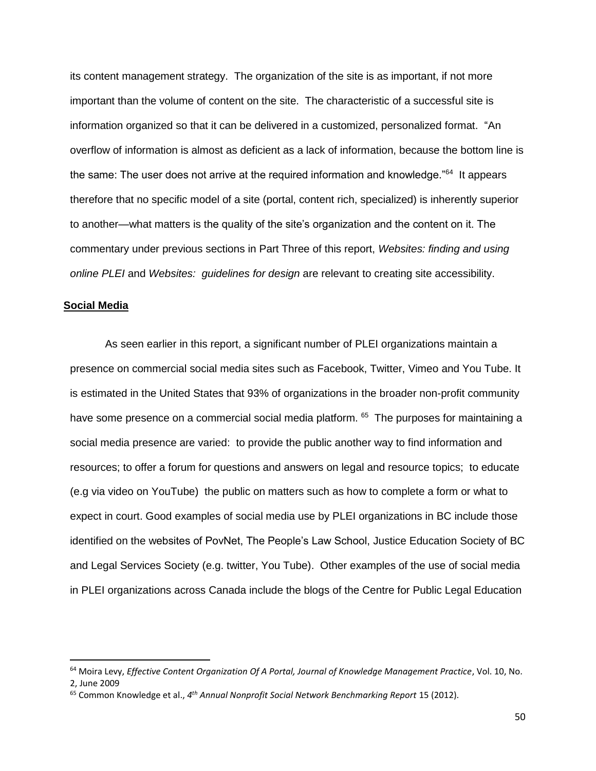its content management strategy. The organization of the site is as important, if not more important than the volume of content on the site. The characteristic of a successful site is information organized so that it can be delivered in a customized, personalized format. "An overflow of information is almost as deficient as a lack of information, because the bottom line is the same: The user does not arrive at the required information and knowledge."[64] It appears therefore that no specific model of a site (portal, content rich, specialized) is inherently superior to another—what matters is the quality of the site's organization and the content on it. The commentary under previous sections in Part Three of this report, *Websites: finding and using online PLEI* and *Websites: guidelines for design* are relevant to creating site accessibility.

## Social Media

As seen earlier in this report, a significant number of PLEI organizations maintain a presence on commercial social media sites such as Facebook, Twitter, Vimeo and You Tube. It is estimated in the United States that 93% of organizations in the broader non-profit community have some presence on a commercial social media platform. [65] The purposes for maintaining a social media presence are varied: to provide the public another way to find information and resources; to offer a forum for questions and answers on legal and resource topics; to educate (e.g via video on YouTube) the public on matters such as how to complete a form or what to expect in court. Good examples of social media use by PLEI organizations in BC include those identified on the websites of PovNet, The People's Law School, Justice Education Society of BC and Legal Services Society (e.g. twitter, You Tube). Other examples of the use of social media in PLEI organizations across Canada include the blogs of the Centre for Public Legal Education

---

[64] Moira Levy, *Effective Content Organization Of A Portal, Journal of Knowledge Management Practice*, Vol. 10, No. 2, June 2009

[65] Common Knowledge et al., *4th Annual Nonprofit Social Network Benchmarking Report* 15 (2012).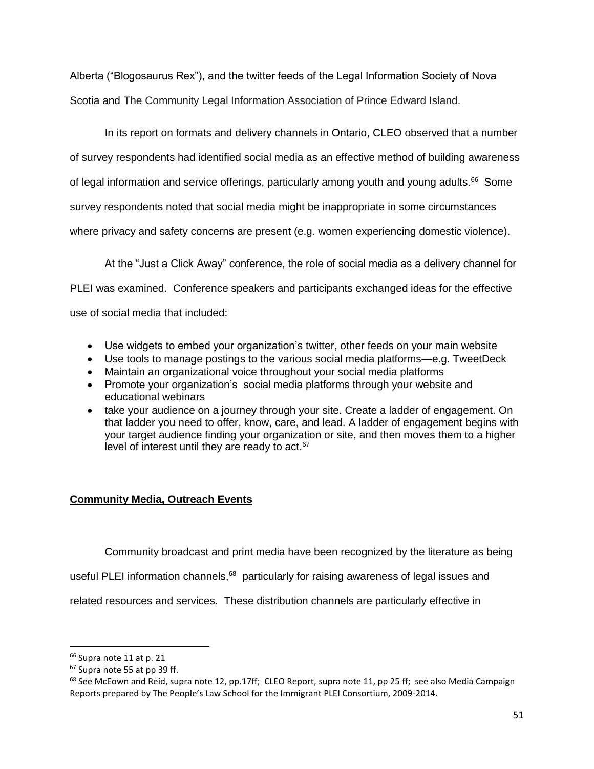Alberta ("Blogosaurus Rex"), and the twitter feeds of the Legal Information Society of Nova Scotia and The Community Legal Information Association of Prince Edward Island.

In its report on formats and delivery channels in Ontario, CLEO observed that a number of survey respondents had identified social media as an effective method of building awareness of legal information and service offerings, particularly among youth and young adults.[66] Some survey respondents noted that social media might be inappropriate in some circumstances where privacy and safety concerns are present (e.g. women experiencing domestic violence).

At the "Just a Click Away" conference, the role of social media as a delivery channel for PLEI was examined. Conference speakers and participants exchanged ideas for the effective use of social media that included:

- Use widgets to embed your organization's twitter, other feeds on your main website
- Use tools to manage postings to the various social media platforms—e.g. TweetDeck
- Maintain an organizational voice throughout your social media platforms
- Promote your organization's social media platforms through your website and educational webinars
- take your audience on a journey through your site. Create a ladder of engagement. On that ladder you need to offer, know, care, and lead. A ladder of engagement begins with your target audience finding your organization or site, and then moves them to a higher level of interest until they are ready to act.[67]

**Community Media, Outreach Events**

Community broadcast and print media have been recognized by the literature as being useful PLEI information channels,[68] particularly for raising awareness of legal issues and related resources and services. These distribution channels are particularly effective in

---

[66] Supra note 11 at p. 21

[67] Supra note 55 at pp 39 ff.

[68] See McEown and Reid, supra note 12, pp.17ff; CLEO Report, supra note 11, pp 25 ff; see also Media Campaign Reports prepared by The People's Law School for the Immigrant PLEI Consortium, 2009-2014.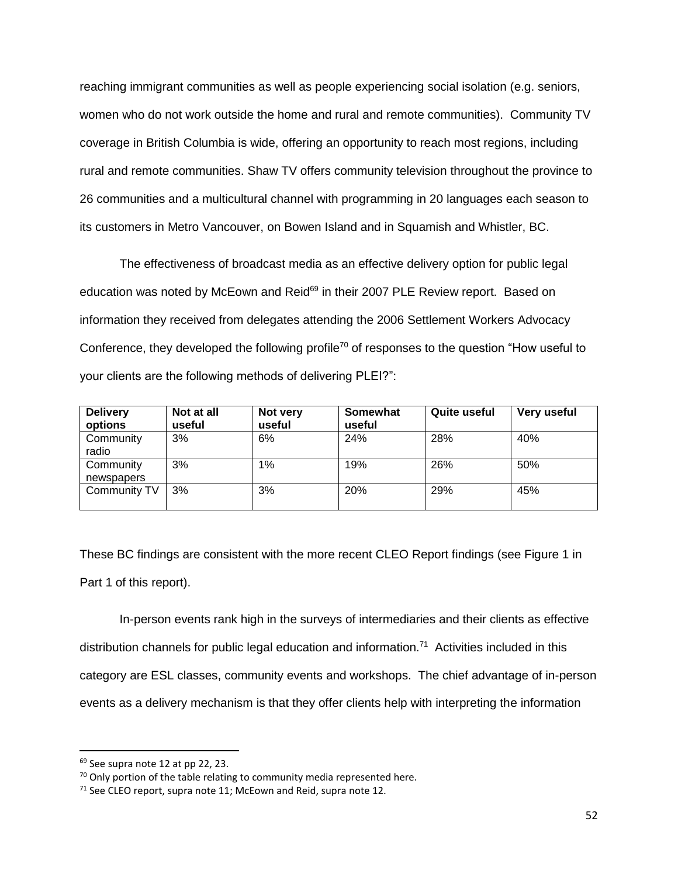reaching immigrant communities as well as people experiencing social isolation (e.g. seniors, women who do not work outside the home and rural and remote communities). Community TV coverage in British Columbia is wide, offering an opportunity to reach most regions, including rural and remote communities. Shaw TV offers community television throughout the province to 26 communities and a multicultural channel with programming in 20 languages each season to its customers in Metro Vancouver, on Bowen Island and in Squamish and Whistler, BC.

The effectiveness of broadcast media as an effective delivery option for public legal education was noted by McEown and Reid[69] in their 2007 PLE Review report. Based on information they received from delegates attending the 2006 Settlement Workers Advocacy Conference, they developed the following profile[70] of responses to the question "How useful to your clients are the following methods of delivering PLEI?":

| Delivery options | Not at all useful | Not very useful | Somewhat useful | Quite useful | Very useful |
|---|---|---|---|---|---|
| Community radio | 3% | 6% | 24% | 28% | 40% |
| Community newspapers | 3% | 1% | 19% | 26% | 50% |
| Community TV | 3% | 3% | 20% | 29% | 45% |

These BC findings are consistent with the more recent CLEO Report findings (see Figure 1 in Part 1 of this report).

In-person events rank high in the surveys of intermediaries and their clients as effective distribution channels for public legal education and information.[71] Activities included in this category are ESL classes, community events and workshops. The chief advantage of in-person events as a delivery mechanism is that they offer clients help with interpreting the information

---

[69] See supra note 12 at pp 22, 23.

[70] Only portion of the table relating to community media represented here.

[71] See CLEO report, supra note 11; McEown and Reid, supra note 12.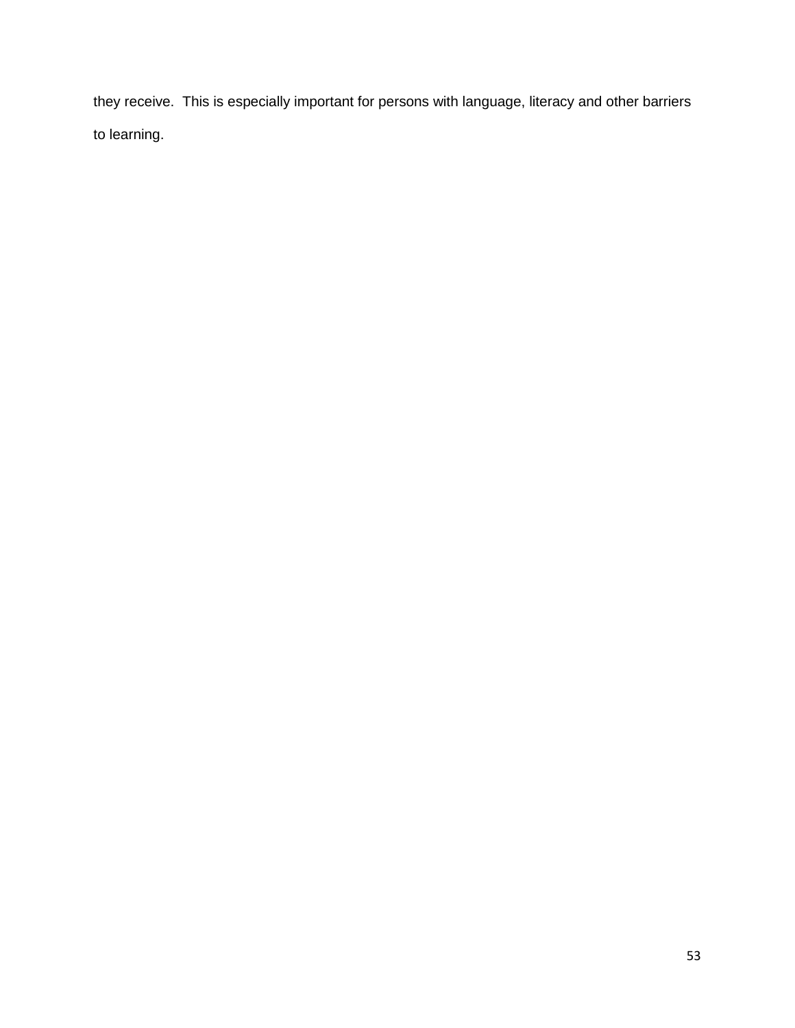they receive.  This is especially important for persons with language, literacy and other barriers to learning.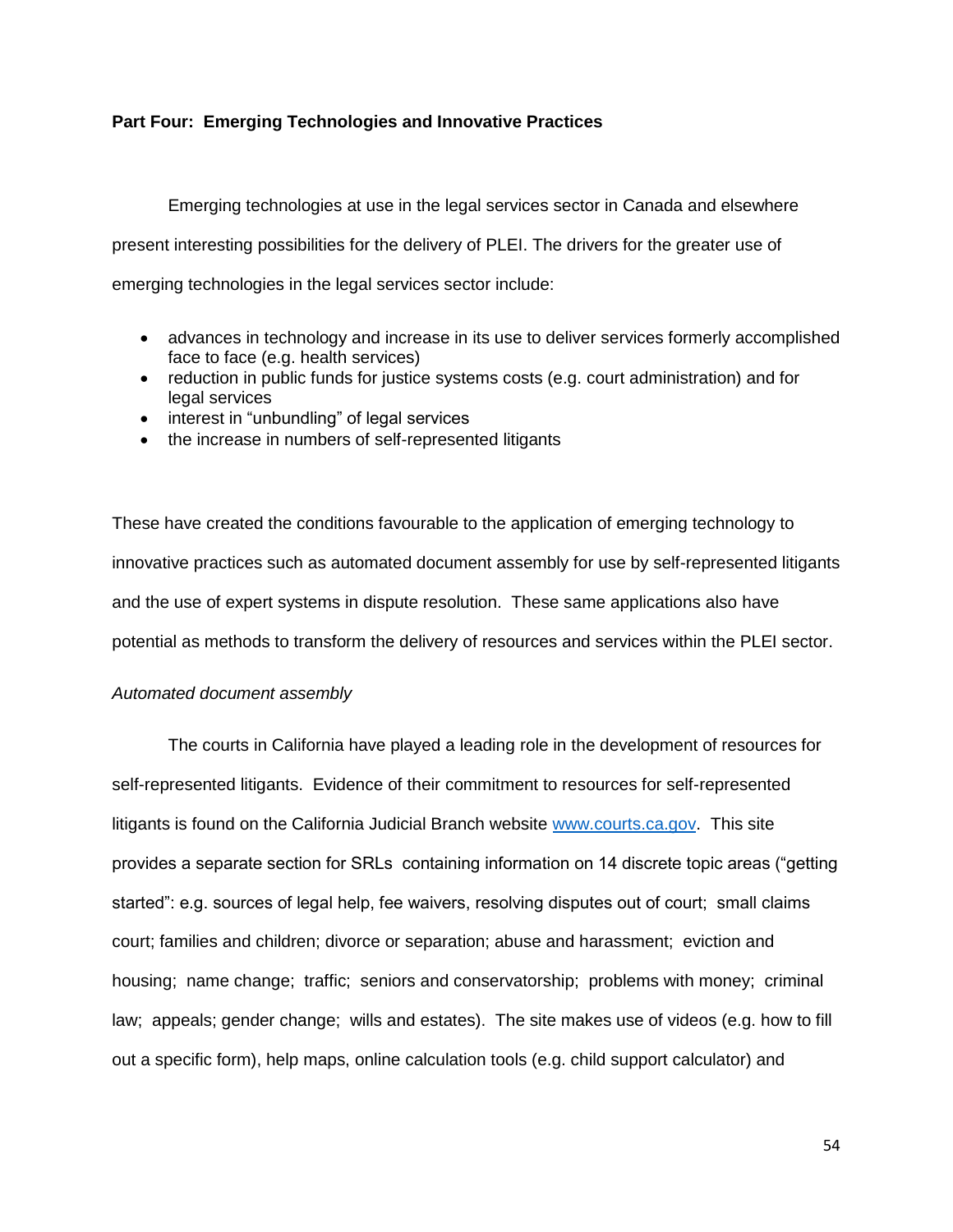**Part Four: Emerging Technologies and Innovative Practices**

Emerging technologies at use in the legal services sector in Canada and elsewhere present interesting possibilities for the delivery of PLEI. The drivers for the greater use of emerging technologies in the legal services sector include:

- advances in technology and increase in its use to deliver services formerly accomplished face to face (e.g. health services)
- reduction in public funds for justice systems costs (e.g. court administration) and for legal services
- interest in "unbundling" of legal services
- the increase in numbers of self-represented litigants

These have created the conditions favourable to the application of emerging technology to innovative practices such as automated document assembly for use by self-represented litigants and the use of expert systems in dispute resolution. These same applications also have potential as methods to transform the delivery of resources and services within the PLEI sector.

*Automated document assembly*

The courts in California have played a leading role in the development of resources for self-represented litigants. Evidence of their commitment to resources for self-represented litigants is found on the California Judicial Branch website [www.courts.ca.gov](http://www.courts.ca.gov). This site provides a separate section for SRLs containing information on 14 discrete topic areas ("getting started": e.g. sources of legal help, fee waivers, resolving disputes out of court; small claims court; families and children; divorce or separation; abuse and harassment; eviction and housing; name change; traffic; seniors and conservatorship; problems with money; criminal law; appeals; gender change; wills and estates). The site makes use of videos (e.g. how to fill out a specific form), help maps, online calculation tools (e.g. child support calculator) and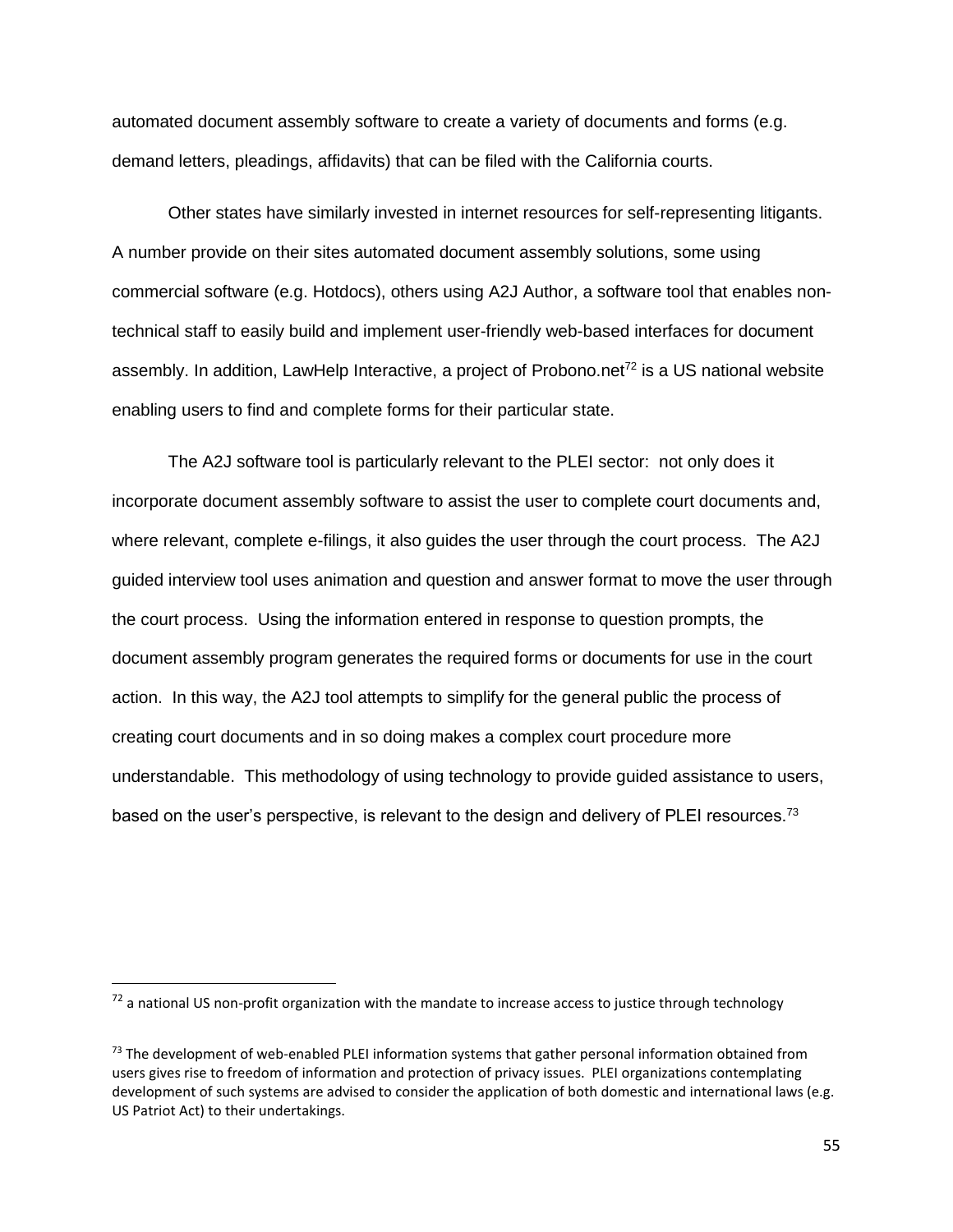automated document assembly software to create a variety of documents and forms (e.g. demand letters, pleadings, affidavits) that can be filed with the California courts.

Other states have similarly invested in internet resources for self-representing litigants. A number provide on their sites automated document assembly solutions, some using commercial software (e.g. Hotdocs), others using A2J Author, a software tool that enables non-technical staff to easily build and implement user-friendly web-based interfaces for document assembly. In addition, LawHelp Interactive, a project of Probono.net[72] is a US national website enabling users to find and complete forms for their particular state.

The A2J software tool is particularly relevant to the PLEI sector: not only does it incorporate document assembly software to assist the user to complete court documents and, where relevant, complete e-filings, it also guides the user through the court process. The A2J guided interview tool uses animation and question and answer format to move the user through the court process. Using the information entered in response to question prompts, the document assembly program generates the required forms or documents for use in the court action. In this way, the A2J tool attempts to simplify for the general public the process of creating court documents and in so doing makes a complex court procedure more understandable. This methodology of using technology to provide guided assistance to users, based on the user's perspective, is relevant to the design and delivery of PLEI resources.[73]

---

[72] a national US non-profit organization with the mandate to increase access to justice through technology

[73] The development of web-enabled PLEI information systems that gather personal information obtained from users gives rise to freedom of information and protection of privacy issues. PLEI organizations contemplating development of such systems are advised to consider the application of both domestic and international laws (e.g. US Patriot Act) to their undertakings.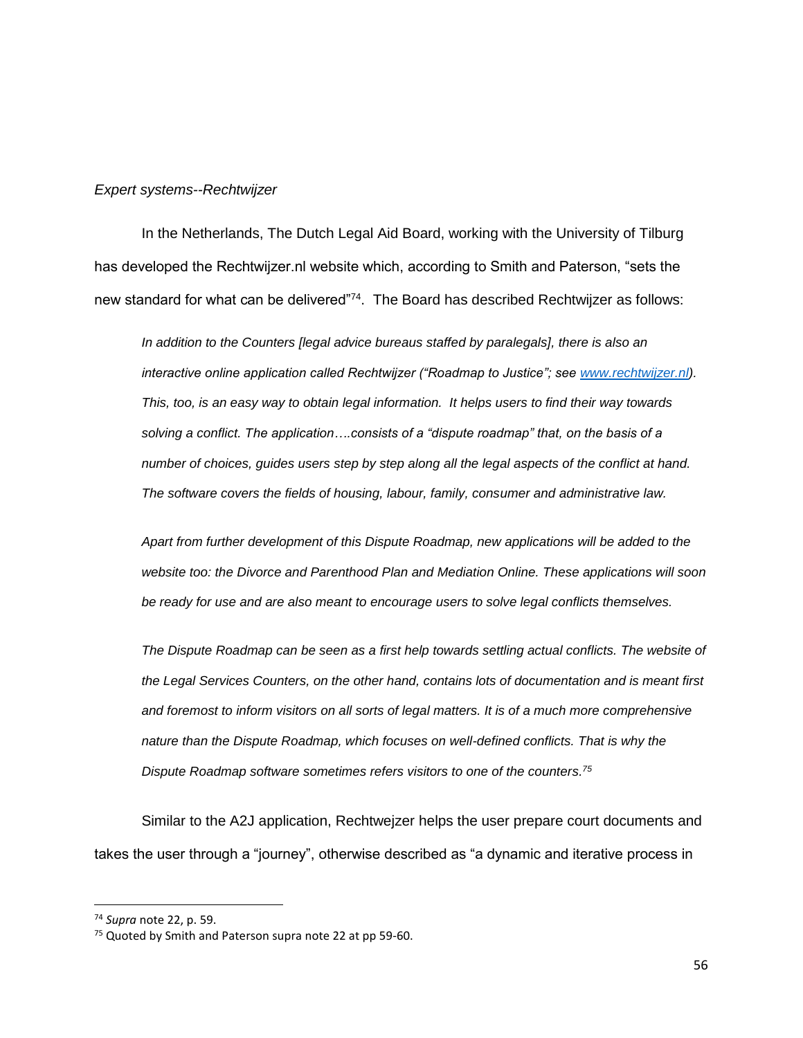*Expert systems--Rechtwijzer*

In the Netherlands, The Dutch Legal Aid Board, working with the University of Tilburg has developed the Rechtwijzer.nl website which, according to Smith and Paterson, "sets the new standard for what can be delivered"[74]. The Board has described Rechtwijzer as follows:

> *In addition to the Counters [legal advice bureaus staffed by paralegals], there is also an interactive online application called Rechtwijzer ("Roadmap to Justice"; see [www.rechtwijzer.nl](www.rechtwijzer.nl)). This, too, is an easy way to obtain legal information. It helps users to find their way towards solving a conflict. The application….consists of a "dispute roadmap" that, on the basis of a number of choices, guides users step by step along all the legal aspects of the conflict at hand. The software covers the fields of housing, labour, family, consumer and administrative law.*
>
> *Apart from further development of this Dispute Roadmap, new applications will be added to the website too: the Divorce and Parenthood Plan and Mediation Online. These applications will soon be ready for use and are also meant to encourage users to solve legal conflicts themselves.*
>
> *The Dispute Roadmap can be seen as a first help towards settling actual conflicts. The website of the Legal Services Counters, on the other hand, contains lots of documentation and is meant first and foremost to inform visitors on all sorts of legal matters. It is of a much more comprehensive nature than the Dispute Roadmap, which focuses on well-defined conflicts. That is why the Dispute Roadmap software sometimes refers visitors to one of the counters.*[75]

Similar to the A2J application, Rechtwejzer helps the user prepare court documents and takes the user through a "journey", otherwise described as "a dynamic and iterative process in

---

[74] *Supra* note 22, p. 59.

[75] Quoted by Smith and Paterson supra note 22 at pp 59-60.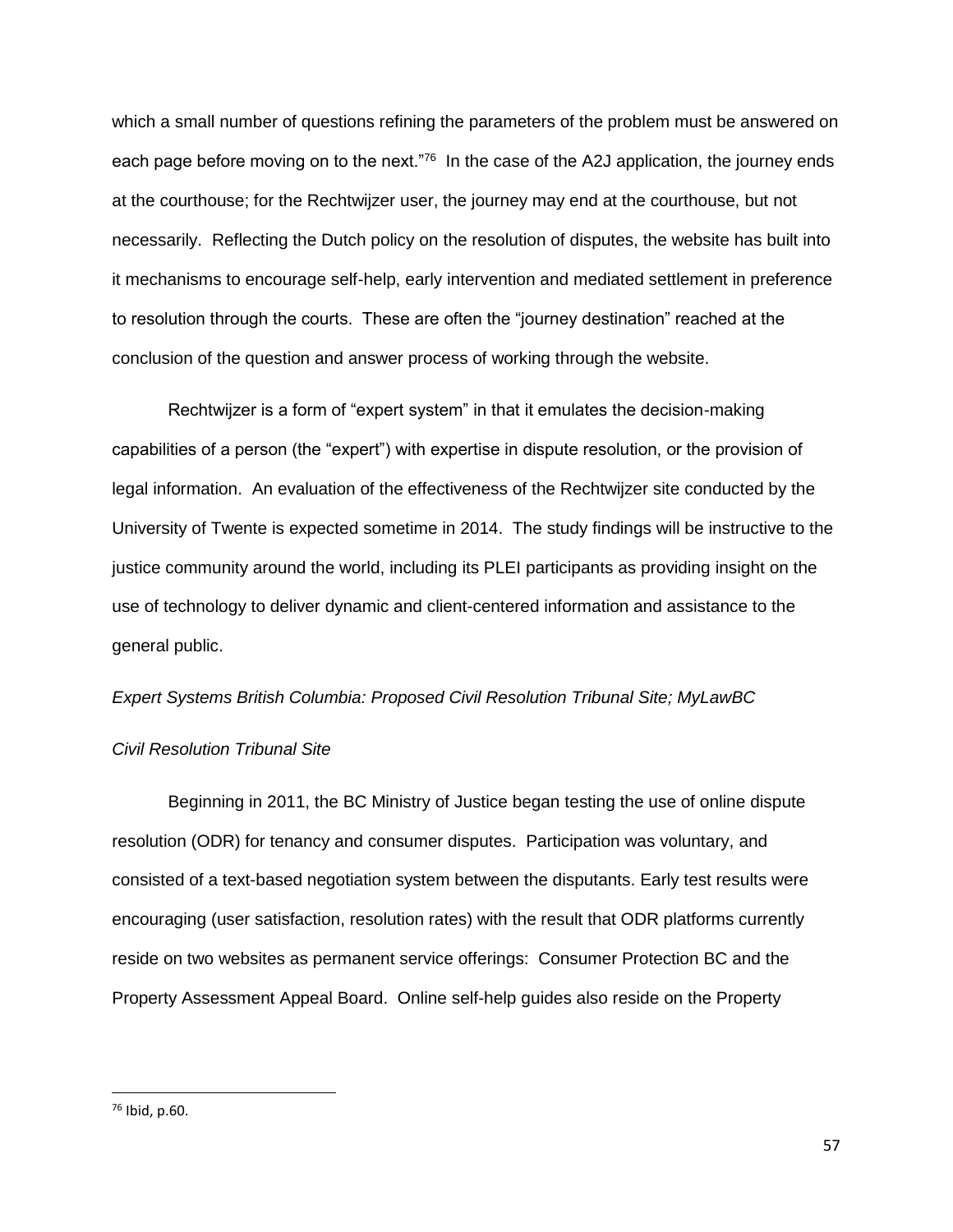which a small number of questions refining the parameters of the problem must be answered on each page before moving on to the next."[76] In the case of the A2J application, the journey ends at the courthouse; for the Rechtwijzer user, the journey may end at the courthouse, but not necessarily. Reflecting the Dutch policy on the resolution of disputes, the website has built into it mechanisms to encourage self-help, early intervention and mediated settlement in preference to resolution through the courts. These are often the "journey destination" reached at the conclusion of the question and answer process of working through the website.

Rechtwijzer is a form of "expert system" in that it emulates the decision-making capabilities of a person (the "expert") with expertise in dispute resolution, or the provision of legal information. An evaluation of the effectiveness of the Rechtwijzer site conducted by the University of Twente is expected sometime in 2014. The study findings will be instructive to the justice community around the world, including its PLEI participants as providing insight on the use of technology to deliver dynamic and client-centered information and assistance to the general public.

*Expert Systems British Columbia: Proposed Civil Resolution Tribunal Site; MyLawBC*

*Civil Resolution Tribunal Site*

Beginning in 2011, the BC Ministry of Justice began testing the use of online dispute resolution (ODR) for tenancy and consumer disputes. Participation was voluntary, and consisted of a text-based negotiation system between the disputants. Early test results were encouraging (user satisfaction, resolution rates) with the result that ODR platforms currently reside on two websites as permanent service offerings: Consumer Protection BC and the Property Assessment Appeal Board. Online self-help guides also reside on the Property

---

[76] Ibid, p.60.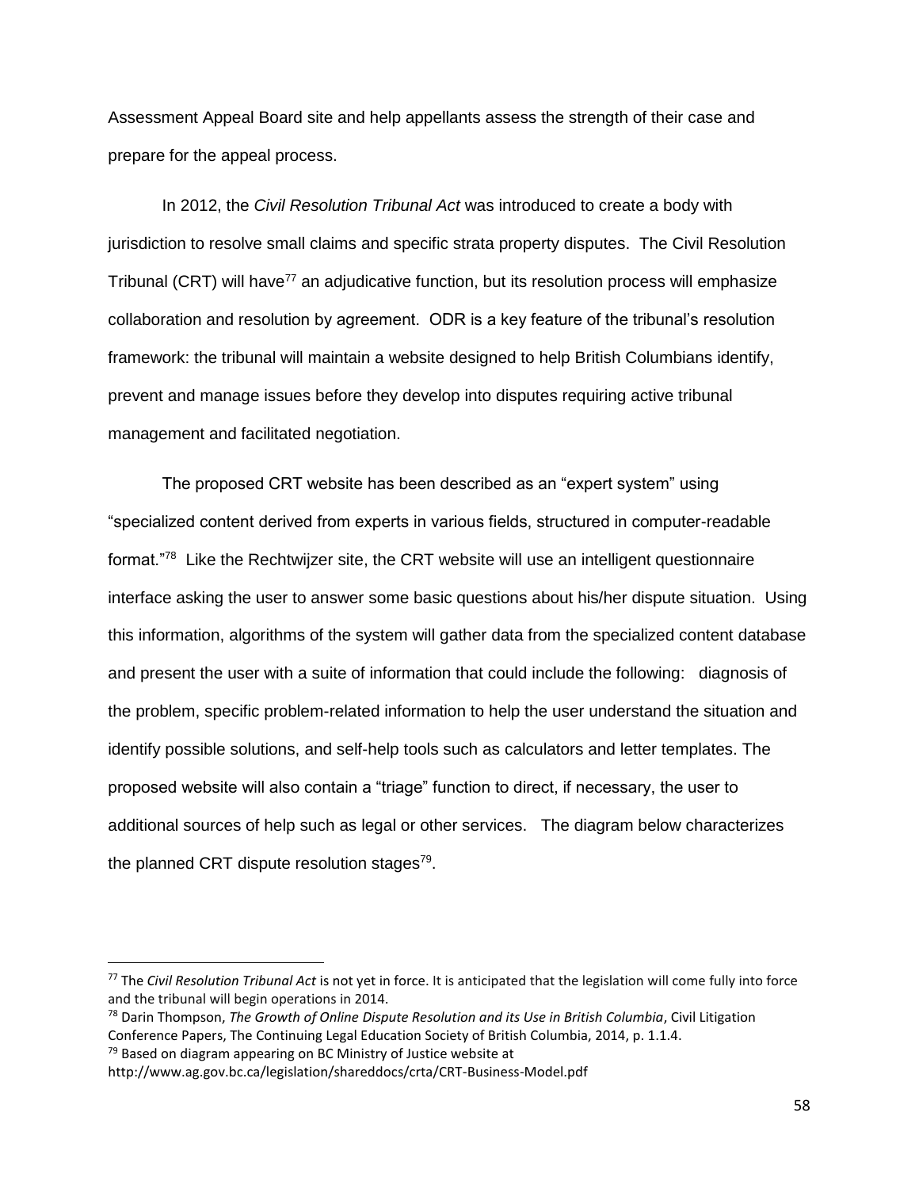Assessment Appeal Board site and help appellants assess the strength of their case and prepare for the appeal process.

In 2012, the *Civil Resolution Tribunal Act* was introduced to create a body with jurisdiction to resolve small claims and specific strata property disputes. The Civil Resolution Tribunal (CRT) will have[77] an adjudicative function, but its resolution process will emphasize collaboration and resolution by agreement. ODR is a key feature of the tribunal's resolution framework: the tribunal will maintain a website designed to help British Columbians identify, prevent and manage issues before they develop into disputes requiring active tribunal management and facilitated negotiation.

The proposed CRT website has been described as an "expert system" using "specialized content derived from experts in various fields, structured in computer-readable format."[78] Like the Rechtwijzer site, the CRT website will use an intelligent questionnaire interface asking the user to answer some basic questions about his/her dispute situation. Using this information, algorithms of the system will gather data from the specialized content database and present the user with a suite of information that could include the following: diagnosis of the problem, specific problem-related information to help the user understand the situation and identify possible solutions, and self-help tools such as calculators and letter templates. The proposed website will also contain a "triage" function to direct, if necessary, the user to additional sources of help such as legal or other services. The diagram below characterizes the planned CRT dispute resolution stages[79].

---

[77] The *Civil Resolution Tribunal Act* is not yet in force. It is anticipated that the legislation will come fully into force and the tribunal will begin operations in 2014.

[78] Darin Thompson, *The Growth of Online Dispute Resolution and its Use in British Columbia*, Civil Litigation Conference Papers, The Continuing Legal Education Society of British Columbia, 2014, p. 1.1.4.

[79] Based on diagram appearing on BC Ministry of Justice website at http://www.ag.gov.bc.ca/legislation/shareddocs/crta/CRT-Business-Model.pdf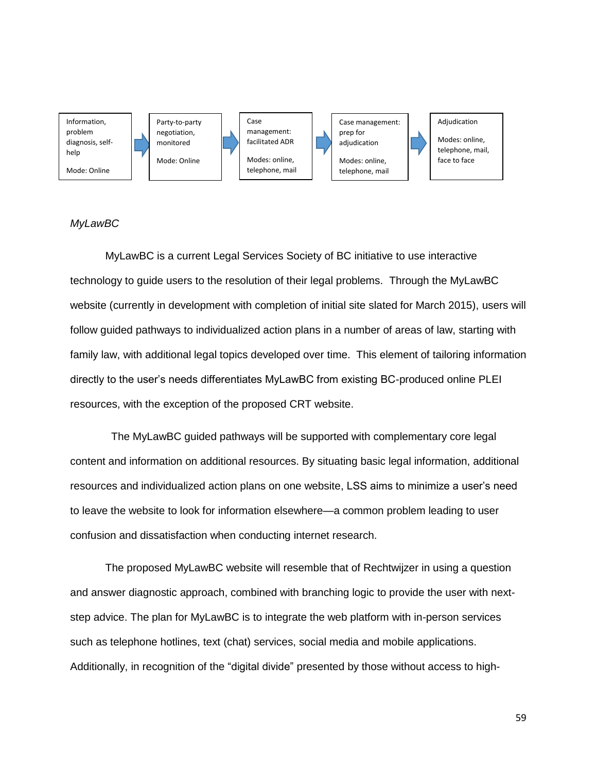| Information, problem diagnosis, self-help<br><br>Mode: Online | → | Party-to-party negotiation, monitored<br><br>Mode: Online | → | Case management: facilitated ADR<br><br>Modes: online, telephone, mail | → | Case management: prep for adjudication<br><br>Modes: online, telephone, mail | → | Adjudication<br><br>Modes: online, telephone, mail, face to face |
|---|---|---|---|---|---|---|---|---|

*MyLawBC*

MyLawBC is a current Legal Services Society of BC initiative to use interactive technology to guide users to the resolution of their legal problems. Through the MyLawBC website (currently in development with completion of initial site slated for March 2015), users will follow guided pathways to individualized action plans in a number of areas of law, starting with family law, with additional legal topics developed over time. This element of tailoring information directly to the user's needs differentiates MyLawBC from existing BC-produced online PLEI resources, with the exception of the proposed CRT website.

The MyLawBC guided pathways will be supported with complementary core legal content and information on additional resources. By situating basic legal information, additional resources and individualized action plans on one website, LSS aims to minimize a user's need to leave the website to look for information elsewhere—a common problem leading to user confusion and dissatisfaction when conducting internet research.

The proposed MyLawBC website will resemble that of Rechtwijzer in using a question and answer diagnostic approach, combined with branching logic to provide the user with next-step advice. The plan for MyLawBC is to integrate the web platform with in-person services such as telephone hotlines, text (chat) services, social media and mobile applications. Additionally, in recognition of the "digital divide" presented by those without access to high-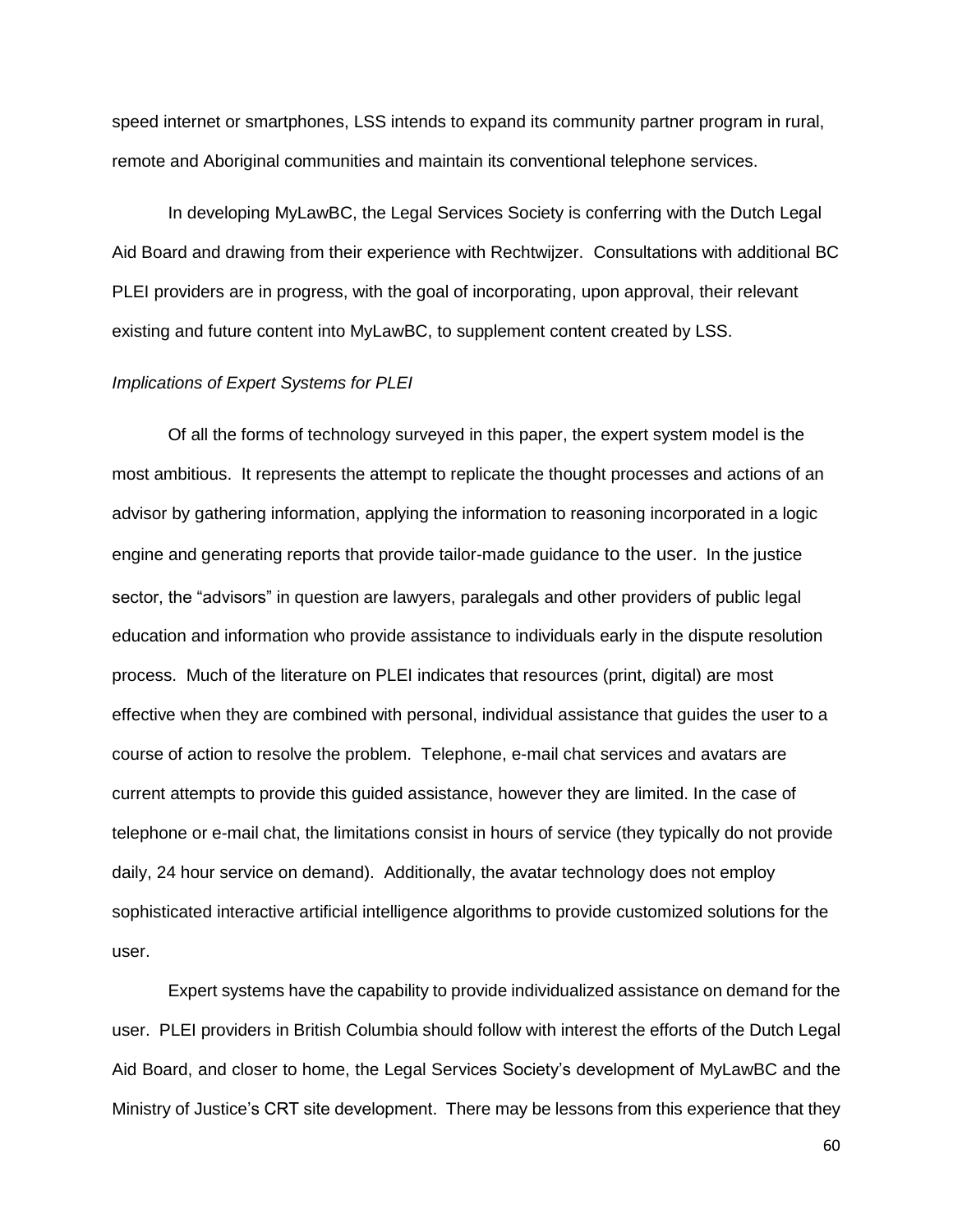speed internet or smartphones, LSS intends to expand its community partner program in rural, remote and Aboriginal communities and maintain its conventional telephone services.

In developing MyLawBC, the Legal Services Society is conferring with the Dutch Legal Aid Board and drawing from their experience with Rechtwijzer. Consultations with additional BC PLEI providers are in progress, with the goal of incorporating, upon approval, their relevant existing and future content into MyLawBC, to supplement content created by LSS.

*Implications of Expert Systems for PLEI*

Of all the forms of technology surveyed in this paper, the expert system model is the most ambitious. It represents the attempt to replicate the thought processes and actions of an advisor by gathering information, applying the information to reasoning incorporated in a logic engine and generating reports that provide tailor-made guidance to the user. In the justice sector, the "advisors" in question are lawyers, paralegals and other providers of public legal education and information who provide assistance to individuals early in the dispute resolution process. Much of the literature on PLEI indicates that resources (print, digital) are most effective when they are combined with personal, individual assistance that guides the user to a course of action to resolve the problem. Telephone, e-mail chat services and avatars are current attempts to provide this guided assistance, however they are limited. In the case of telephone or e-mail chat, the limitations consist in hours of service (they typically do not provide daily, 24 hour service on demand). Additionally, the avatar technology does not employ sophisticated interactive artificial intelligence algorithms to provide customized solutions for the user.

Expert systems have the capability to provide individualized assistance on demand for the user. PLEI providers in British Columbia should follow with interest the efforts of the Dutch Legal Aid Board, and closer to home, the Legal Services Society's development of MyLawBC and the Ministry of Justice's CRT site development. There may be lessons from this experience that they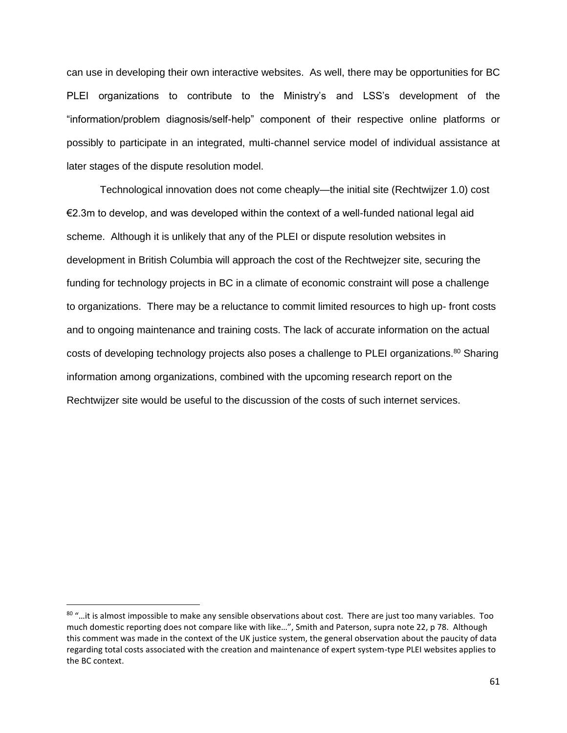can use in developing their own interactive websites. As well, there may be opportunities for BC PLEI organizations to contribute to the Ministry's and LSS's development of the "information/problem diagnosis/self-help" component of their respective online platforms or possibly to participate in an integrated, multi-channel service model of individual assistance at later stages of the dispute resolution model.

Technological innovation does not come cheaply—the initial site (Rechtwijzer 1.0) cost €2.3m to develop, and was developed within the context of a well-funded national legal aid scheme. Although it is unlikely that any of the PLEI or dispute resolution websites in development in British Columbia will approach the cost of the Rechtwejzer site, securing the funding for technology projects in BC in a climate of economic constraint will pose a challenge to organizations. There may be a reluctance to commit limited resources to high up- front costs and to ongoing maintenance and training costs. The lack of accurate information on the actual costs of developing technology projects also poses a challenge to PLEI organizations.[80] Sharing information among organizations, combined with the upcoming research report on the Rechtwijzer site would be useful to the discussion of the costs of such internet services.

---

[80] "…it is almost impossible to make any sensible observations about cost. There are just too many variables. Too much domestic reporting does not compare like with like…", Smith and Paterson, supra note 22, p 78. Although this comment was made in the context of the UK justice system, the general observation about the paucity of data regarding total costs associated with the creation and maintenance of expert system-type PLEI websites applies to the BC context.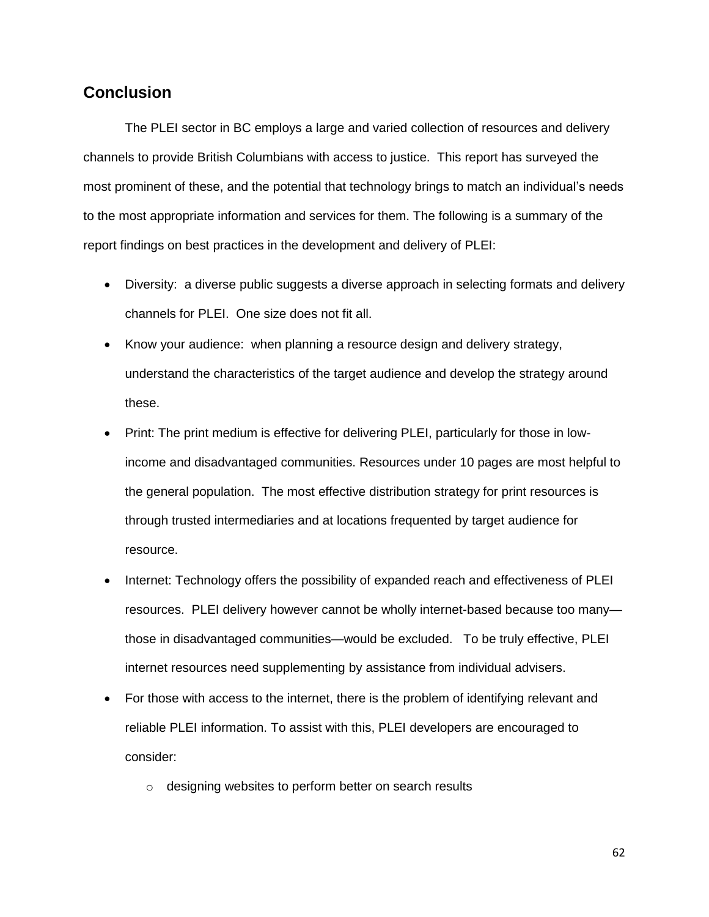## Conclusion

The PLEI sector in BC employs a large and varied collection of resources and delivery channels to provide British Columbians with access to justice. This report has surveyed the most prominent of these, and the potential that technology brings to match an individual's needs to the most appropriate information and services for them. The following is a summary of the report findings on best practices in the development and delivery of PLEI:

- Diversity: a diverse public suggests a diverse approach in selecting formats and delivery channels for PLEI. One size does not fit all.
- Know your audience: when planning a resource design and delivery strategy, understand the characteristics of the target audience and develop the strategy around these.
- Print: The print medium is effective for delivering PLEI, particularly for those in low-income and disadvantaged communities. Resources under 10 pages are most helpful to the general population. The most effective distribution strategy for print resources is through trusted intermediaries and at locations frequented by target audience for resource.
- Internet: Technology offers the possibility of expanded reach and effectiveness of PLEI resources. PLEI delivery however cannot be wholly internet-based because too many—those in disadvantaged communities—would be excluded. To be truly effective, PLEI internet resources need supplementing by assistance from individual advisers.
- For those with access to the internet, there is the problem of identifying relevant and reliable PLEI information. To assist with this, PLEI developers are encouraged to consider:
    - designing websites to perform better on search results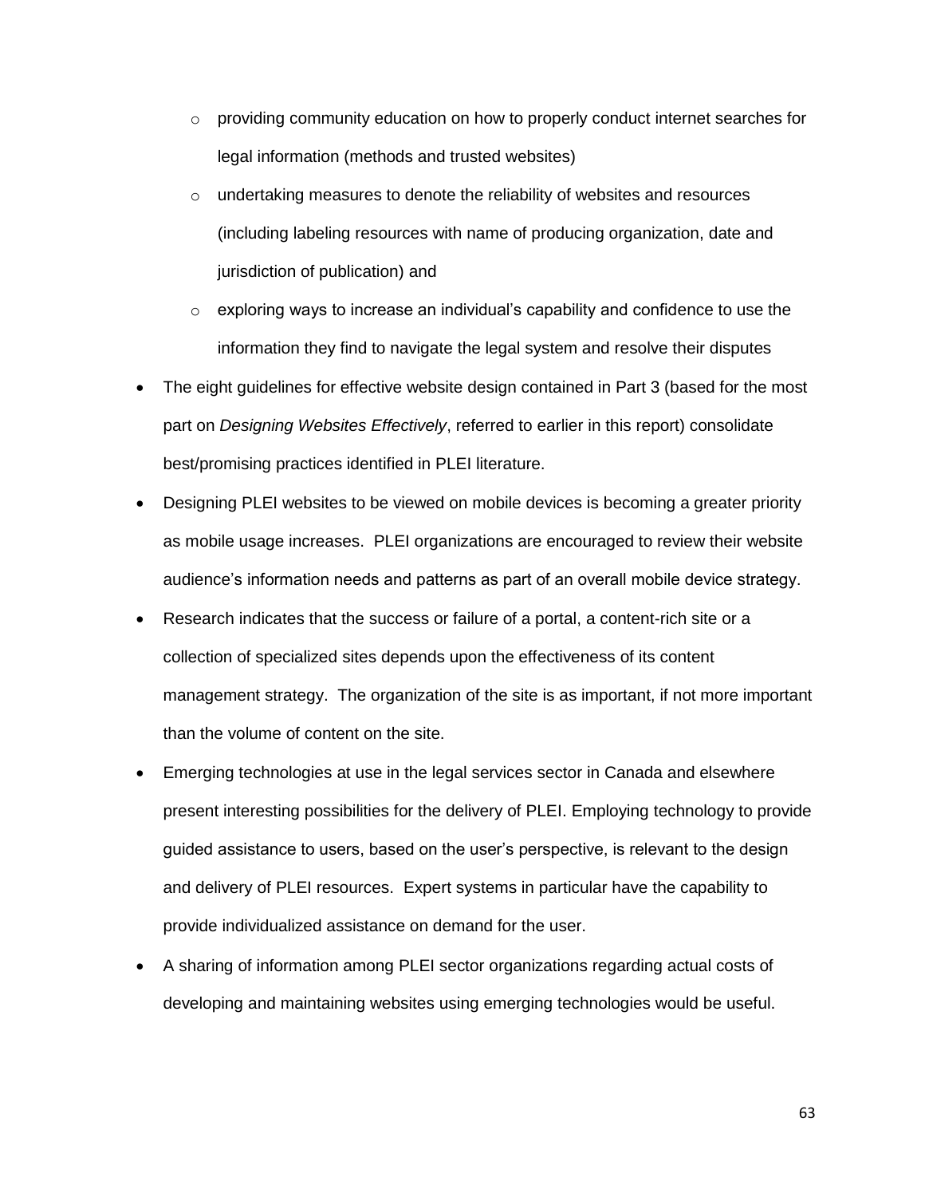- providing community education on how to properly conduct internet searches for legal information (methods and trusted websites)
  - undertaking measures to denote the reliability of websites and resources (including labeling resources with name of producing organization, date and jurisdiction of publication) and
  - exploring ways to increase an individual's capability and confidence to use the information they find to navigate the legal system and resolve their disputes
- The eight guidelines for effective website design contained in Part 3 (based for the most part on *Designing Websites Effectively*, referred to earlier in this report) consolidate best/promising practices identified in PLEI literature.
- Designing PLEI websites to be viewed on mobile devices is becoming a greater priority as mobile usage increases. PLEI organizations are encouraged to review their website audience's information needs and patterns as part of an overall mobile device strategy.
- Research indicates that the success or failure of a portal, a content-rich site or a collection of specialized sites depends upon the effectiveness of its content management strategy. The organization of the site is as important, if not more important than the volume of content on the site.
- Emerging technologies at use in the legal services sector in Canada and elsewhere present interesting possibilities for the delivery of PLEI. Employing technology to provide guided assistance to users, based on the user's perspective, is relevant to the design and delivery of PLEI resources. Expert systems in particular have the capability to provide individualized assistance on demand for the user.
- A sharing of information among PLEI sector organizations regarding actual costs of developing and maintaining websites using emerging technologies would be useful.